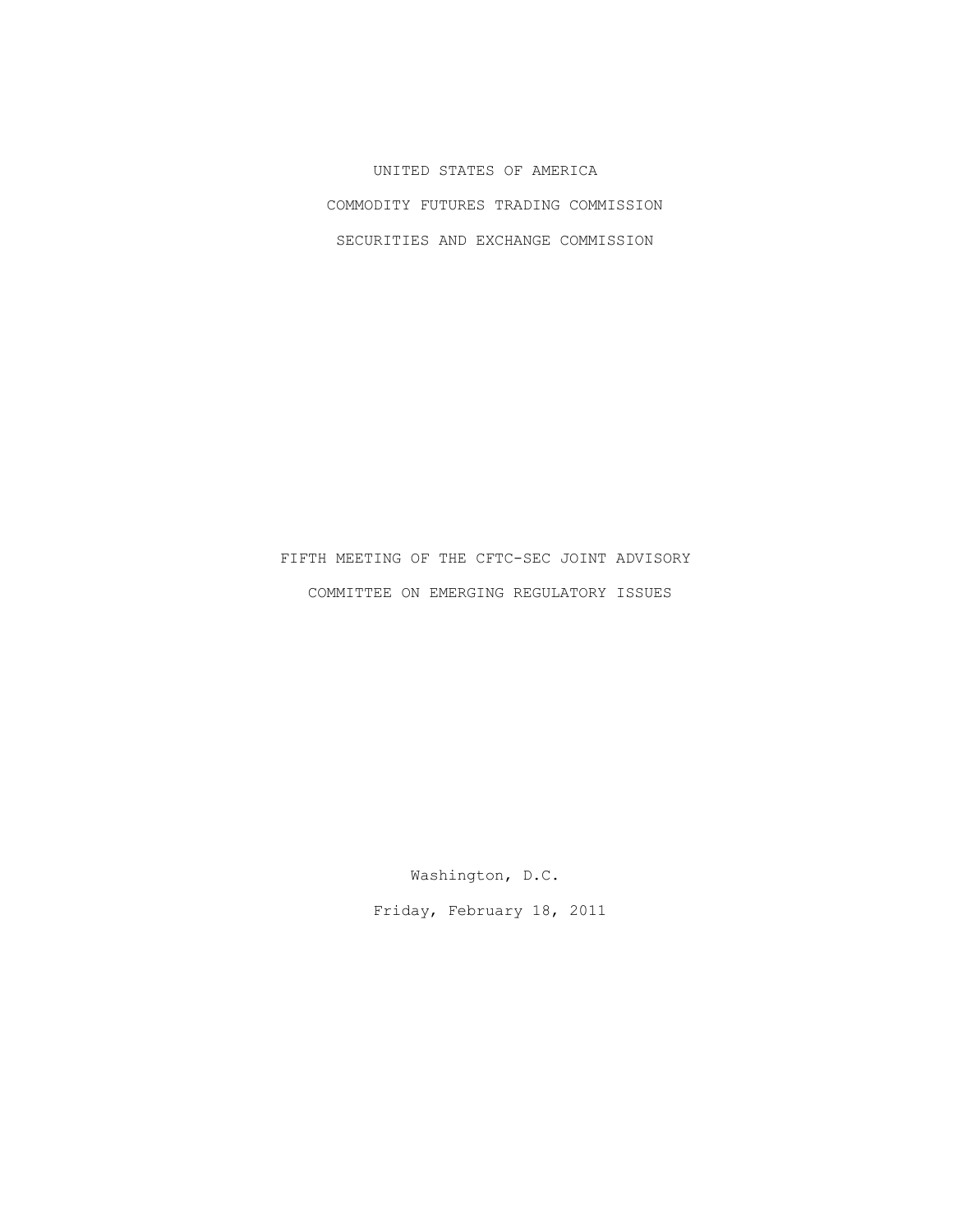UNITED STATES OF AMERICA

COMMODITY FUTURES TRADING COMMISSION

SECURITIES AND EXCHANGE COMMISSION

FIFTH MEETING OF THE CFTC-SEC JOINT ADVISORY COMMITTEE ON EMERGING REGULATORY ISSUES

Washington, D.C.

Friday, February 18, 2011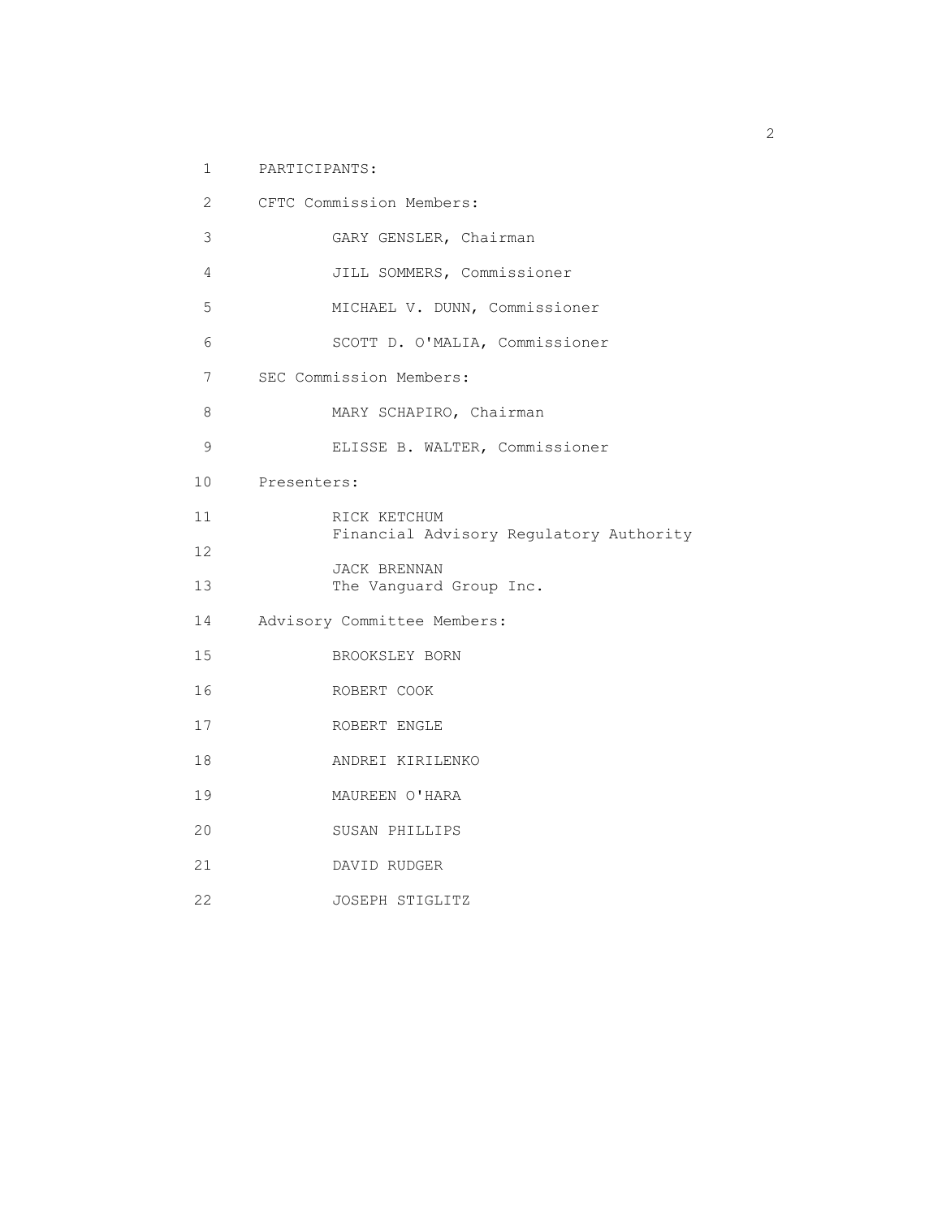PARTICIPANTS:

CFTC Commission Members:

GARY GENSLER, Chairman

JILL SOMMERS, Commissioner

MICHAEL V. DUNN, Commissioner

SCOTT D. O'MALIA, Commissioner

SEC Commission Members:

MARY SCHAPIRO, Chairman

ELISSE B. WALTER, Commissioner

Presenters:

RICK KETCHUM
Financial Advisory Regulatory Authority

JACK BRENNAN
The Vanguard Group Inc.

Advisory Committee Members:

BROOKSLEY BORN

ROBERT COOK

ROBERT ENGLE

ANDREI KIRILENKO

MAUREEN O'HARA

SUSAN PHILLIPS

DAVID RUDGER

JOSEPH STIGLITZ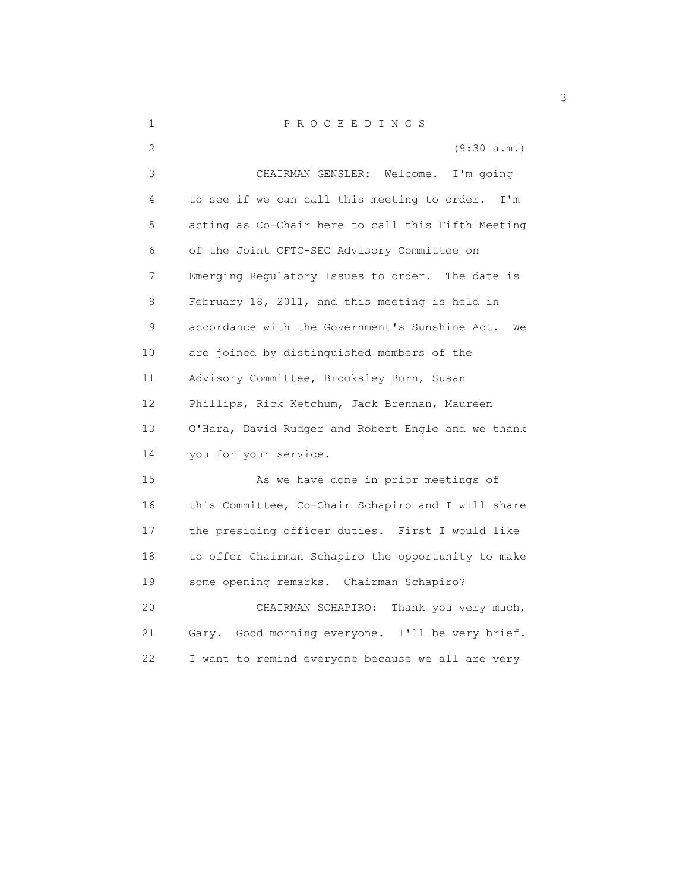PROCEEDINGS

(9:30 a.m.)

CHAIRMAN GENSLER: Welcome. I'm going to see if we can call this meeting to order. I'm acting as Co-Chair here to call this Fifth Meeting of the Joint CFTC-SEC Advisory Committee on Emerging Regulatory Issues to order. The date is February 18, 2011, and this meeting is held in accordance with the Government's Sunshine Act. We are joined by distinguished members of the Advisory Committee, Brooksley Born, Susan Phillips, Rick Ketchum, Jack Brennan, Maureen O'Hara, David Rudger and Robert Engle and we thank you for your service.

As we have done in prior meetings of this Committee, Co-Chair Schapiro and I will share the presiding officer duties. First I would like to offer Chairman Schapiro the opportunity to make some opening remarks. Chairman Schapiro?

CHAIRMAN SCHAPIRO: Thank you very much, Gary. Good morning everyone. I'll be very brief. I want to remind everyone because we all are very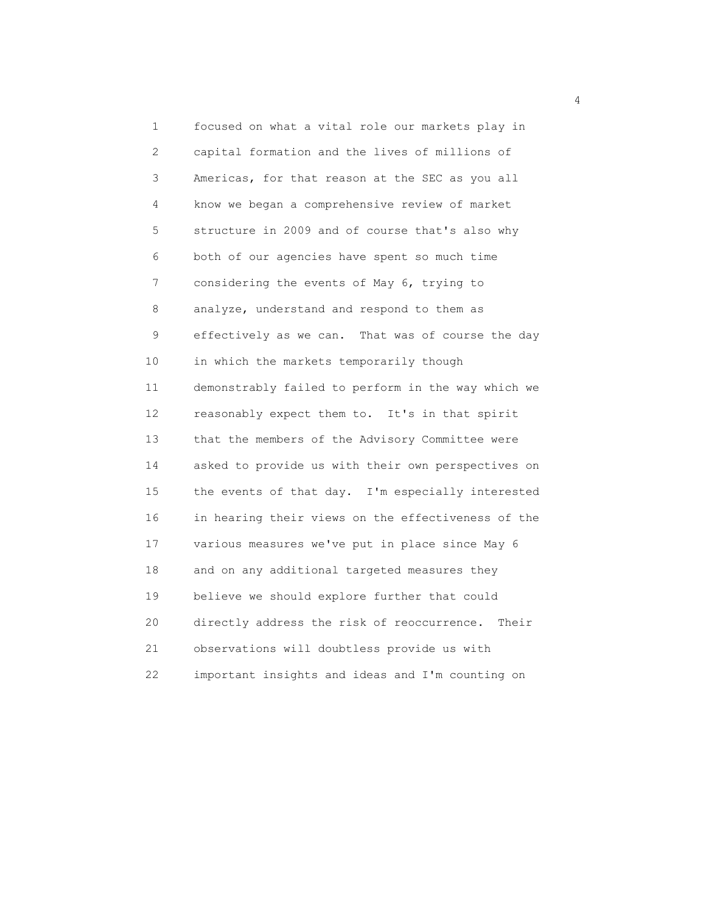focused on what a vital role our markets play in capital formation and the lives of millions of Americas, for that reason at the SEC as you all know we began a comprehensive review of market structure in 2009 and of course that's also why both of our agencies have spent so much time considering the events of May 6, trying to analyze, understand and respond to them as effectively as we can. That was of course the day in which the markets temporarily though demonstrably failed to perform in the way which we reasonably expect them to. It's in that spirit that the members of the Advisory Committee were asked to provide us with their own perspectives on the events of that day. I'm especially interested in hearing their views on the effectiveness of the various measures we've put in place since May 6 and on any additional targeted measures they believe we should explore further that could directly address the risk of reoccurrence. Their observations will doubtless provide us with important insights and ideas and I'm counting on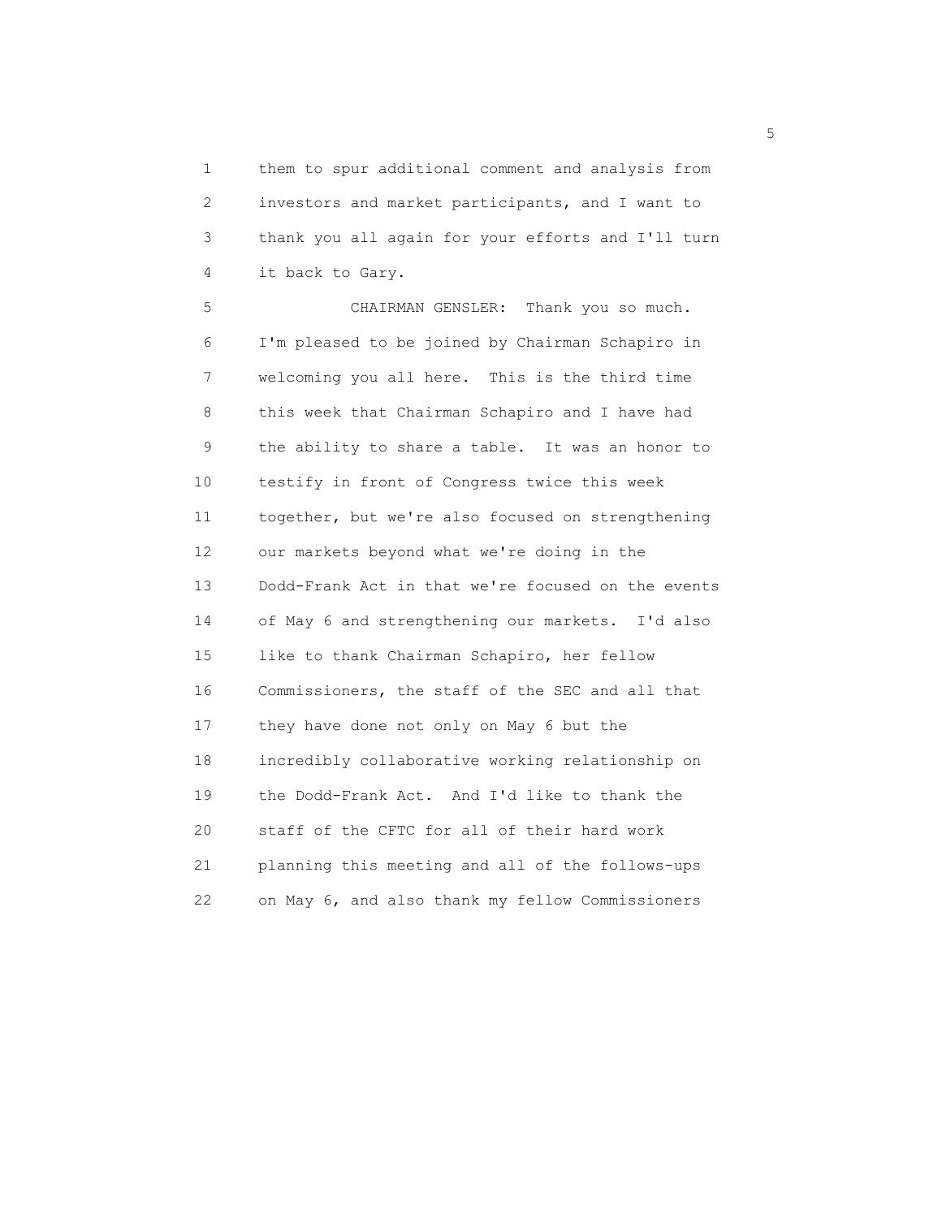them to spur additional comment and analysis from investors and market participants, and I want to thank you all again for your efforts and I'll turn it back to Gary.

CHAIRMAN GENSLER: Thank you so much. I'm pleased to be joined by Chairman Schapiro in welcoming you all here. This is the third time this week that Chairman Schapiro and I have had the ability to share a table. It was an honor to testify in front of Congress twice this week together, but we're also focused on strengthening our markets beyond what we're doing in the Dodd-Frank Act in that we're focused on the events of May 6 and strengthening our markets. I'd also like to thank Chairman Schapiro, her fellow Commissioners, the staff of the SEC and all that they have done not only on May 6 but the incredibly collaborative working relationship on the Dodd-Frank Act. And I'd like to thank the staff of the CFTC for all of their hard work planning this meeting and all of the follows-ups on May 6, and also thank my fellow Commissioners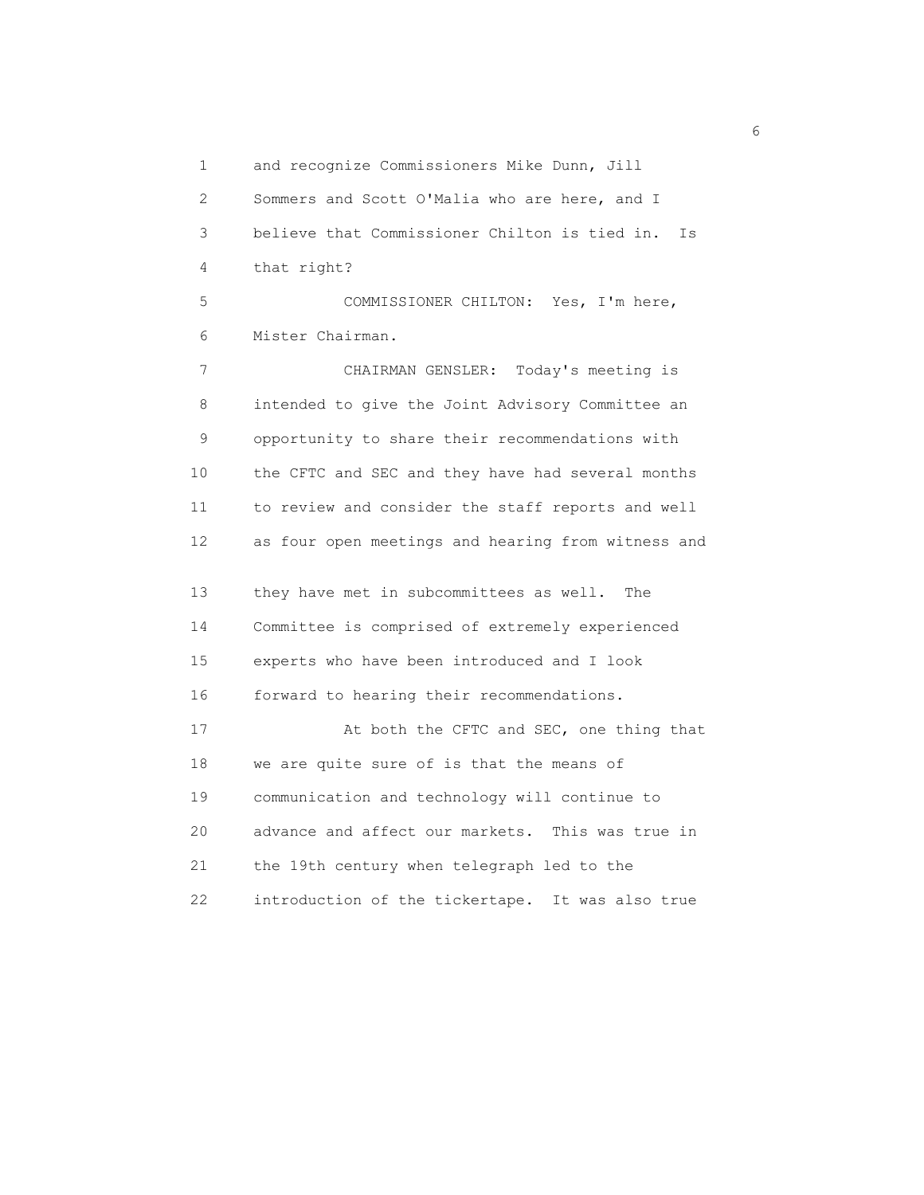and recognize Commissioners Mike Dunn, Jill Sommers and Scott O'Malia who are here, and I believe that Commissioner Chilton is tied in. Is that right?

COMMISSIONER CHILTON: Yes, I'm here, Mister Chairman.

CHAIRMAN GENSLER: Today's meeting is intended to give the Joint Advisory Committee an opportunity to share their recommendations with the CFTC and SEC and they have had several months to review and consider the staff reports and well as four open meetings and hearing from witness and they have met in subcommittees as well. The Committee is comprised of extremely experienced experts who have been introduced and I look forward to hearing their recommendations.

At both the CFTC and SEC, one thing that we are quite sure of is that the means of communication and technology will continue to advance and affect our markets. This was true in the 19th century when telegraph led to the introduction of the tickertape. It was also true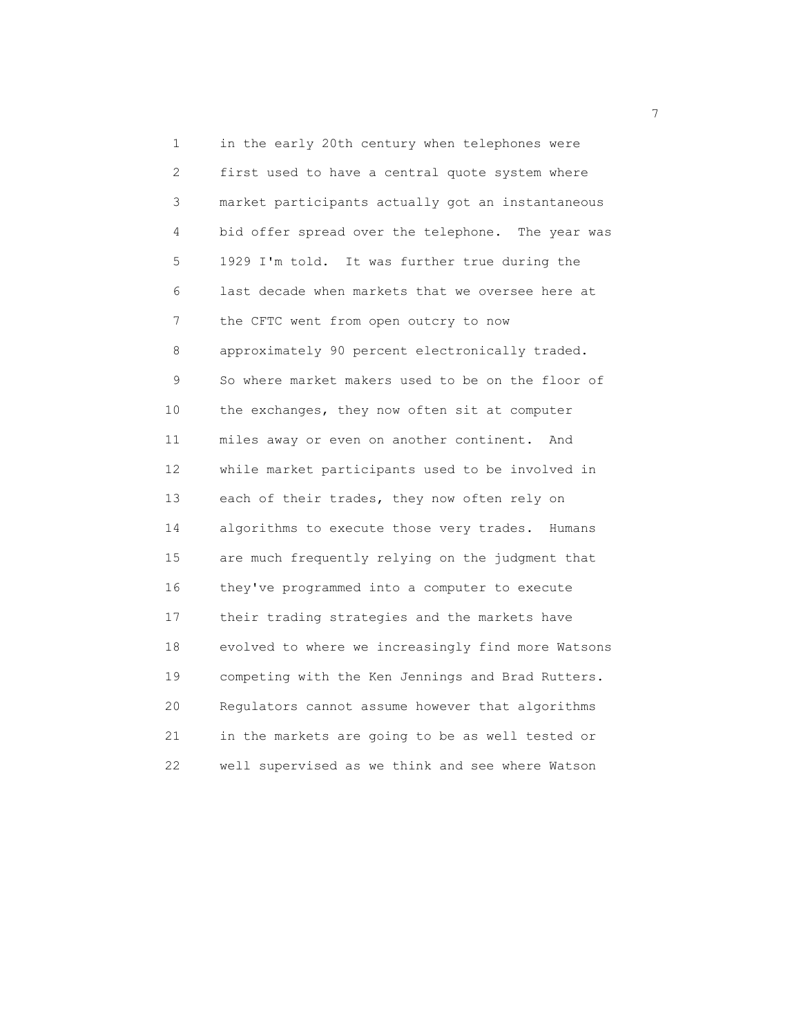in the early 20th century when telephones were first used to have a central quote system where market participants actually got an instantaneous bid offer spread over the telephone. The year was 1929 I'm told. It was further true during the last decade when markets that we oversee here at the CFTC went from open outcry to now approximately 90 percent electronically traded. So where market makers used to be on the floor of the exchanges, they now often sit at computer miles away or even on another continent. And while market participants used to be involved in each of their trades, they now often rely on algorithms to execute those very trades. Humans are much frequently relying on the judgment that they've programmed into a computer to execute their trading strategies and the markets have evolved to where we increasingly find more Watsons competing with the Ken Jennings and Brad Rutters. Regulators cannot assume however that algorithms in the markets are going to be as well tested or well supervised as we think and see where Watson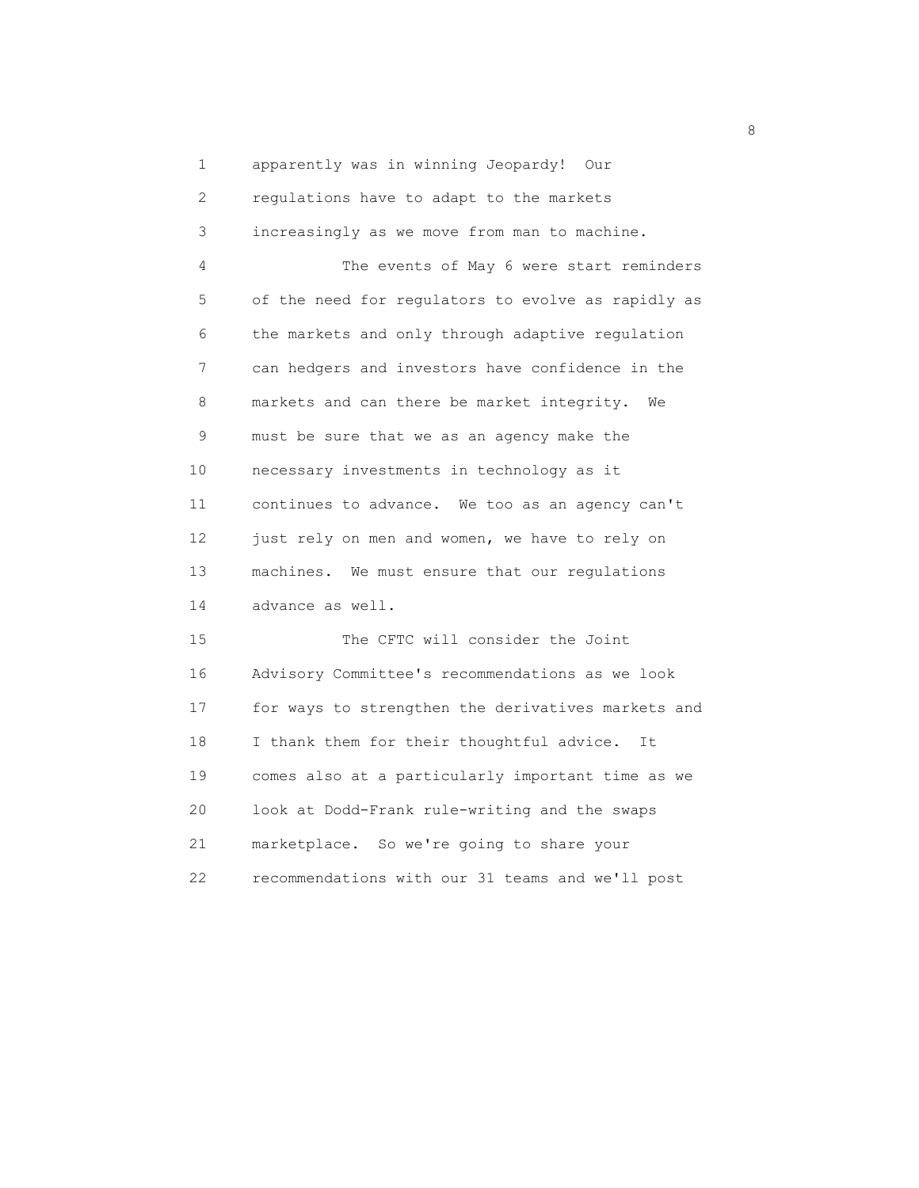apparently was in winning Jeopardy! Our regulations have to adapt to the markets increasingly as we move from man to machine.

The events of May 6 were start reminders of the need for regulators to evolve as rapidly as the markets and only through adaptive regulation can hedgers and investors have confidence in the markets and can there be market integrity. We must be sure that we as an agency make the necessary investments in technology as it continues to advance. We too as an agency can't just rely on men and women, we have to rely on machines. We must ensure that our regulations advance as well.

The CFTC will consider the Joint Advisory Committee's recommendations as we look for ways to strengthen the derivatives markets and I thank them for their thoughtful advice. It comes also at a particularly important time as we look at Dodd-Frank rule-writing and the swaps marketplace. So we're going to share your recommendations with our 31 teams and we'll post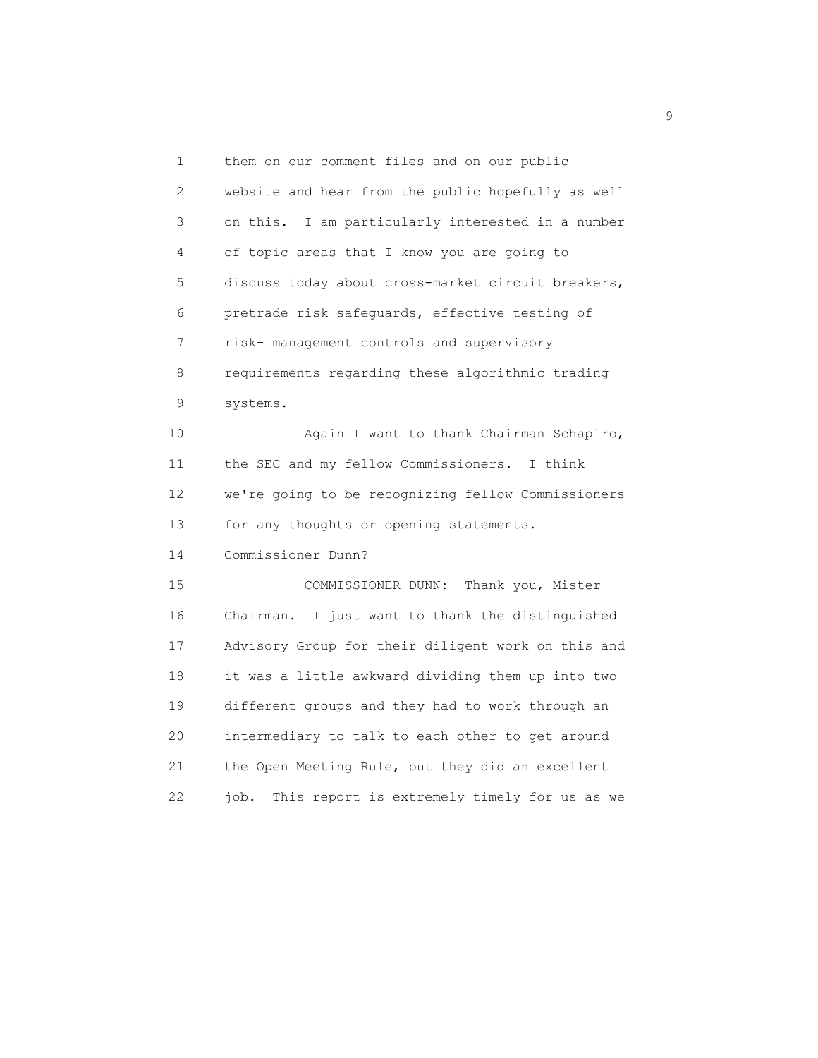them on our comment files and on our public website and hear from the public hopefully as well on this. I am particularly interested in a number of topic areas that I know you are going to discuss today about cross-market circuit breakers, pretrade risk safeguards, effective testing of risk- management controls and supervisory requirements regarding these algorithmic trading systems.

Again I want to thank Chairman Schapiro, the SEC and my fellow Commissioners. I think we're going to be recognizing fellow Commissioners for any thoughts or opening statements. Commissioner Dunn?

COMMISSIONER DUNN: Thank you, Mister Chairman. I just want to thank the distinguished Advisory Group for their diligent work on this and it was a little awkward dividing them up into two different groups and they had to work through an intermediary to talk to each other to get around the Open Meeting Rule, but they did an excellent job. This report is extremely timely for us as we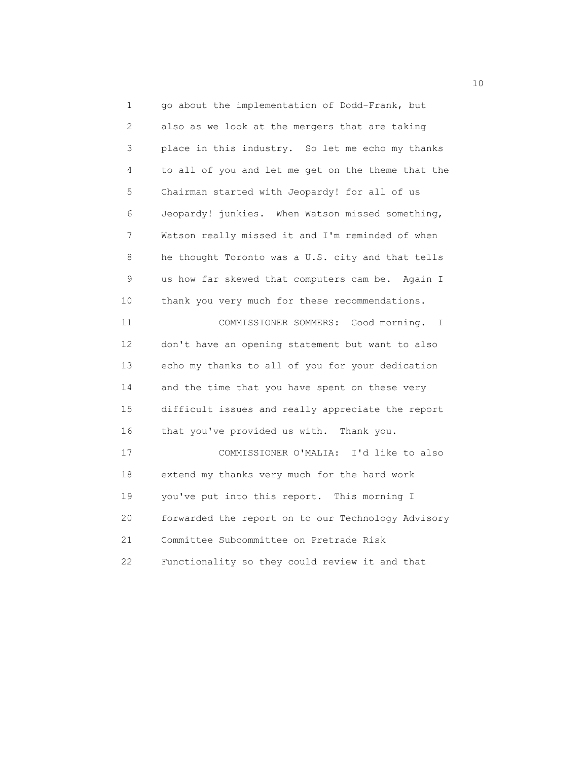go about the implementation of Dodd-Frank, but also as we look at the mergers that are taking place in this industry. So let me echo my thanks to all of you and let me get on the theme that the Chairman started with Jeopardy! for all of us Jeopardy! junkies. When Watson missed something, Watson really missed it and I'm reminded of when he thought Toronto was a U.S. city and that tells us how far skewed that computers cam be. Again I thank you very much for these recommendations.

COMMISSIONER SOMMERS: Good morning. I don't have an opening statement but want to also echo my thanks to all of you for your dedication and the time that you have spent on these very difficult issues and really appreciate the report that you've provided us with. Thank you.

COMMISSIONER O'MALIA: I'd like to also extend my thanks very much for the hard work you've put into this report. This morning I forwarded the report on to our Technology Advisory Committee Subcommittee on Pretrade Risk Functionality so they could review it and that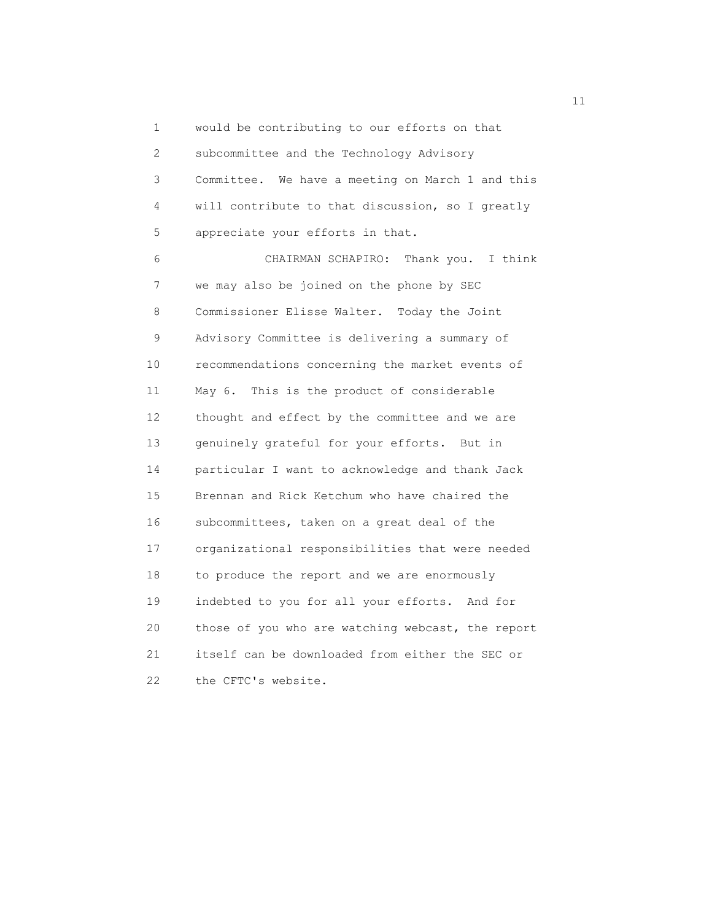would be contributing to our efforts on that subcommittee and the Technology Advisory Committee. We have a meeting on March 1 and this will contribute to that discussion, so I greatly appreciate your efforts in that.

CHAIRMAN SCHAPIRO: Thank you. I think we may also be joined on the phone by SEC Commissioner Elisse Walter. Today the Joint Advisory Committee is delivering a summary of recommendations concerning the market events of May 6. This is the product of considerable thought and effect by the committee and we are genuinely grateful for your efforts. But in particular I want to acknowledge and thank Jack Brennan and Rick Ketchum who have chaired the subcommittees, taken on a great deal of the organizational responsibilities that were needed to produce the report and we are enormously indebted to you for all your efforts. And for those of you who are watching webcast, the report itself can be downloaded from either the SEC or the CFTC's website.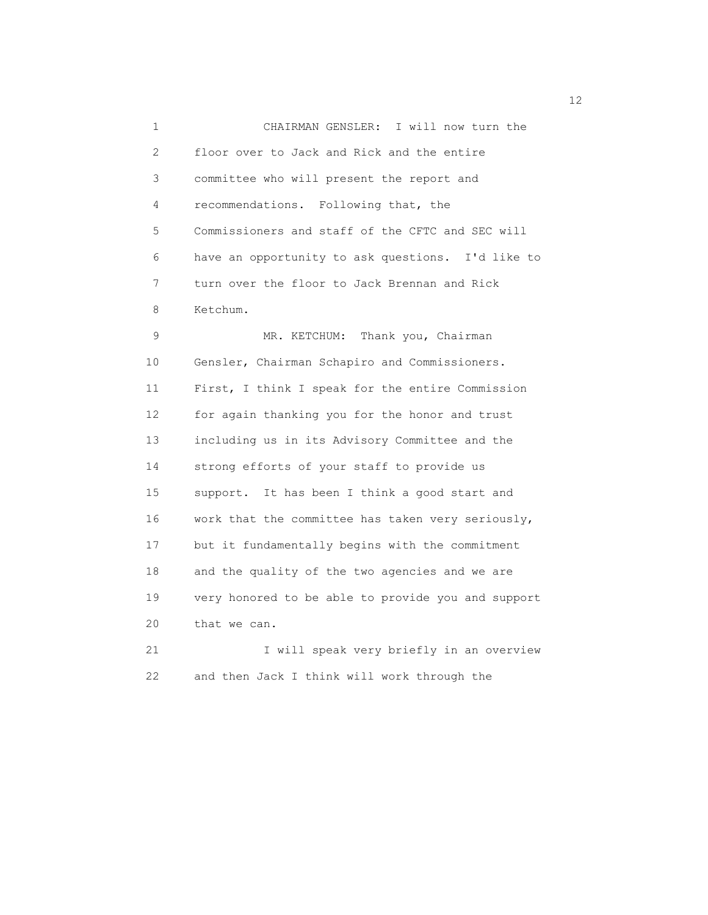CHAIRMAN GENSLER: I will now turn the floor over to Jack and Rick and the entire committee who will present the report and recommendations. Following that, the Commissioners and staff of the CFTC and SEC will have an opportunity to ask questions. I'd like to turn over the floor to Jack Brennan and Rick Ketchum.

MR. KETCHUM: Thank you, Chairman Gensler, Chairman Schapiro and Commissioners. First, I think I speak for the entire Commission for again thanking you for the honor and trust including us in its Advisory Committee and the strong efforts of your staff to provide us support. It has been I think a good start and work that the committee has taken very seriously, but it fundamentally begins with the commitment and the quality of the two agencies and we are very honored to be able to provide you and support that we can.

I will speak very briefly in an overview and then Jack I think will work through the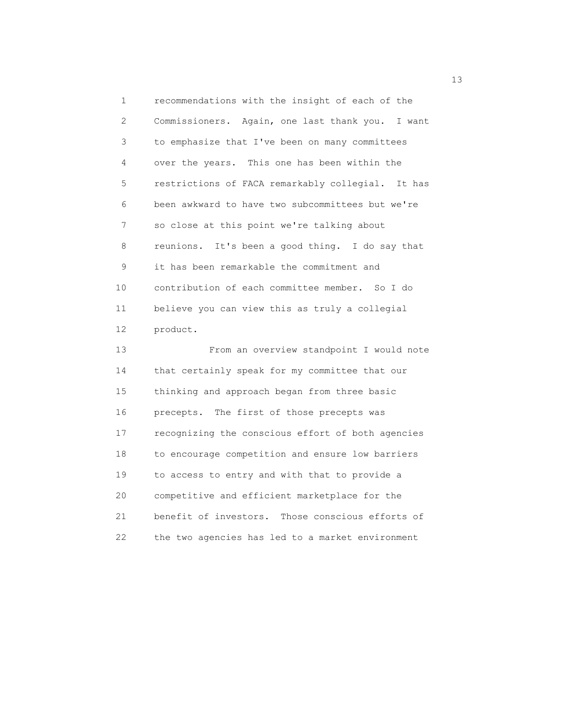recommendations with the insight of each of the Commissioners. Again, one last thank you. I want to emphasize that I've been on many committees over the years. This one has been within the restrictions of FACA remarkably collegial. It has been awkward to have two subcommittees but we're so close at this point we're talking about reunions. It's been a good thing. I do say that it has been remarkable the commitment and contribution of each committee member. So I do believe you can view this as truly a collegial product.

From an overview standpoint I would note that certainly speak for my committee that our thinking and approach began from three basic precepts. The first of those precepts was recognizing the conscious effort of both agencies to encourage competition and ensure low barriers to access to entry and with that to provide a competitive and efficient marketplace for the benefit of investors. Those conscious efforts of the two agencies has led to a market environment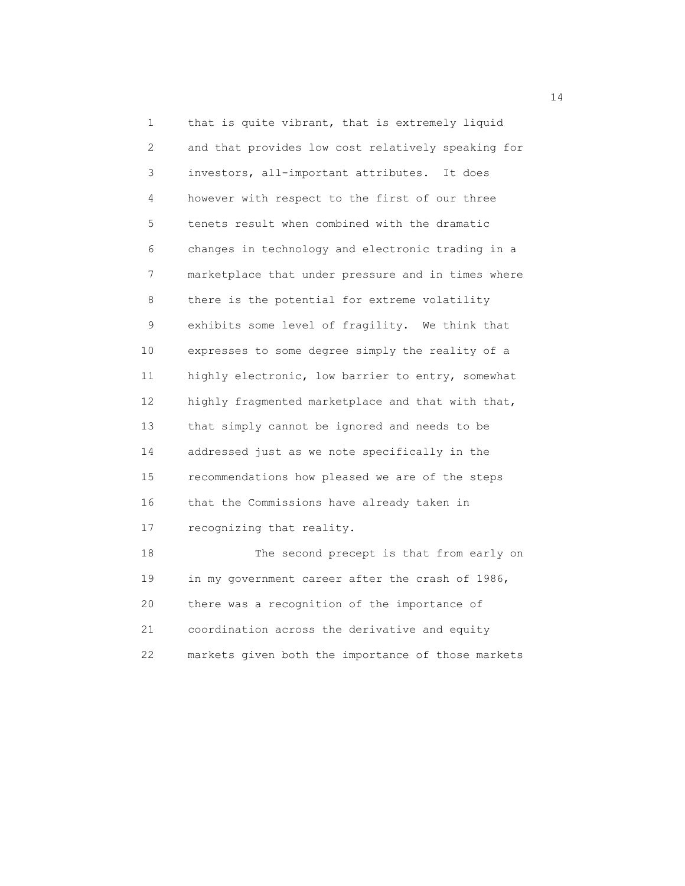that is quite vibrant, that is extremely liquid and that provides low cost relatively speaking for investors, all-important attributes. It does however with respect to the first of our three tenets result when combined with the dramatic changes in technology and electronic trading in a marketplace that under pressure and in times where there is the potential for extreme volatility exhibits some level of fragility. We think that expresses to some degree simply the reality of a highly electronic, low barrier to entry, somewhat highly fragmented marketplace and that with that, that simply cannot be ignored and needs to be addressed just as we note specifically in the recommendations how pleased we are of the steps that the Commissions have already taken in recognizing that reality.

The second precept is that from early on in my government career after the crash of 1986, there was a recognition of the importance of coordination across the derivative and equity markets given both the importance of those markets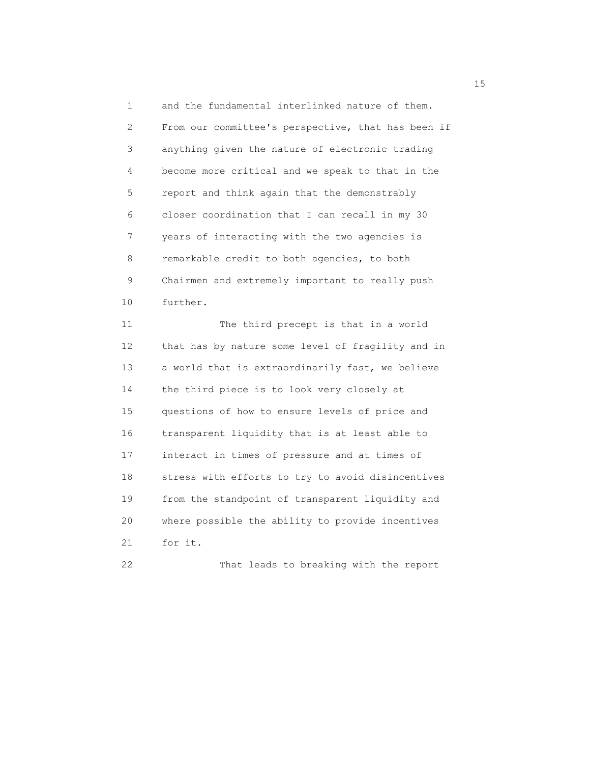and the fundamental interlinked nature of them. From our committee's perspective, that has been if anything given the nature of electronic trading become more critical and we speak to that in the report and think again that the demonstrably closer coordination that I can recall in my 30 years of interacting with the two agencies is remarkable credit to both agencies, to both Chairmen and extremely important to really push further.

The third precept is that in a world that has by nature some level of fragility and in a world that is extraordinarily fast, we believe the third piece is to look very closely at questions of how to ensure levels of price and transparent liquidity that is at least able to interact in times of pressure and at times of stress with efforts to try to avoid disincentives from the standpoint of transparent liquidity and where possible the ability to provide incentives for it.

That leads to breaking with the report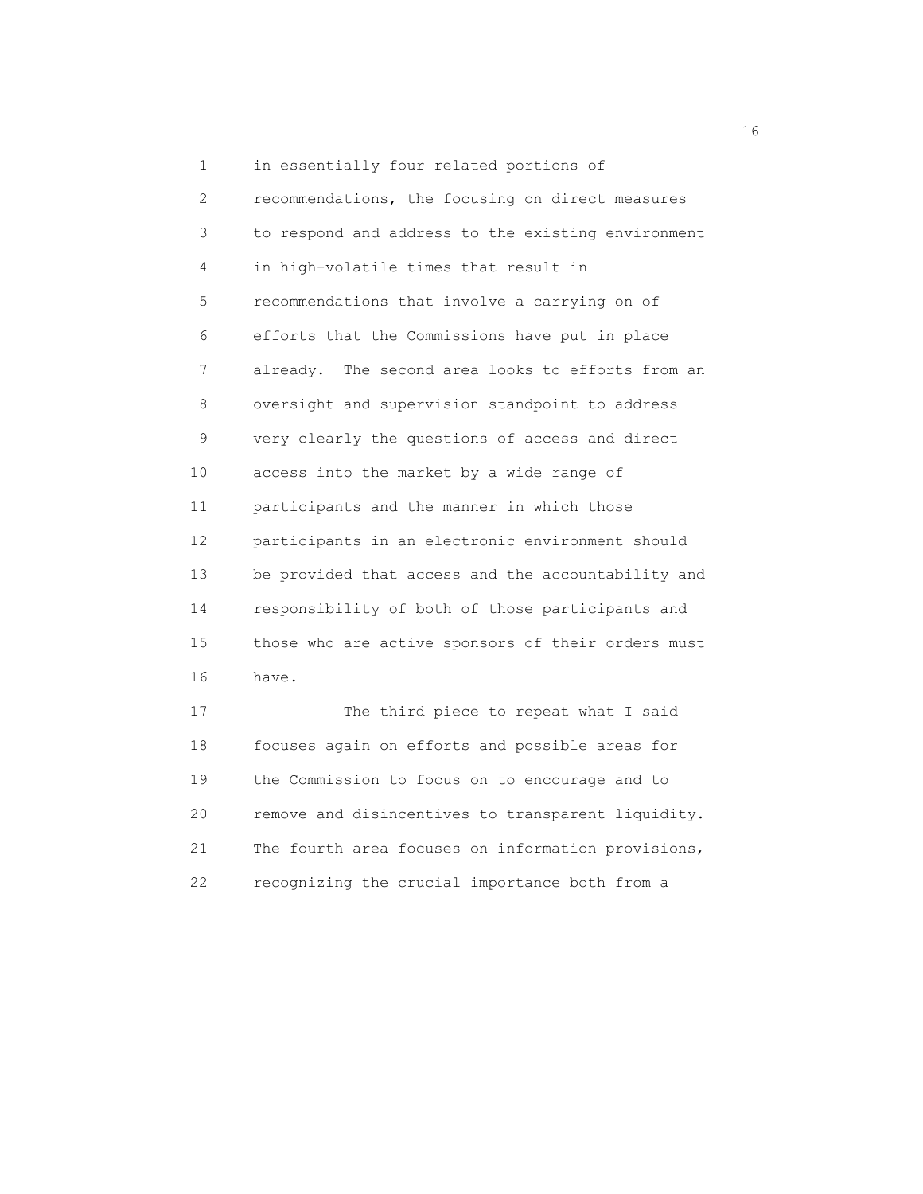in essentially four related portions of recommendations, the focusing on direct measures to respond and address to the existing environment in high-volatile times that result in recommendations that involve a carrying on of efforts that the Commissions have put in place already. The second area looks to efforts from an oversight and supervision standpoint to address very clearly the questions of access and direct access into the market by a wide range of participants and the manner in which those participants in an electronic environment should be provided that access and the accountability and responsibility of both of those participants and those who are active sponsors of their orders must have.

The third piece to repeat what I said focuses again on efforts and possible areas for the Commission to focus on to encourage and to remove and disincentives to transparent liquidity. The fourth area focuses on information provisions, recognizing the crucial importance both from a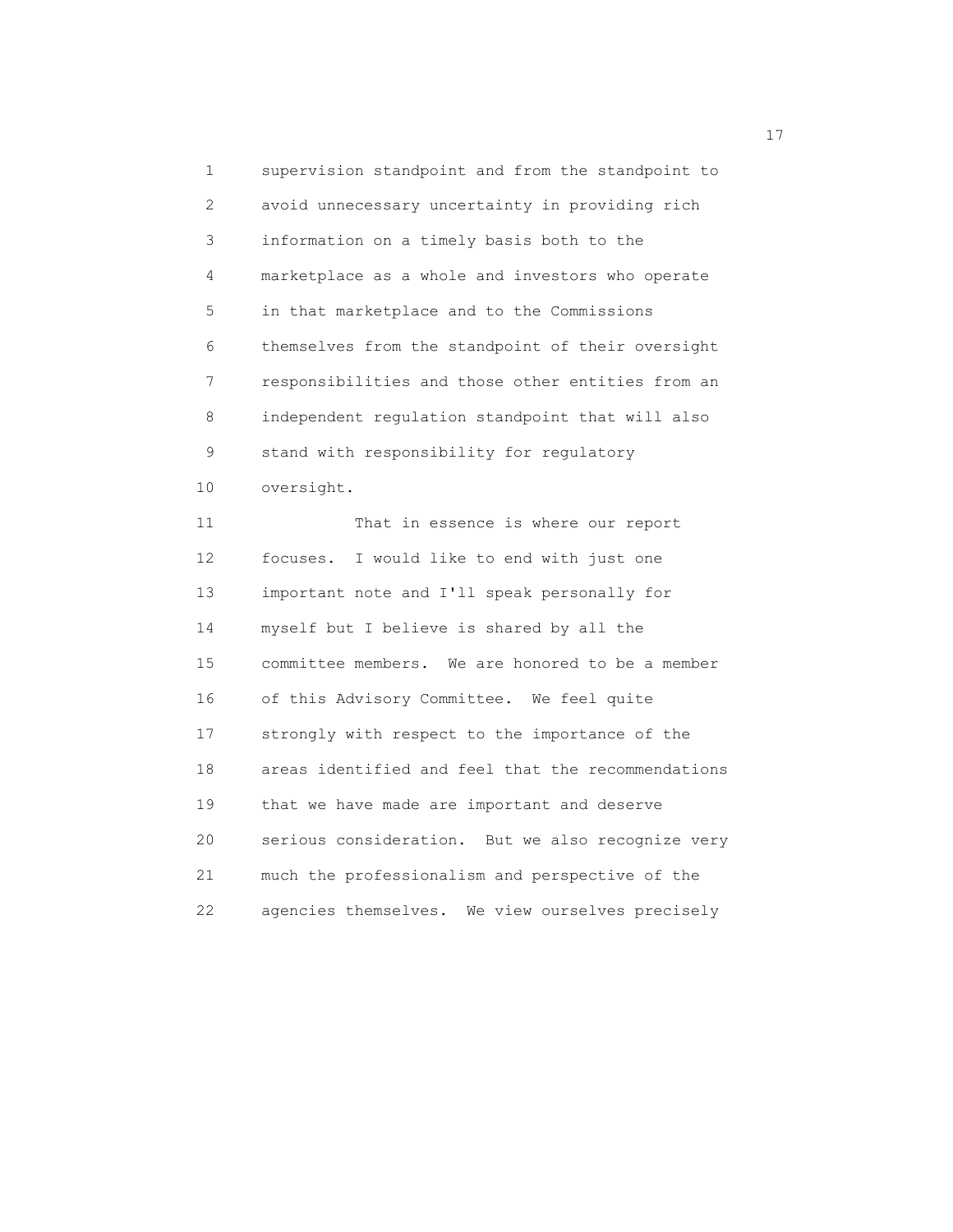supervision standpoint and from the standpoint to avoid unnecessary uncertainty in providing rich information on a timely basis both to the marketplace as a whole and investors who operate in that marketplace and to the Commissions themselves from the standpoint of their oversight responsibilities and those other entities from an independent regulation standpoint that will also stand with responsibility for regulatory oversight.

That in essence is where our report focuses. I would like to end with just one important note and I'll speak personally for myself but I believe is shared by all the committee members. We are honored to be a member of this Advisory Committee. We feel quite strongly with respect to the importance of the areas identified and feel that the recommendations that we have made are important and deserve serious consideration. But we also recognize very much the professionalism and perspective of the agencies themselves. We view ourselves precisely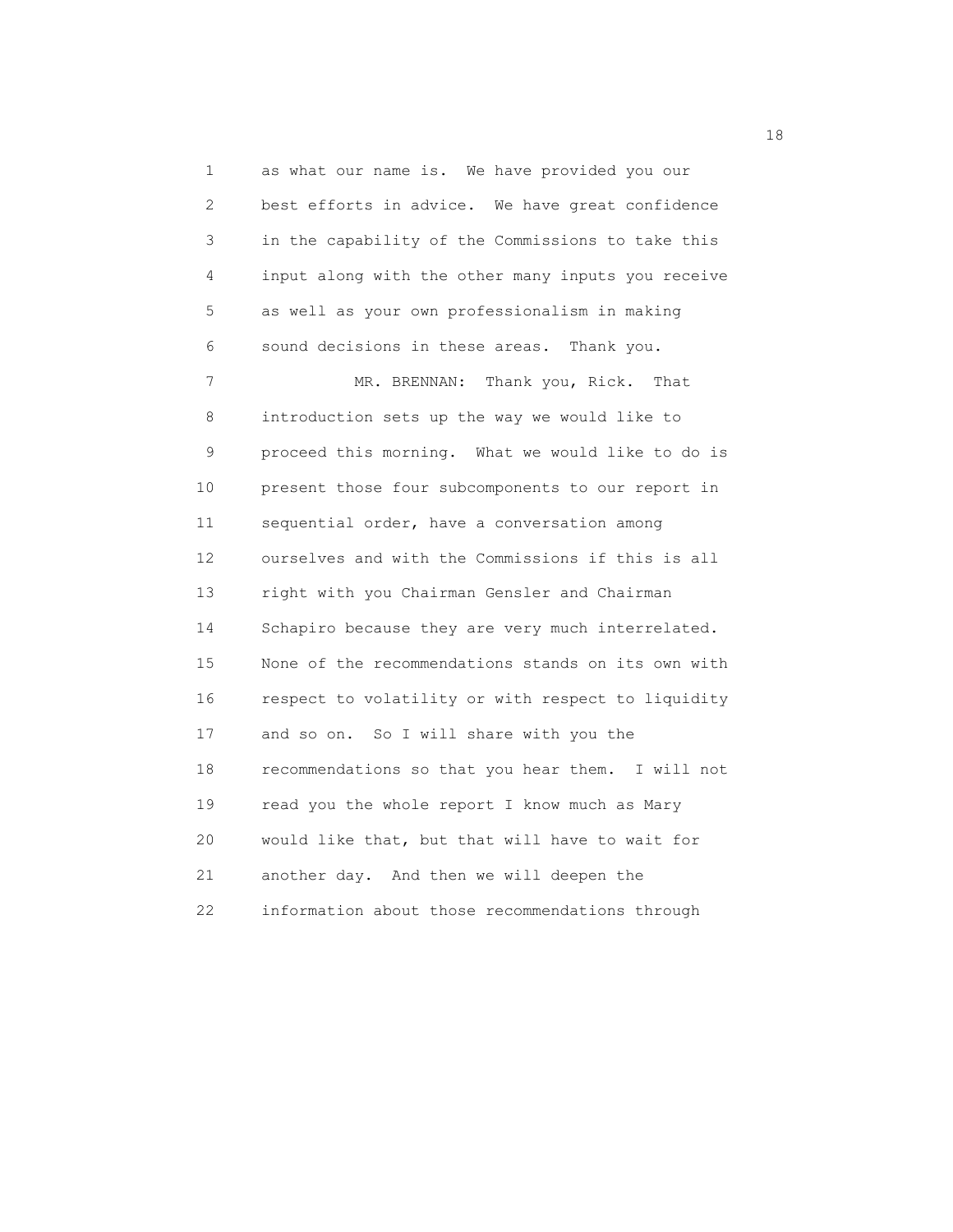as what our name is. We have provided you our best efforts in advice. We have great confidence in the capability of the Commissions to take this input along with the other many inputs you receive as well as your own professionalism in making sound decisions in these areas. Thank you.

MR. BRENNAN: Thank you, Rick. That introduction sets up the way we would like to proceed this morning. What we would like to do is present those four subcomponents to our report in sequential order, have a conversation among ourselves and with the Commissions if this is all right with you Chairman Gensler and Chairman Schapiro because they are very much interrelated. None of the recommendations stands on its own with respect to volatility or with respect to liquidity and so on. So I will share with you the recommendations so that you hear them. I will not read you the whole report I know much as Mary would like that, but that will have to wait for another day. And then we will deepen the information about those recommendations through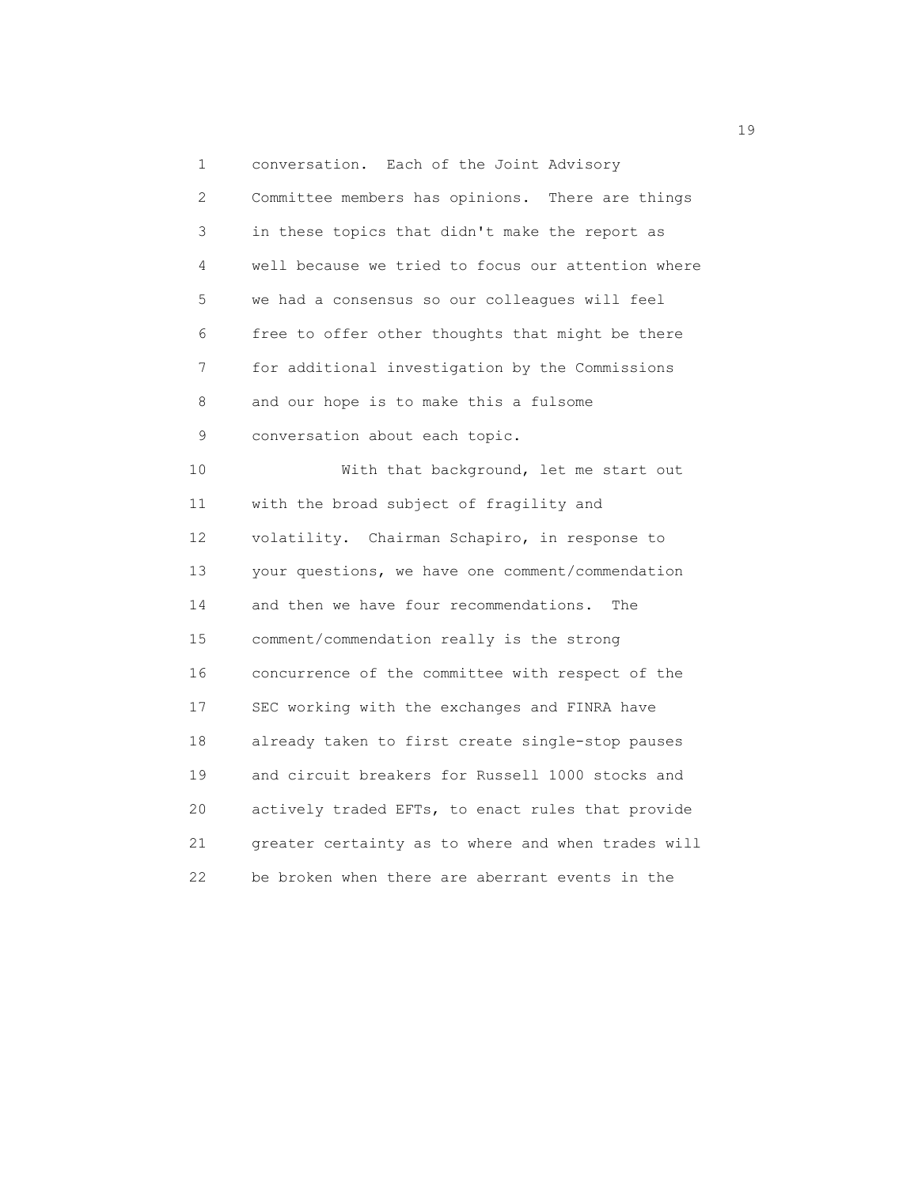conversation. Each of the Joint Advisory Committee members has opinions. There are things in these topics that didn't make the report as well because we tried to focus our attention where we had a consensus so our colleagues will feel free to offer other thoughts that might be there for additional investigation by the Commissions and our hope is to make this a fulsome conversation about each topic.

With that background, let me start out with the broad subject of fragility and volatility. Chairman Schapiro, in response to your questions, we have one comment/commendation and then we have four recommendations. The comment/commendation really is the strong concurrence of the committee with respect of the SEC working with the exchanges and FINRA have already taken to first create single-stop pauses and circuit breakers for Russell 1000 stocks and actively traded EFTs, to enact rules that provide greater certainty as to where and when trades will be broken when there are aberrant events in the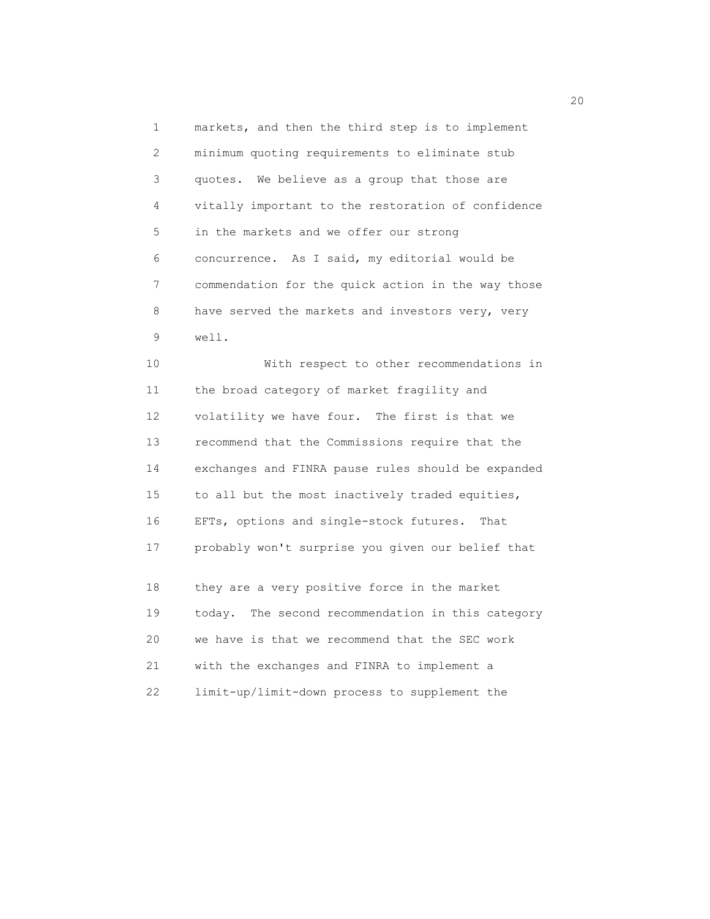markets, and then the third step is to implement minimum quoting requirements to eliminate stub quotes. We believe as a group that those are vitally important to the restoration of confidence in the markets and we offer our strong concurrence. As I said, my editorial would be commendation for the quick action in the way those have served the markets and investors very, very well.

With respect to other recommendations in the broad category of market fragility and volatility we have four. The first is that we recommend that the Commissions require that the exchanges and FINRA pause rules should be expanded to all but the most inactively traded equities, EFTs, options and single-stock futures. That probably won't surprise you given our belief that they are a very positive force in the market today. The second recommendation in this category we have is that we recommend that the SEC work with the exchanges and FINRA to implement a limit-up/limit-down process to supplement the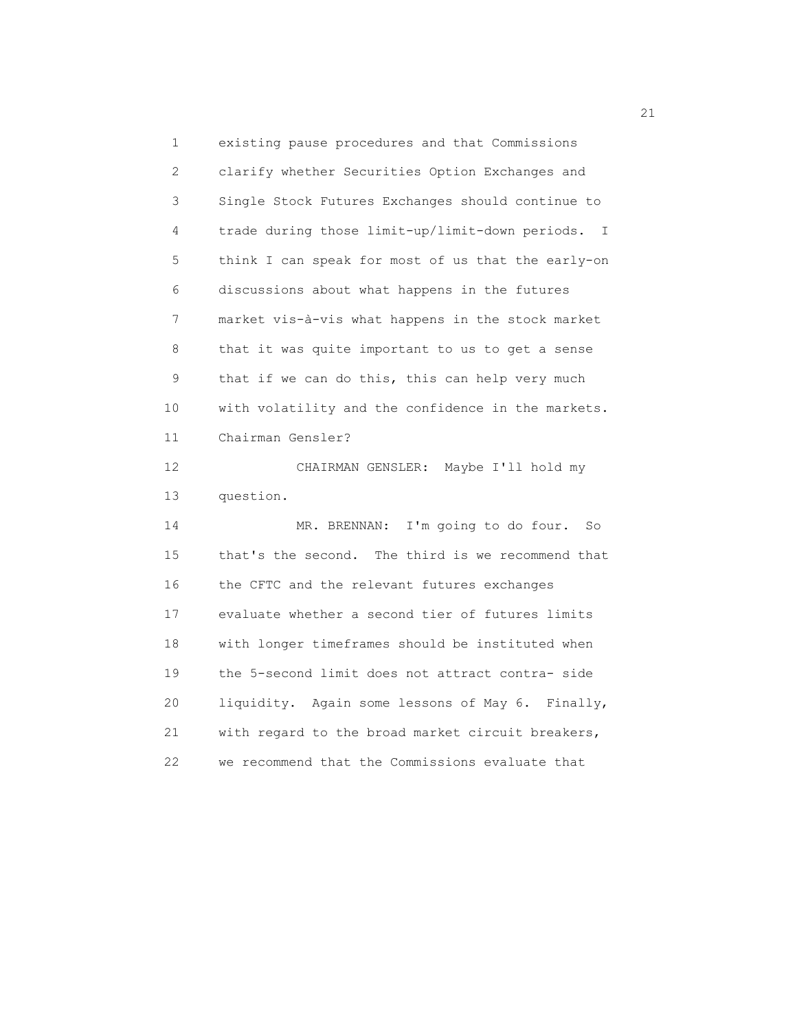existing pause procedures and that Commissions clarify whether Securities Option Exchanges and Single Stock Futures Exchanges should continue to trade during those limit-up/limit-down periods. I think I can speak for most of us that the early-on discussions about what happens in the futures market vis-à-vis what happens in the stock market that it was quite important to us to get a sense that if we can do this, this can help very much with volatility and the confidence in the markets. Chairman Gensler?

CHAIRMAN GENSLER: Maybe I'll hold my question.

MR. BRENNAN: I'm going to do four. So that's the second. The third is we recommend that the CFTC and the relevant futures exchanges evaluate whether a second tier of futures limits with longer timeframes should be instituted when the 5-second limit does not attract contra- side liquidity. Again some lessons of May 6. Finally, with regard to the broad market circuit breakers, we recommend that the Commissions evaluate that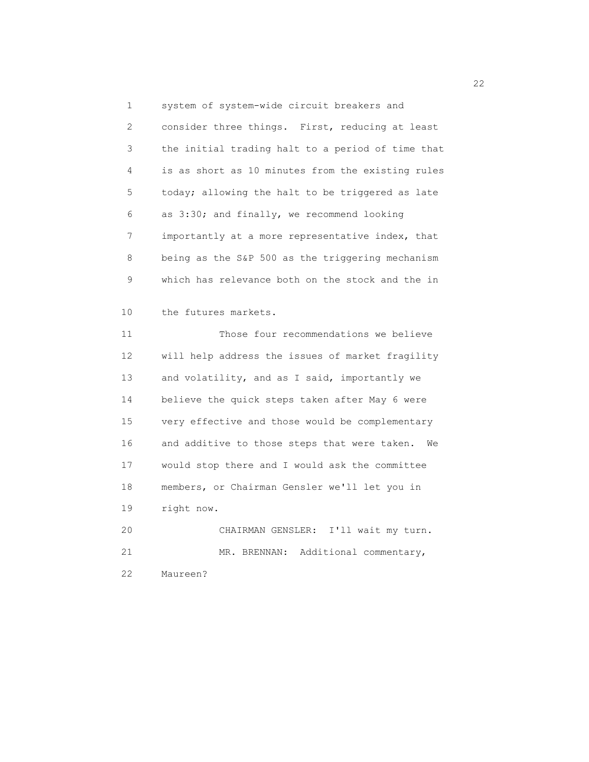system of system-wide circuit breakers and consider three things. First, reducing at least the initial trading halt to a period of time that is as short as 10 minutes from the existing rules today; allowing the halt to be triggered as late as 3:30; and finally, we recommend looking importantly at a more representative index, that being as the S&P 500 as the triggering mechanism which has relevance both on the stock and the in the futures markets.

Those four recommendations we believe will help address the issues of market fragility and volatility, and as I said, importantly we believe the quick steps taken after May 6 were very effective and those would be complementary and additive to those steps that were taken. We would stop there and I would ask the committee members, or Chairman Gensler we'll let you in right now.

CHAIRMAN GENSLER: I'll wait my turn.

MR. BRENNAN: Additional commentary, Maureen?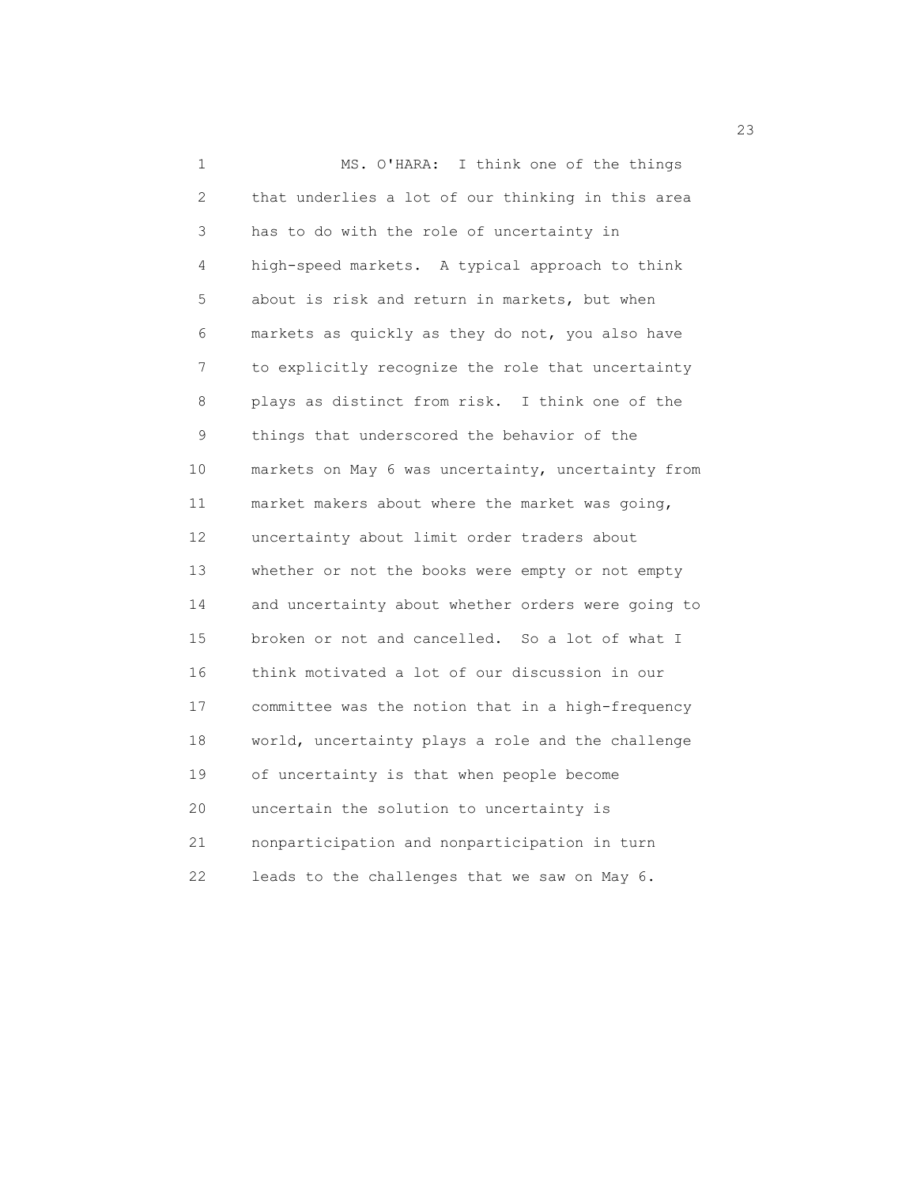MS. O'HARA: I think one of the things that underlies a lot of our thinking in this area has to do with the role of uncertainty in high-speed markets. A typical approach to think about is risk and return in markets, but when markets as quickly as they do not, you also have to explicitly recognize the role that uncertainty plays as distinct from risk. I think one of the things that underscored the behavior of the markets on May 6 was uncertainty, uncertainty from market makers about where the market was going, uncertainty about limit order traders about whether or not the books were empty or not empty and uncertainty about whether orders were going to broken or not and cancelled. So a lot of what I think motivated a lot of our discussion in our committee was the notion that in a high-frequency world, uncertainty plays a role and the challenge of uncertainty is that when people become uncertain the solution to uncertainty is nonparticipation and nonparticipation in turn leads to the challenges that we saw on May 6.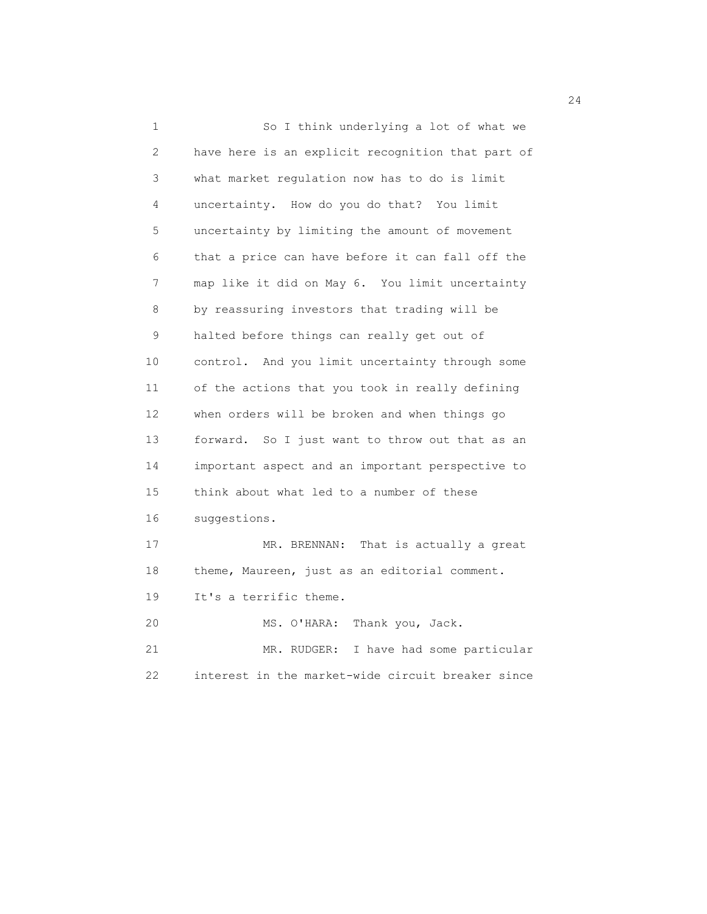So I think underlying a lot of what we have here is an explicit recognition that part of what market regulation now has to do is limit uncertainty. How do you do that? You limit uncertainty by limiting the amount of movement that a price can have before it can fall off the map like it did on May 6. You limit uncertainty by reassuring investors that trading will be halted before things can really get out of control. And you limit uncertainty through some of the actions that you took in really defining when orders will be broken and when things go forward. So I just want to throw out that as an important aspect and an important perspective to think about what led to a number of these suggestions.

MR. BRENNAN: That is actually a great theme, Maureen, just as an editorial comment. It's a terrific theme.

MS. O'HARA: Thank you, Jack.

MR. RUDGER: I have had some particular interest in the market-wide circuit breaker since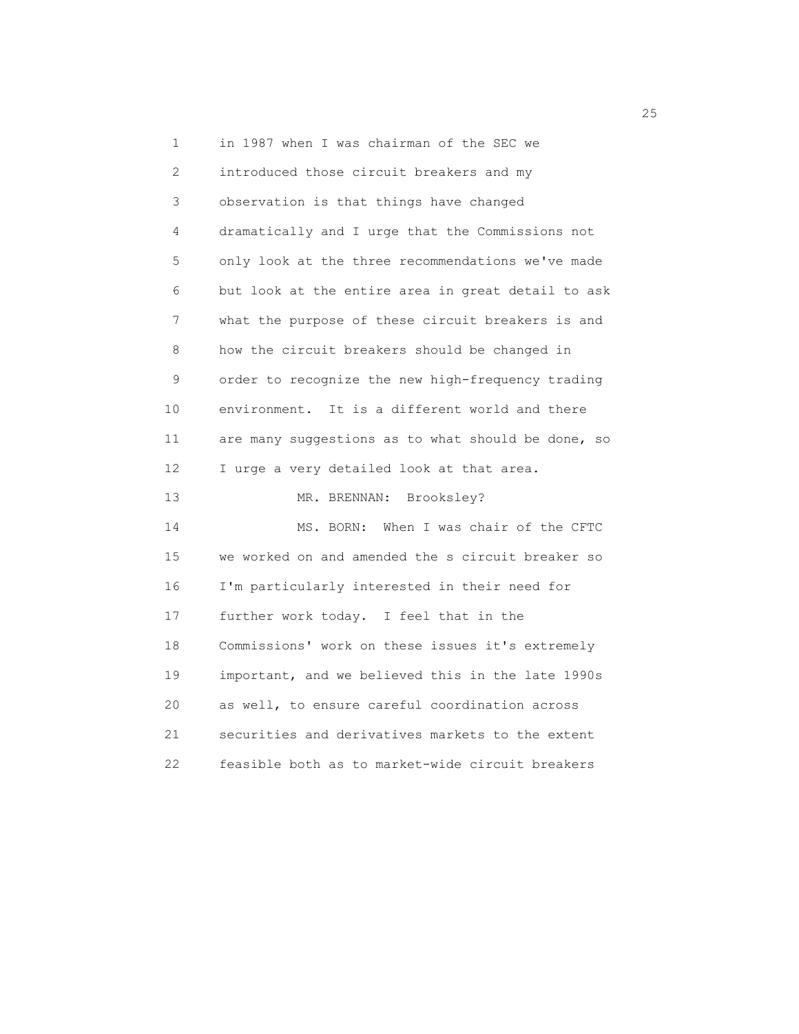in 1987 when I was chairman of the SEC we introduced those circuit breakers and my observation is that things have changed dramatically and I urge that the Commissions not only look at the three recommendations we've made but look at the entire area in great detail to ask what the purpose of these circuit breakers is and how the circuit breakers should be changed in order to recognize the new high-frequency trading environment. It is a different world and there are many suggestions as to what should be done, so I urge a very detailed look at that area.

MR. BRENNAN: Brooksley?

MS. BORN: When I was chair of the CFTC we worked on and amended the s circuit breaker so I'm particularly interested in their need for further work today. I feel that in the Commissions' work on these issues it's extremely important, and we believed this in the late 1990s as well, to ensure careful coordination across securities and derivatives markets to the extent feasible both as to market-wide circuit breakers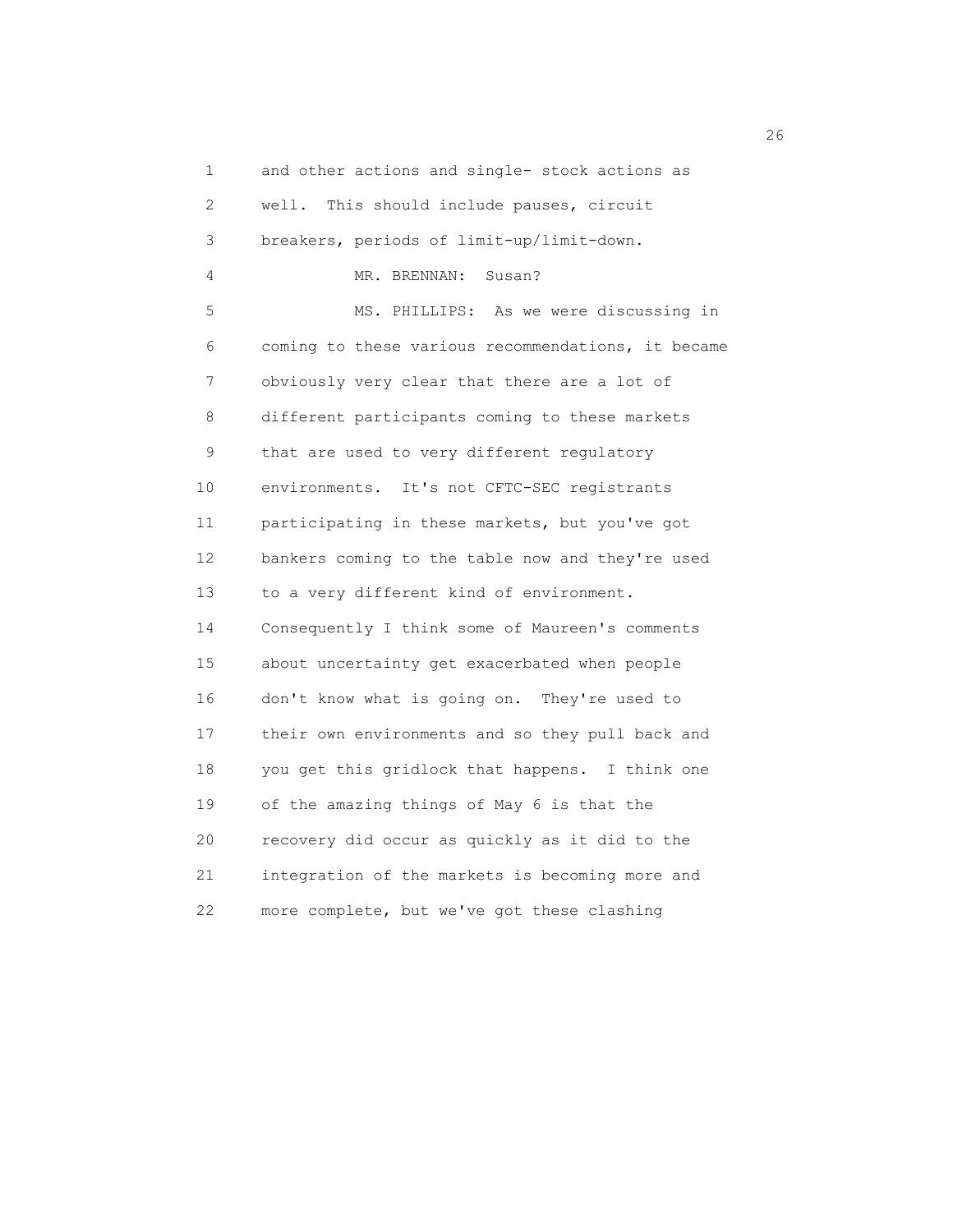and other actions and single- stock actions as well. This should include pauses, circuit breakers, periods of limit-up/limit-down.

MR. BRENNAN: Susan?

MS. PHILLIPS: As we were discussing in coming to these various recommendations, it became obviously very clear that there are a lot of different participants coming to these markets that are used to very different regulatory environments. It's not CFTC-SEC registrants participating in these markets, but you've got bankers coming to the table now and they're used to a very different kind of environment. Consequently I think some of Maureen's comments about uncertainty get exacerbated when people don't know what is going on. They're used to their own environments and so they pull back and you get this gridlock that happens. I think one of the amazing things of May 6 is that the recovery did occur as quickly as it did to the integration of the markets is becoming more and more complete, but we've got these clashing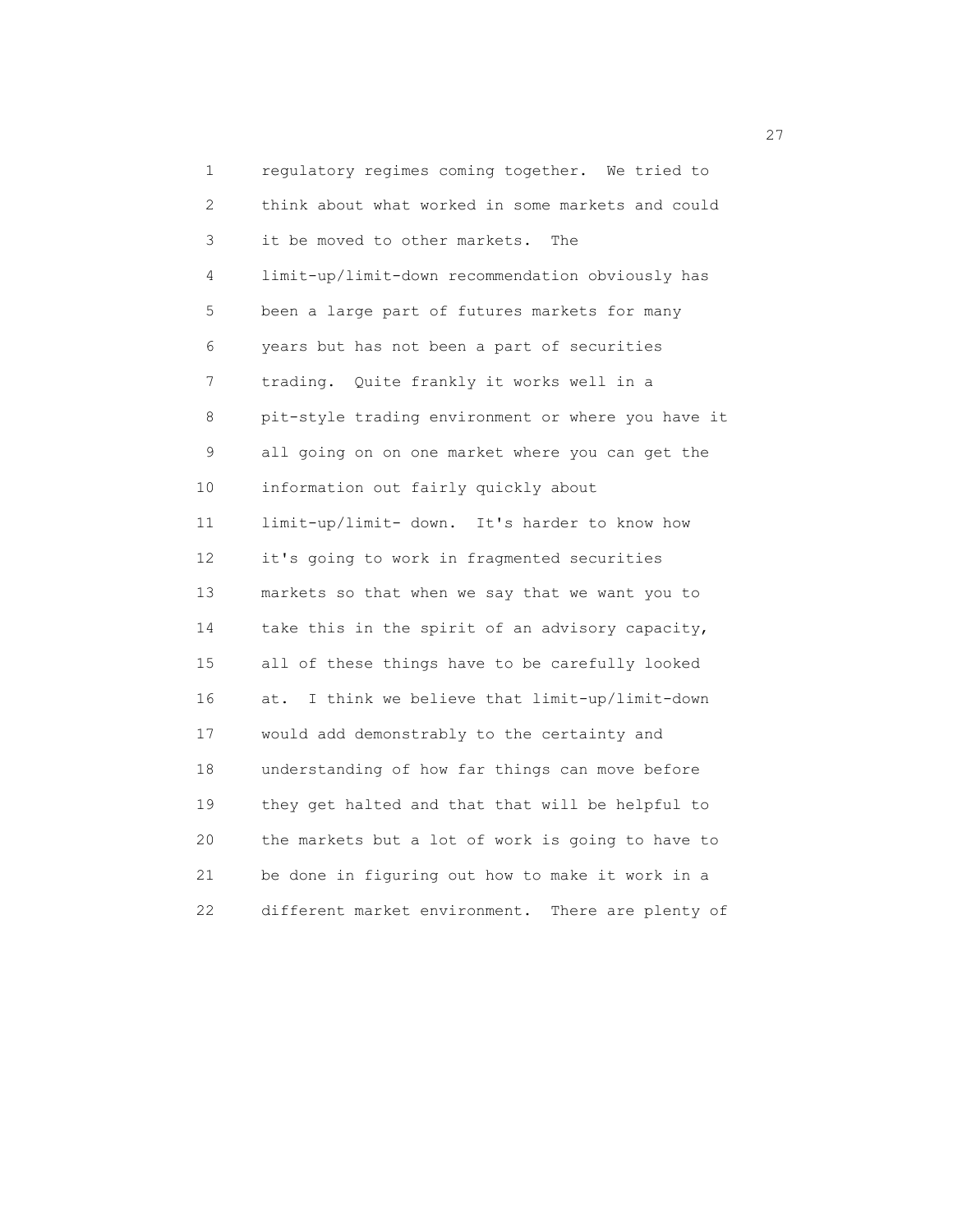regulatory regimes coming together. We tried to think about what worked in some markets and could it be moved to other markets. The limit-up/limit-down recommendation obviously has been a large part of futures markets for many years but has not been a part of securities trading. Quite frankly it works well in a pit-style trading environment or where you have it all going on on one market where you can get the information out fairly quickly about limit-up/limit- down. It's harder to know how it's going to work in fragmented securities markets so that when we say that we want you to take this in the spirit of an advisory capacity, all of these things have to be carefully looked at. I think we believe that limit-up/limit-down would add demonstrably to the certainty and understanding of how far things can move before they get halted and that that will be helpful to the markets but a lot of work is going to have to be done in figuring out how to make it work in a different market environment. There are plenty of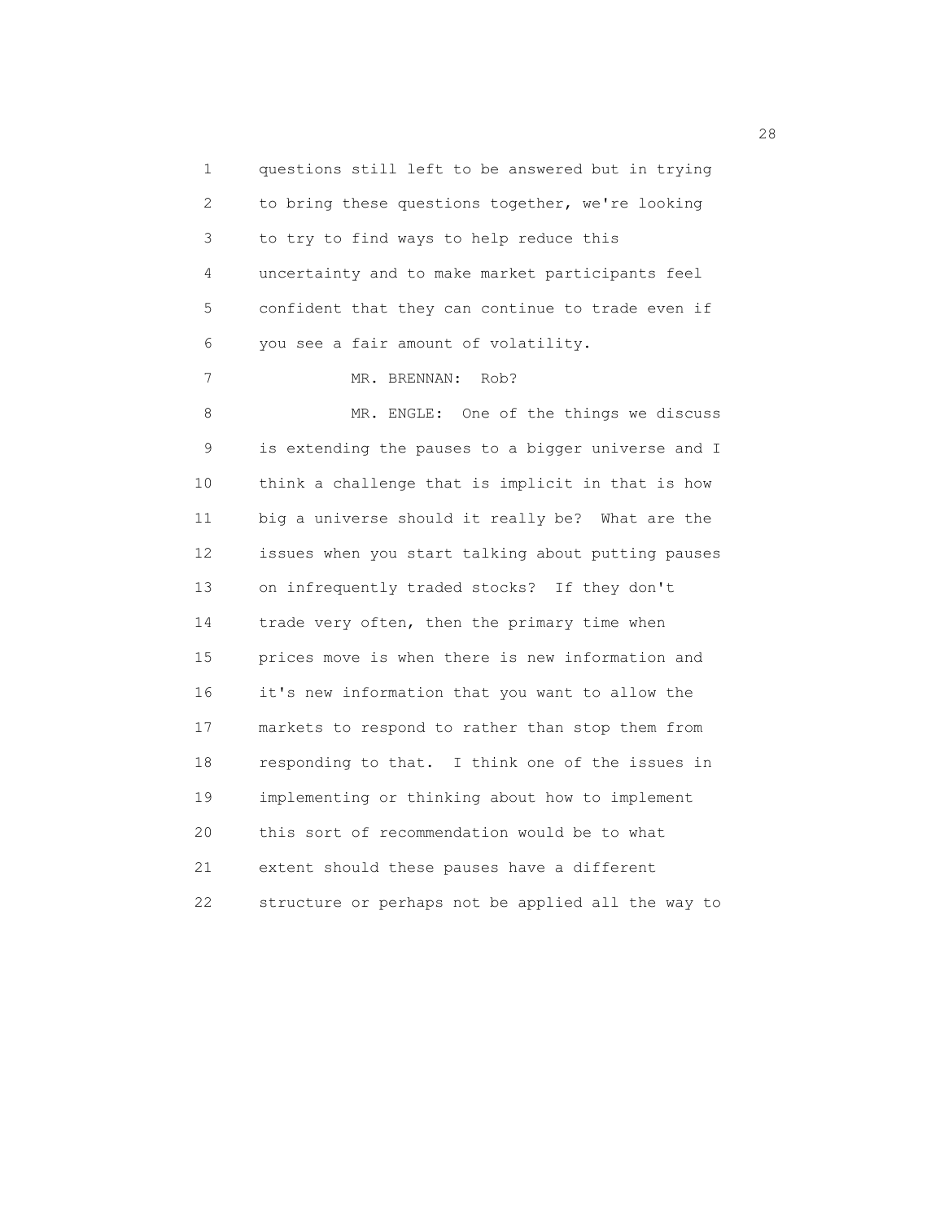questions still left to be answered but in trying to bring these questions together, we're looking to try to find ways to help reduce this uncertainty and to make market participants feel confident that they can continue to trade even if you see a fair amount of volatility.

MR. BRENNAN: Rob?

MR. ENGLE: One of the things we discuss is extending the pauses to a bigger universe and I think a challenge that is implicit in that is how big a universe should it really be? What are the issues when you start talking about putting pauses on infrequently traded stocks? If they don't trade very often, then the primary time when prices move is when there is new information and it's new information that you want to allow the markets to respond to rather than stop them from responding to that. I think one of the issues in implementing or thinking about how to implement this sort of recommendation would be to what extent should these pauses have a different structure or perhaps not be applied all the way to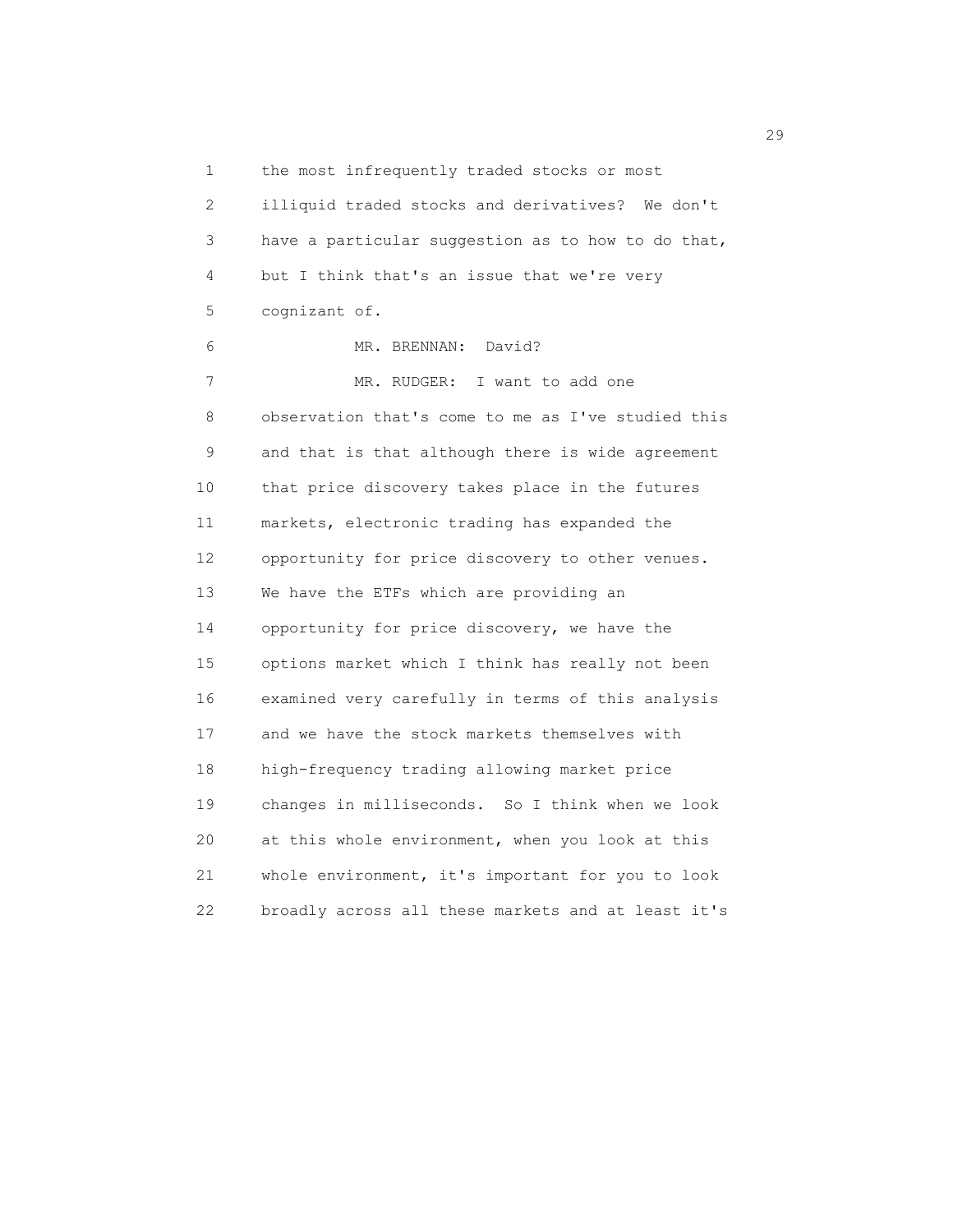the most infrequently traded stocks or most illiquid traded stocks and derivatives? We don't have a particular suggestion as to how to do that, but I think that's an issue that we're very cognizant of.

MR. BRENNAN: David?

MR. RUDGER: I want to add one observation that's come to me as I've studied this and that is that although there is wide agreement that price discovery takes place in the futures markets, electronic trading has expanded the opportunity for price discovery to other venues. We have the ETFs which are providing an opportunity for price discovery, we have the options market which I think has really not been examined very carefully in terms of this analysis and we have the stock markets themselves with high-frequency trading allowing market price changes in milliseconds. So I think when we look at this whole environment, when you look at this whole environment, it's important for you to look broadly across all these markets and at least it's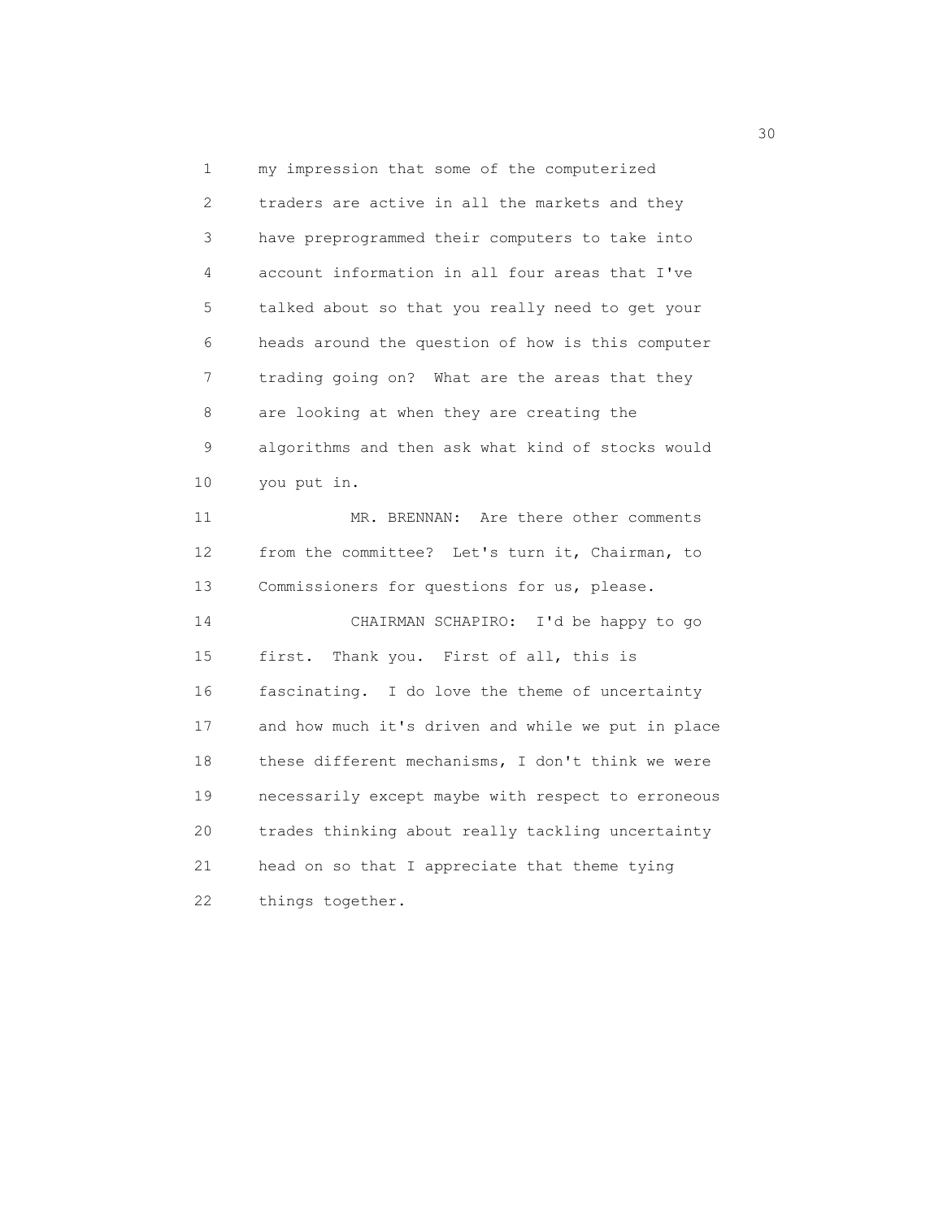my impression that some of the computerized traders are active in all the markets and they have preprogrammed their computers to take into account information in all four areas that I've talked about so that you really need to get your heads around the question of how is this computer trading going on? What are the areas that they are looking at when they are creating the algorithms and then ask what kind of stocks would you put in.

MR. BRENNAN: Are there other comments from the committee? Let's turn it, Chairman, to Commissioners for questions for us, please.

CHAIRMAN SCHAPIRO: I'd be happy to go first. Thank you. First of all, this is fascinating. I do love the theme of uncertainty and how much it's driven and while we put in place these different mechanisms, I don't think we were necessarily except maybe with respect to erroneous trades thinking about really tackling uncertainty head on so that I appreciate that theme tying things together.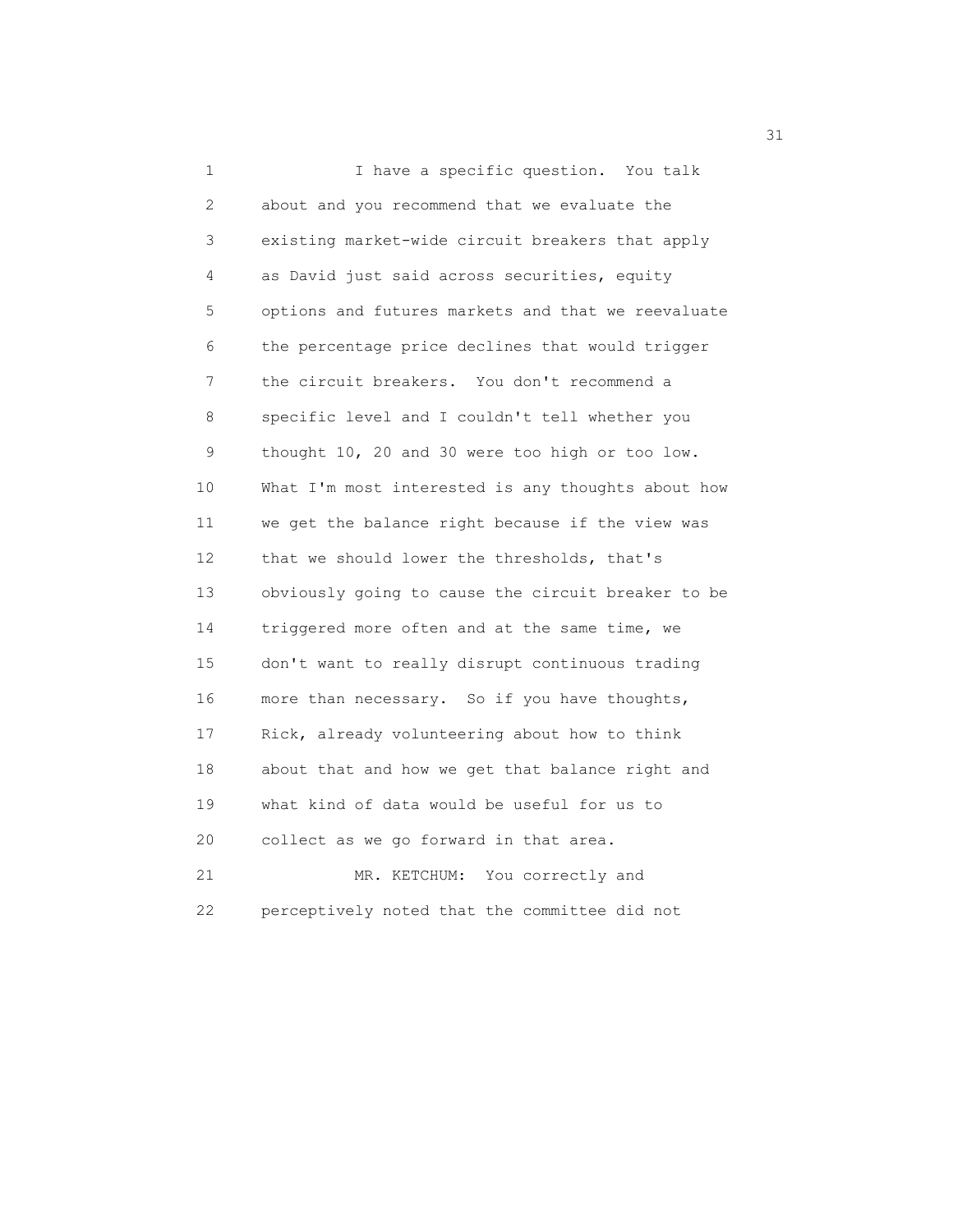I have a specific question. You talk about and you recommend that we evaluate the existing market-wide circuit breakers that apply as David just said across securities, equity options and futures markets and that we reevaluate the percentage price declines that would trigger the circuit breakers. You don't recommend a specific level and I couldn't tell whether you thought 10, 20 and 30 were too high or too low. What I'm most interested is any thoughts about how we get the balance right because if the view was that we should lower the thresholds, that's obviously going to cause the circuit breaker to be triggered more often and at the same time, we don't want to really disrupt continuous trading more than necessary. So if you have thoughts, Rick, already volunteering about how to think about that and how we get that balance right and what kind of data would be useful for us to collect as we go forward in that area.

MR. KETCHUM: You correctly and perceptively noted that the committee did not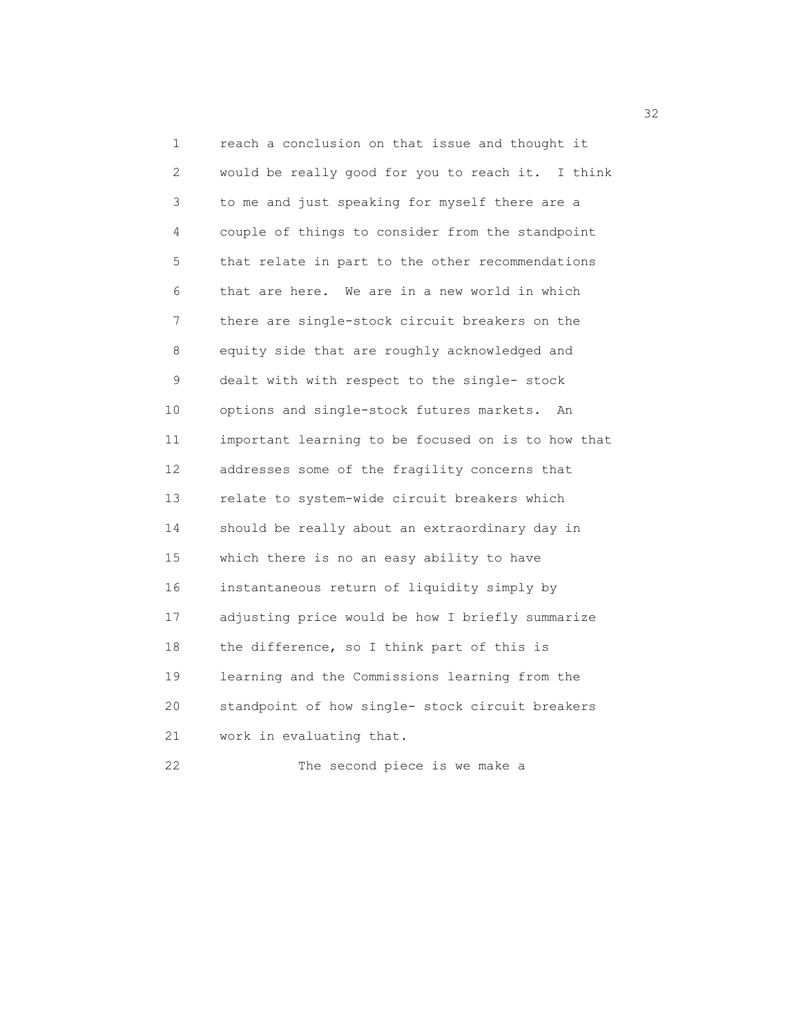reach a conclusion on that issue and thought it would be really good for you to reach it. I think to me and just speaking for myself there are a couple of things to consider from the standpoint that relate in part to the other recommendations that are here. We are in a new world in which there are single-stock circuit breakers on the equity side that are roughly acknowledged and dealt with with respect to the single- stock options and single-stock futures markets. An important learning to be focused on is to how that addresses some of the fragility concerns that relate to system-wide circuit breakers which should be really about an extraordinary day in which there is no an easy ability to have instantaneous return of liquidity simply by adjusting price would be how I briefly summarize the difference, so I think part of this is learning and the Commissions learning from the standpoint of how single- stock circuit breakers work in evaluating that.

The second piece is we make a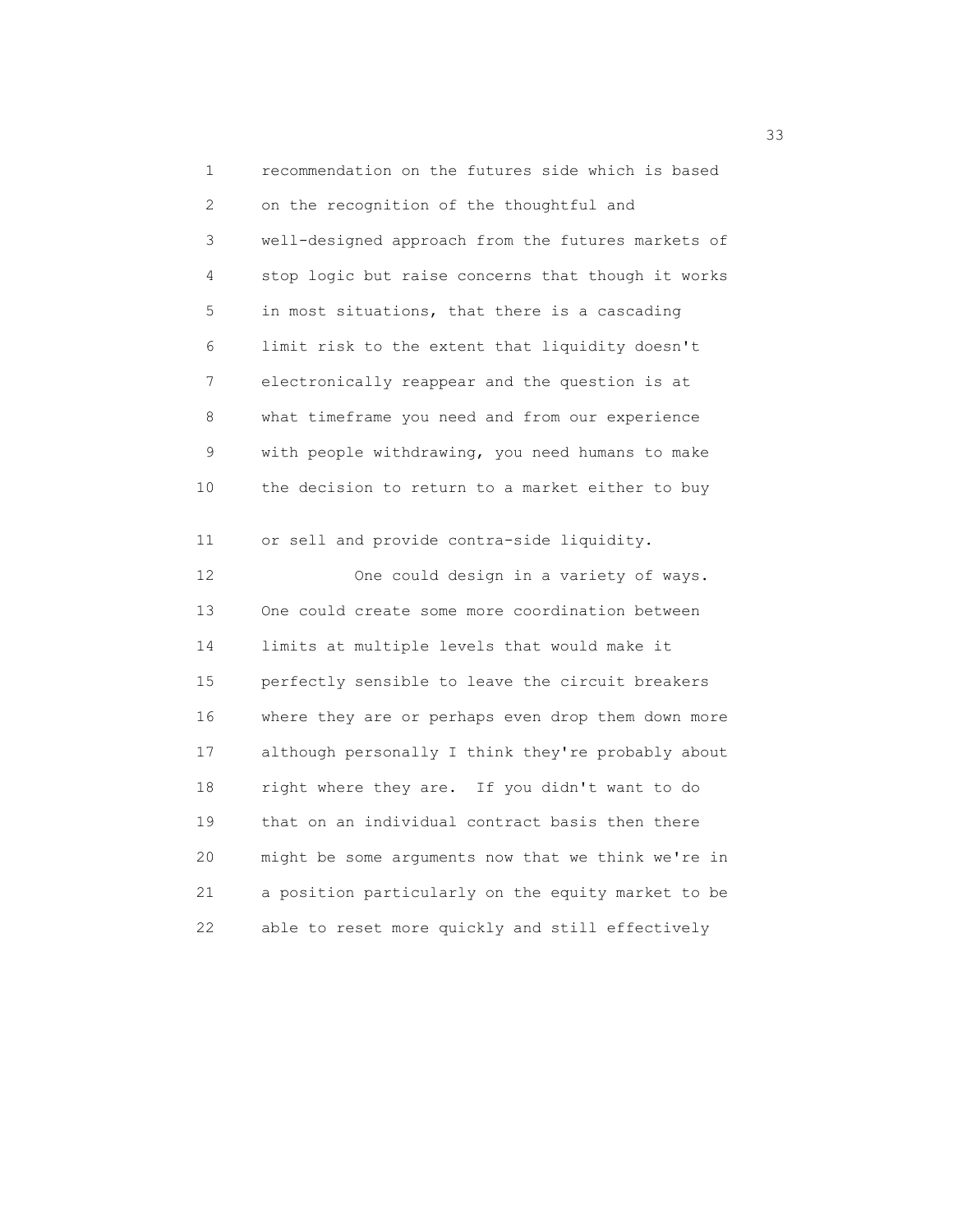recommendation on the futures side which is based on the recognition of the thoughtful and well-designed approach from the futures markets of stop logic but raise concerns that though it works in most situations, that there is a cascading limit risk to the extent that liquidity doesn't electronically reappear and the question is at what timeframe you need and from our experience with people withdrawing, you need humans to make the decision to return to a market either to buy or sell and provide contra-side liquidity.

One could design in a variety of ways. One could create some more coordination between limits at multiple levels that would make it perfectly sensible to leave the circuit breakers where they are or perhaps even drop them down more although personally I think they're probably about right where they are. If you didn't want to do that on an individual contract basis then there might be some arguments now that we think we're in a position particularly on the equity market to be able to reset more quickly and still effectively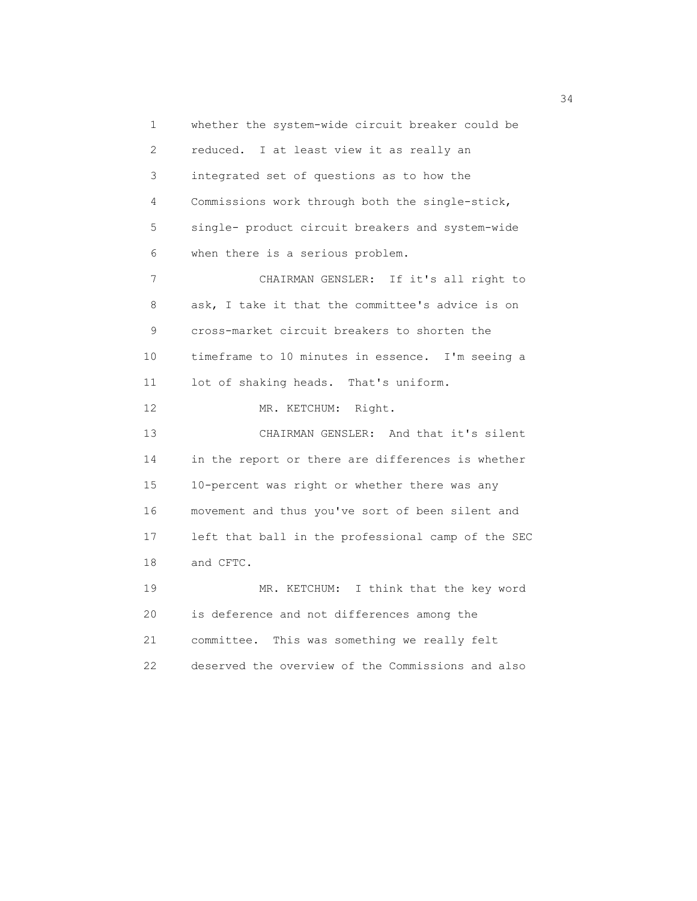whether the system-wide circuit breaker could be reduced. I at least view it as really an integrated set of questions as to how the Commissions work through both the single-stick, single- product circuit breakers and system-wide when there is a serious problem.

CHAIRMAN GENSLER: If it's all right to ask, I take it that the committee's advice is on cross-market circuit breakers to shorten the timeframe to 10 minutes in essence. I'm seeing a lot of shaking heads. That's uniform.

MR. KETCHUM: Right.

CHAIRMAN GENSLER: And that it's silent in the report or there are differences is whether 10-percent was right or whether there was any movement and thus you've sort of been silent and left that ball in the professional camp of the SEC and CFTC.

MR. KETCHUM: I think that the key word is deference and not differences among the committee. This was something we really felt deserved the overview of the Commissions and also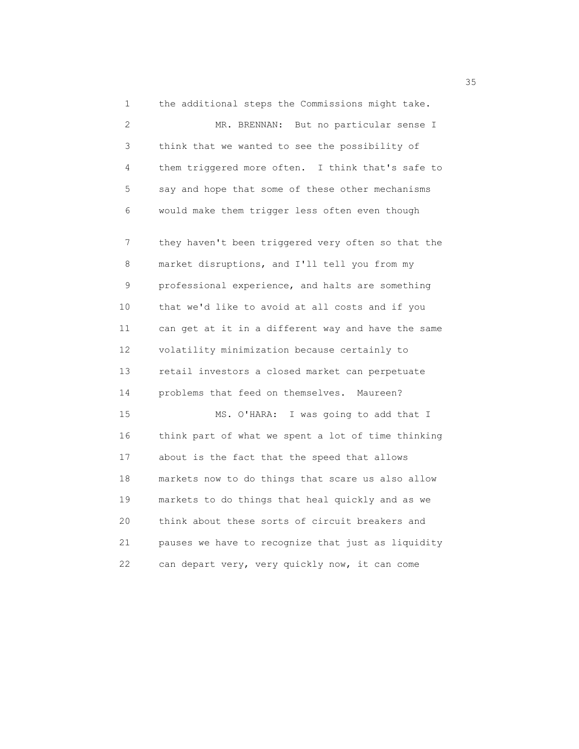the additional steps the Commissions might take.

MR. BRENNAN: But no particular sense I think that we wanted to see the possibility of them triggered more often. I think that's safe to say and hope that some of these other mechanisms would make them trigger less often even though they haven't been triggered very often so that the market disruptions, and I'll tell you from my professional experience, and halts are something that we'd like to avoid at all costs and if you can get at it in a different way and have the same volatility minimization because certainly to retail investors a closed market can perpetuate problems that feed on themselves. Maureen?

MS. O'HARA: I was going to add that I think part of what we spent a lot of time thinking about is the fact that the speed that allows markets now to do things that scare us also allow markets to do things that heal quickly and as we think about these sorts of circuit breakers and pauses we have to recognize that just as liquidity can depart very, very quickly now, it can come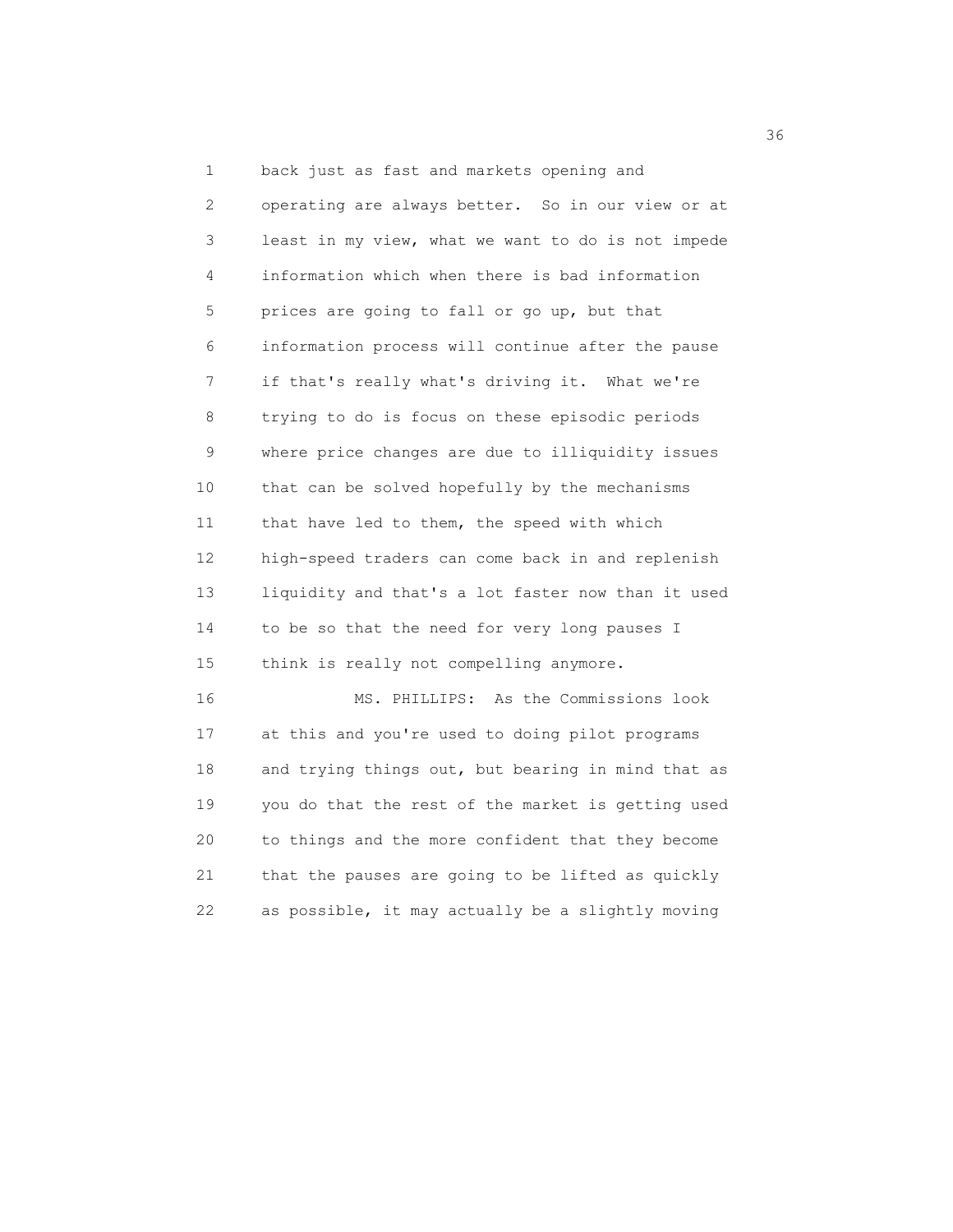back just as fast and markets opening and operating are always better. So in our view or at least in my view, what we want to do is not impede information which when there is bad information prices are going to fall or go up, but that information process will continue after the pause if that's really what's driving it. What we're trying to do is focus on these episodic periods where price changes are due to illiquidity issues that can be solved hopefully by the mechanisms that have led to them, the speed with which high-speed traders can come back in and replenish liquidity and that's a lot faster now than it used to be so that the need for very long pauses I think is really not compelling anymore.

MS. PHILLIPS: As the Commissions look at this and you're used to doing pilot programs and trying things out, but bearing in mind that as you do that the rest of the market is getting used to things and the more confident that they become that the pauses are going to be lifted as quickly as possible, it may actually be a slightly moving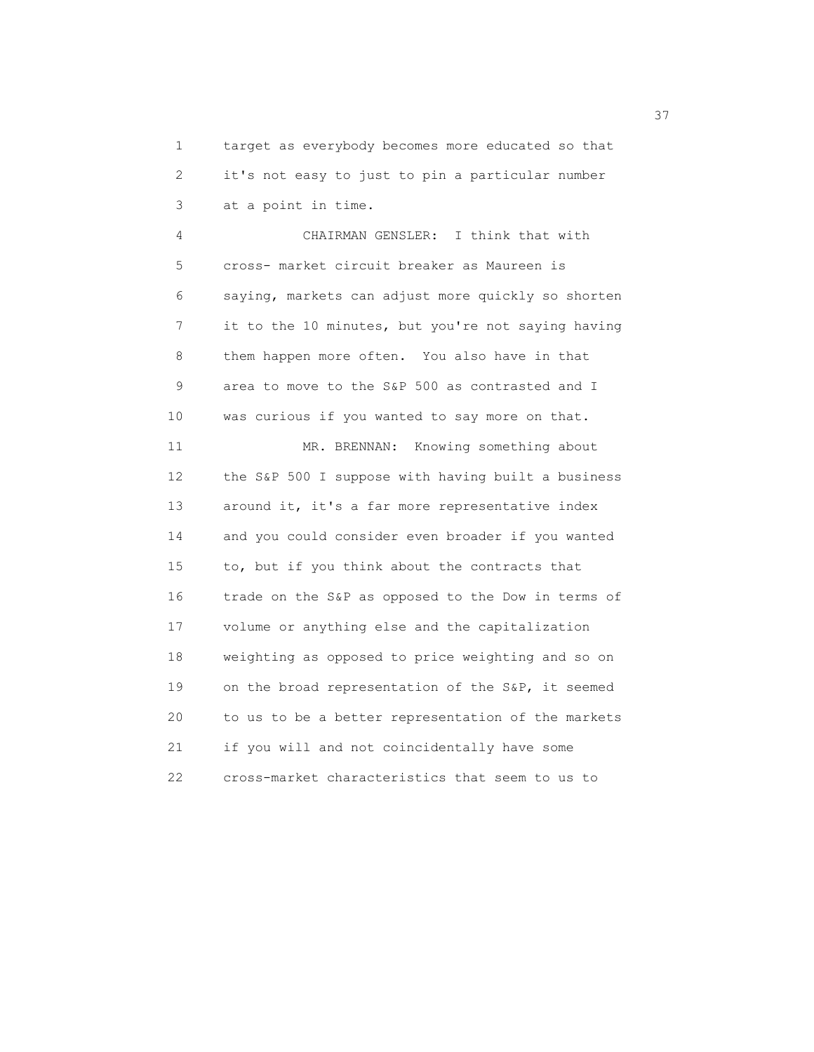target as everybody becomes more educated so that it's not easy to just to pin a particular number at a point in time.

CHAIRMAN GENSLER: I think that with cross- market circuit breaker as Maureen is saying, markets can adjust more quickly so shorten it to the 10 minutes, but you're not saying having them happen more often. You also have in that area to move to the S&P 500 as contrasted and I was curious if you wanted to say more on that.

MR. BRENNAN: Knowing something about the S&P 500 I suppose with having built a business around it, it's a far more representative index and you could consider even broader if you wanted to, but if you think about the contracts that trade on the S&P as opposed to the Dow in terms of volume or anything else and the capitalization weighting as opposed to price weighting and so on on the broad representation of the S&P, it seemed to us to be a better representation of the markets if you will and not coincidentally have some cross-market characteristics that seem to us to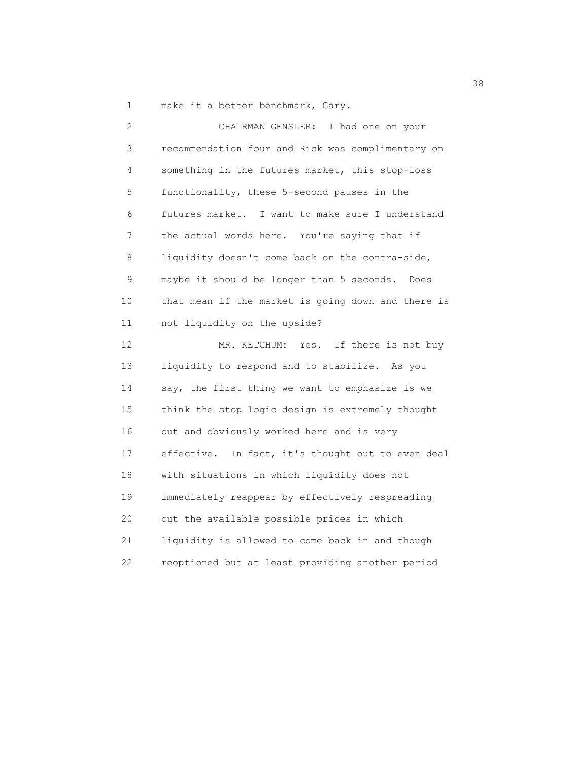make it a better benchmark, Gary.

CHAIRMAN GENSLER: I had one on your recommendation four and Rick was complimentary on something in the futures market, this stop-loss functionality, these 5-second pauses in the futures market. I want to make sure I understand the actual words here. You're saying that if liquidity doesn't come back on the contra-side, maybe it should be longer than 5 seconds. Does that mean if the market is going down and there is not liquidity on the upside?

MR. KETCHUM: Yes. If there is not buy liquidity to respond and to stabilize. As you say, the first thing we want to emphasize is we think the stop logic design is extremely thought out and obviously worked here and is very effective. In fact, it's thought out to even deal with situations in which liquidity does not immediately reappear by effectively respreading out the available possible prices in which liquidity is allowed to come back in and though reoptioned but at least providing another period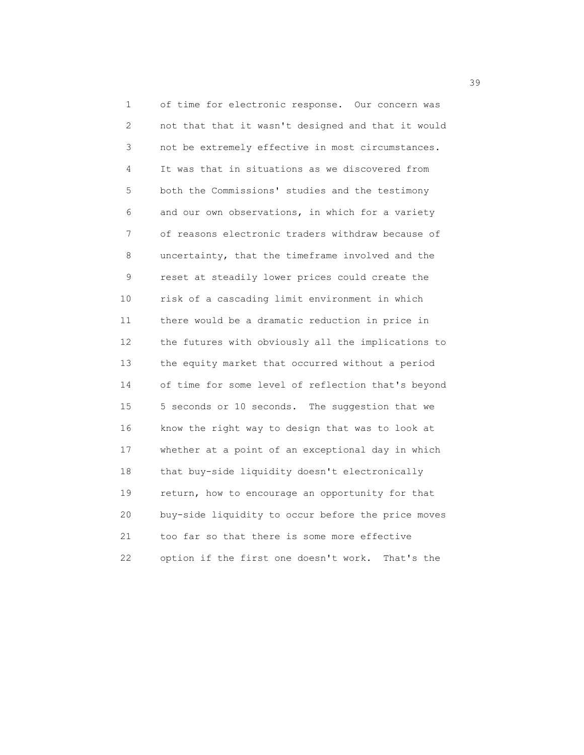of time for electronic response. Our concern was not that that it wasn't designed and that it would not be extremely effective in most circumstances. It was that in situations as we discovered from both the Commissions' studies and the testimony and our own observations, in which for a variety of reasons electronic traders withdraw because of uncertainty, that the timeframe involved and the reset at steadily lower prices could create the risk of a cascading limit environment in which there would be a dramatic reduction in price in the futures with obviously all the implications to the equity market that occurred without a period of time for some level of reflection that's beyond 5 seconds or 10 seconds. The suggestion that we know the right way to design that was to look at whether at a point of an exceptional day in which that buy-side liquidity doesn't electronically return, how to encourage an opportunity for that buy-side liquidity to occur before the price moves too far so that there is some more effective option if the first one doesn't work. That's the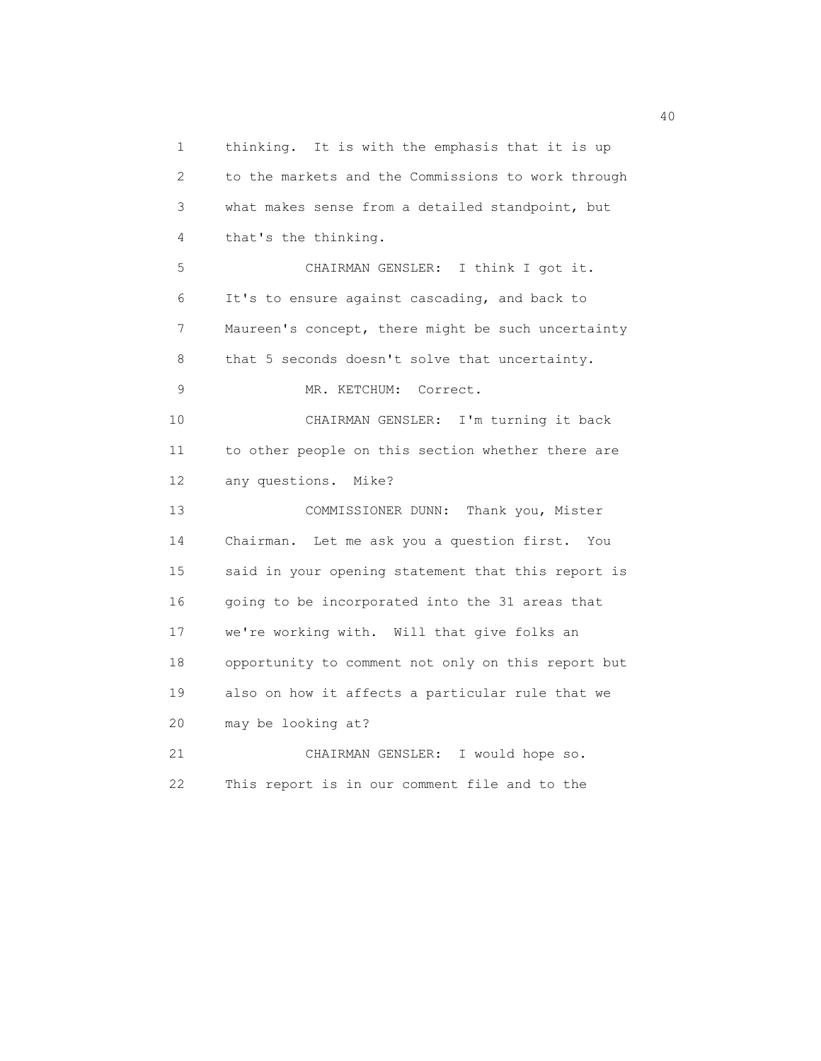thinking. It is with the emphasis that it is up to the markets and the Commissions to work through what makes sense from a detailed standpoint, but that's the thinking.

CHAIRMAN GENSLER: I think I got it. It's to ensure against cascading, and back to Maureen's concept, there might be such uncertainty that 5 seconds doesn't solve that uncertainty.

MR. KETCHUM: Correct.

CHAIRMAN GENSLER: I'm turning it back to other people on this section whether there are any questions. Mike?

COMMISSIONER DUNN: Thank you, Mister Chairman. Let me ask you a question first. You said in your opening statement that this report is going to be incorporated into the 31 areas that we're working with. Will that give folks an opportunity to comment not only on this report but also on how it affects a particular rule that we may be looking at?

CHAIRMAN GENSLER: I would hope so. This report is in our comment file and to the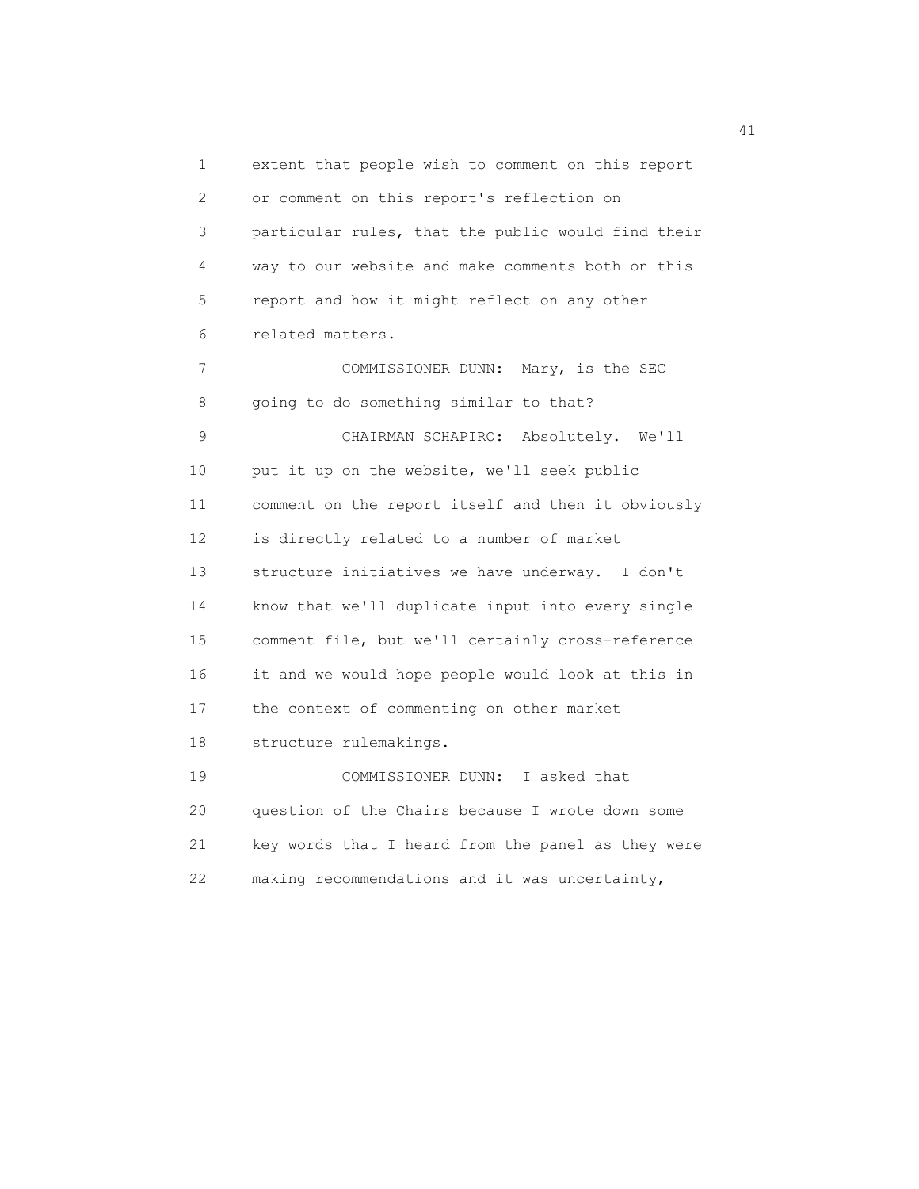extent that people wish to comment on this report or comment on this report's reflection on particular rules, that the public would find their way to our website and make comments both on this report and how it might reflect on any other related matters.

COMMISSIONER DUNN: Mary, is the SEC going to do something similar to that?

CHAIRMAN SCHAPIRO: Absolutely. We'll put it up on the website, we'll seek public comment on the report itself and then it obviously is directly related to a number of market structure initiatives we have underway. I don't know that we'll duplicate input into every single comment file, but we'll certainly cross-reference it and we would hope people would look at this in the context of commenting on other market structure rulemakings.

COMMISSIONER DUNN: I asked that question of the Chairs because I wrote down some key words that I heard from the panel as they were making recommendations and it was uncertainty,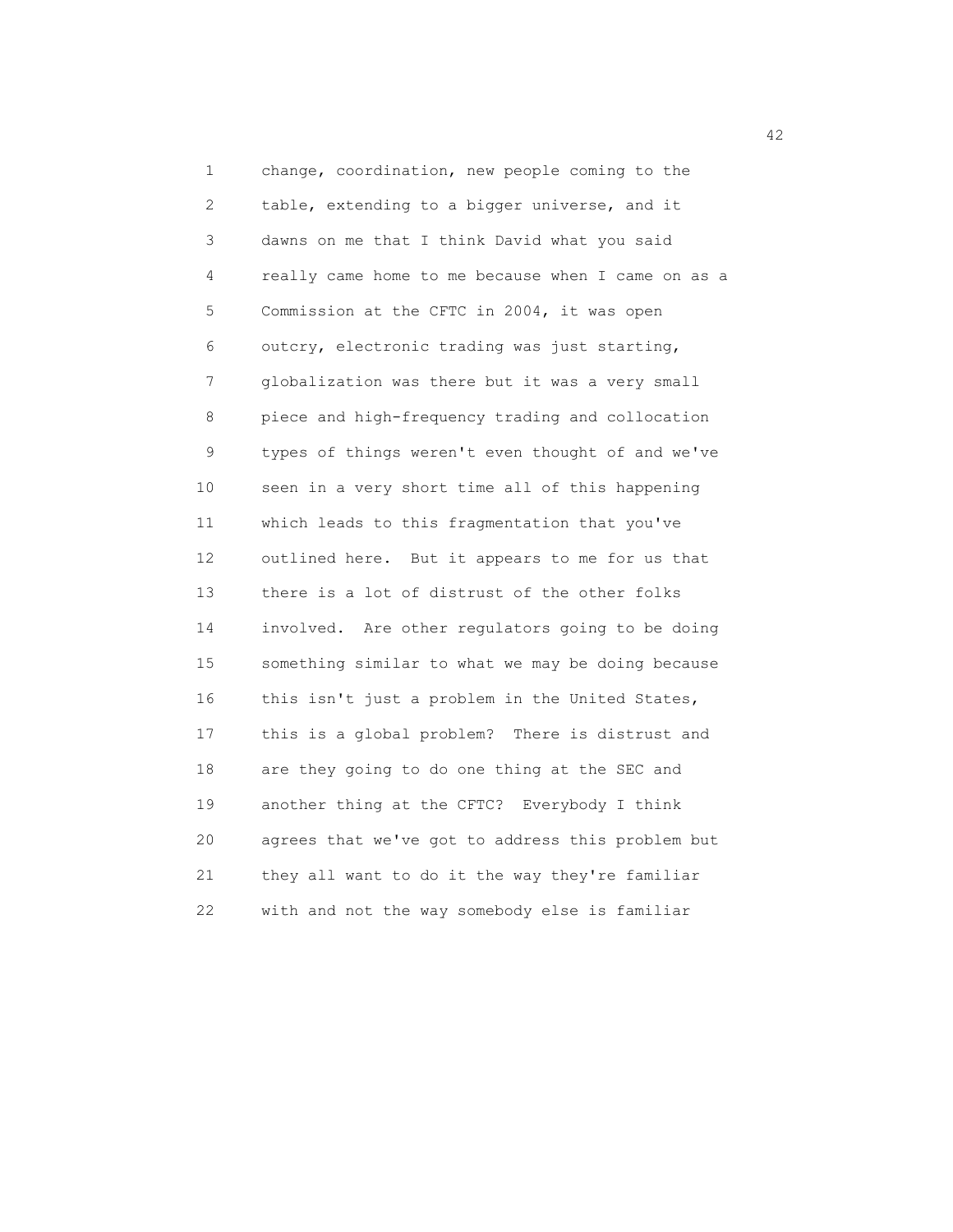change, coordination, new people coming to the table, extending to a bigger universe, and it dawns on me that I think David what you said really came home to me because when I came on as a Commission at the CFTC in 2004, it was open outcry, electronic trading was just starting, globalization was there but it was a very small piece and high-frequency trading and collocation types of things weren't even thought of and we've seen in a very short time all of this happening which leads to this fragmentation that you've outlined here. But it appears to me for us that there is a lot of distrust of the other folks involved. Are other regulators going to be doing something similar to what we may be doing because this isn't just a problem in the United States, this is a global problem? There is distrust and are they going to do one thing at the SEC and another thing at the CFTC? Everybody I think agrees that we've got to address this problem but they all want to do it the way they're familiar with and not the way somebody else is familiar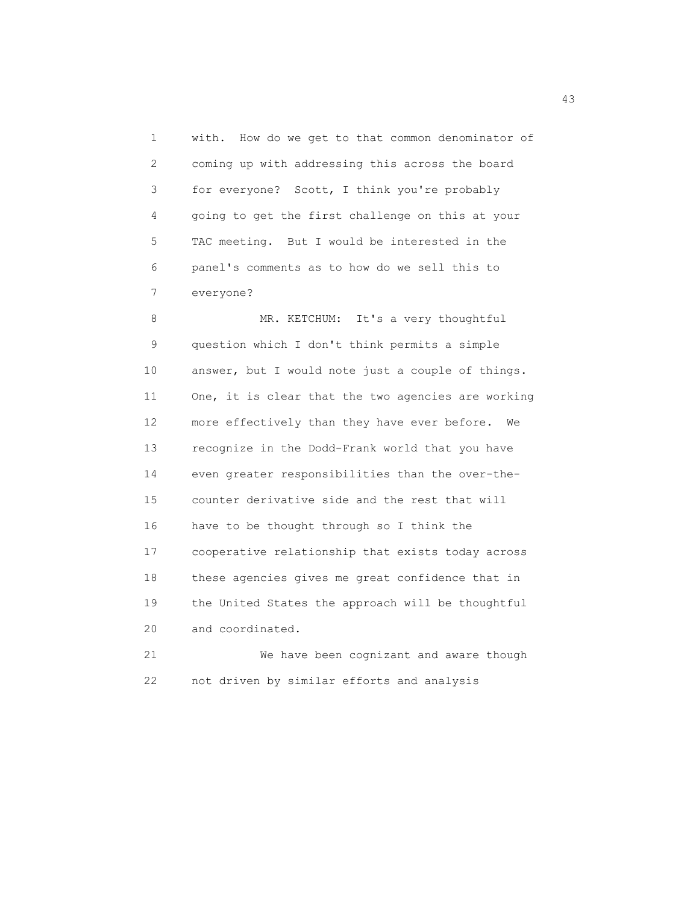with. How do we get to that common denominator of coming up with addressing this across the board for everyone? Scott, I think you're probably going to get the first challenge on this at your TAC meeting. But I would be interested in the panel's comments as to how do we sell this to everyone?

MR. KETCHUM: It's a very thoughtful question which I don't think permits a simple answer, but I would note just a couple of things. One, it is clear that the two agencies are working more effectively than they have ever before. We recognize in the Dodd-Frank world that you have even greater responsibilities than the over-the-counter derivative side and the rest that will have to be thought through so I think the cooperative relationship that exists today across these agencies gives me great confidence that in the United States the approach will be thoughtful and coordinated.

We have been cognizant and aware though not driven by similar efforts and analysis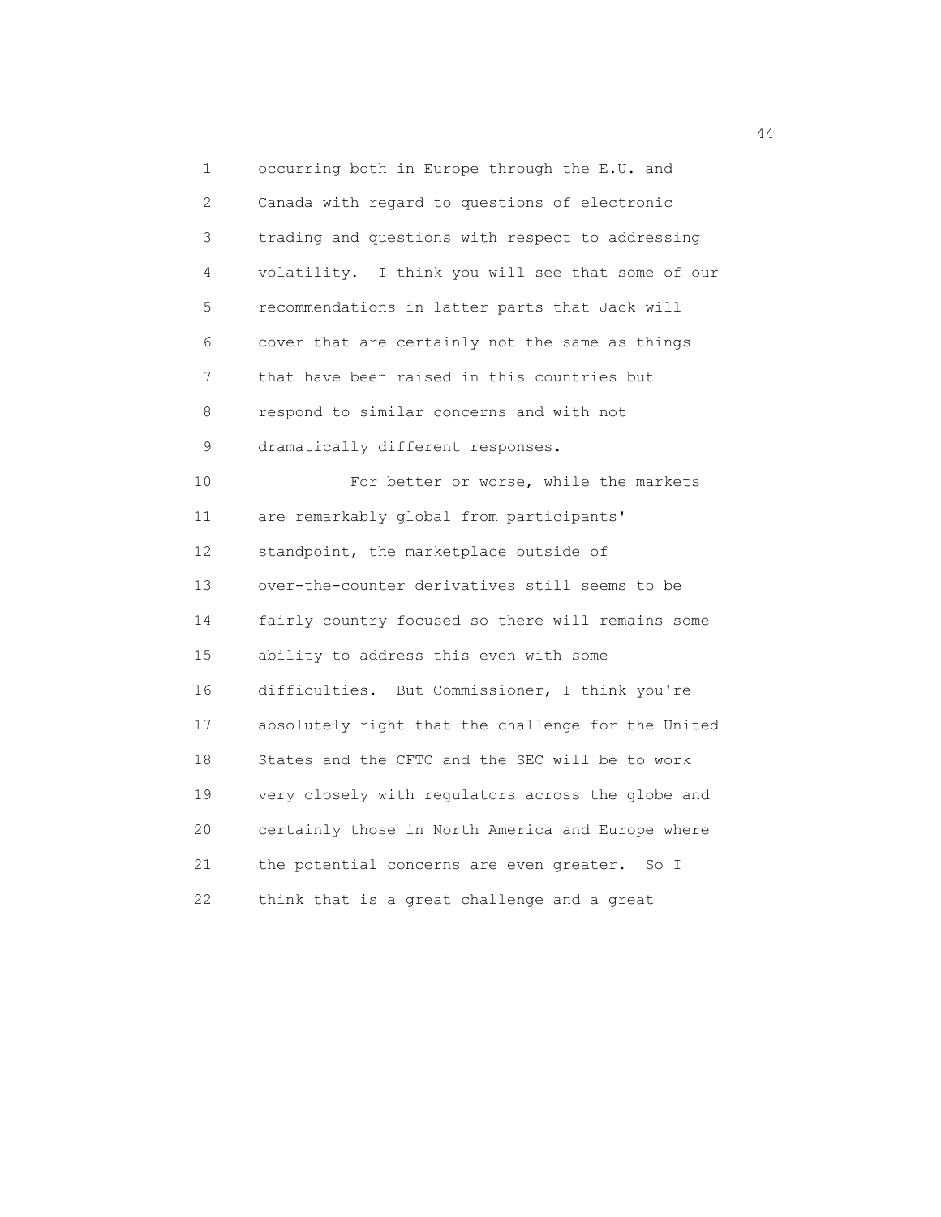occurring both in Europe through the E.U. and Canada with regard to questions of electronic trading and questions with respect to addressing volatility. I think you will see that some of our recommendations in latter parts that Jack will cover that are certainly not the same as things that have been raised in this countries but respond to similar concerns and with not dramatically different responses.

For better or worse, while the markets are remarkably global from participants' standpoint, the marketplace outside of over-the-counter derivatives still seems to be fairly country focused so there will remains some ability to address this even with some difficulties. But Commissioner, I think you're absolutely right that the challenge for the United States and the CFTC and the SEC will be to work very closely with regulators across the globe and certainly those in North America and Europe where the potential concerns are even greater. So I think that is a great challenge and a great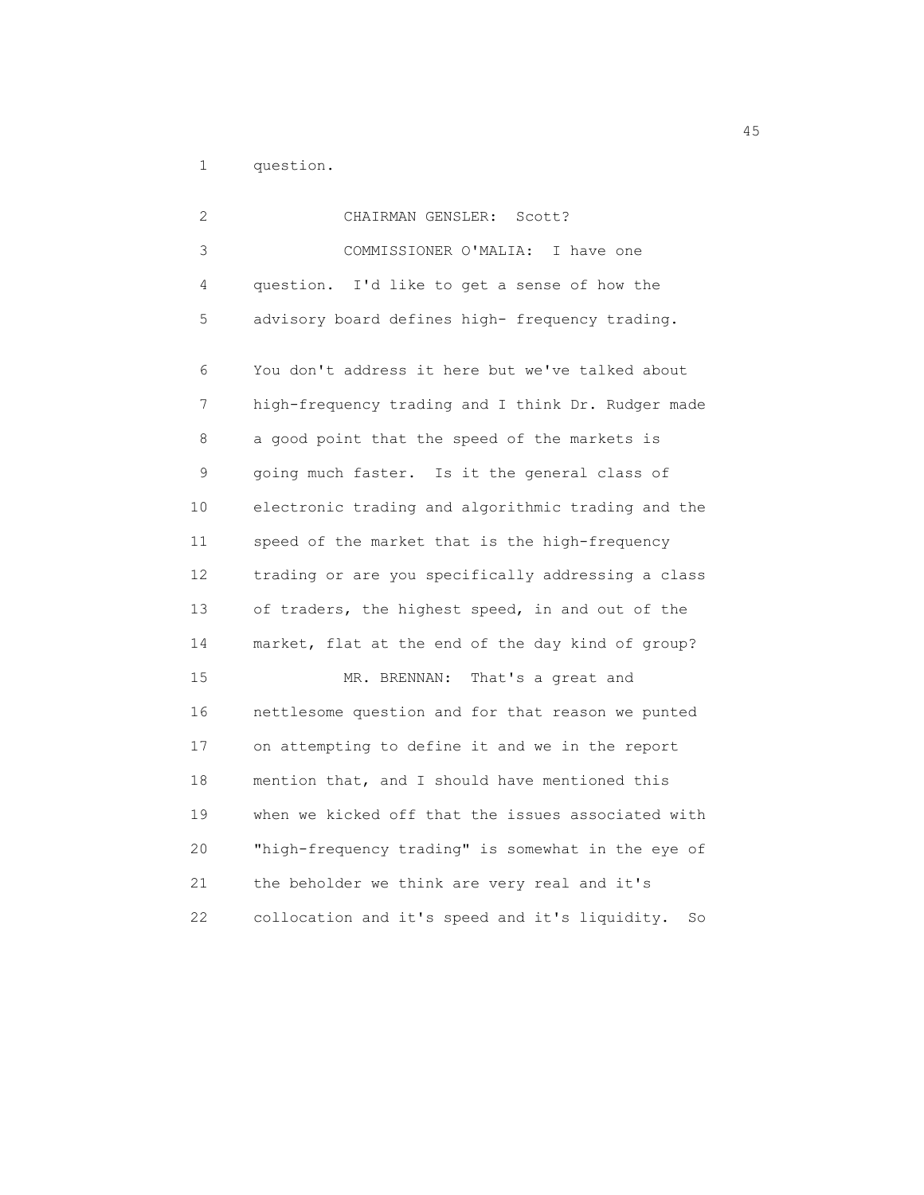question.

CHAIRMAN GENSLER: Scott?

COMMISSIONER O'MALIA: I have one question. I'd like to get a sense of how the advisory board defines high- frequency trading. You don't address it here but we've talked about high-frequency trading and I think Dr. Rudger made a good point that the speed of the markets is going much faster. Is it the general class of electronic trading and algorithmic trading and the speed of the market that is the high-frequency trading or are you specifically addressing a class of traders, the highest speed, in and out of the market, flat at the end of the day kind of group?

MR. BRENNAN: That's a great and nettlesome question and for that reason we punted on attempting to define it and we in the report mention that, and I should have mentioned this when we kicked off that the issues associated with "high-frequency trading" is somewhat in the eye of the beholder we think are very real and it's collocation and it's speed and it's liquidity. So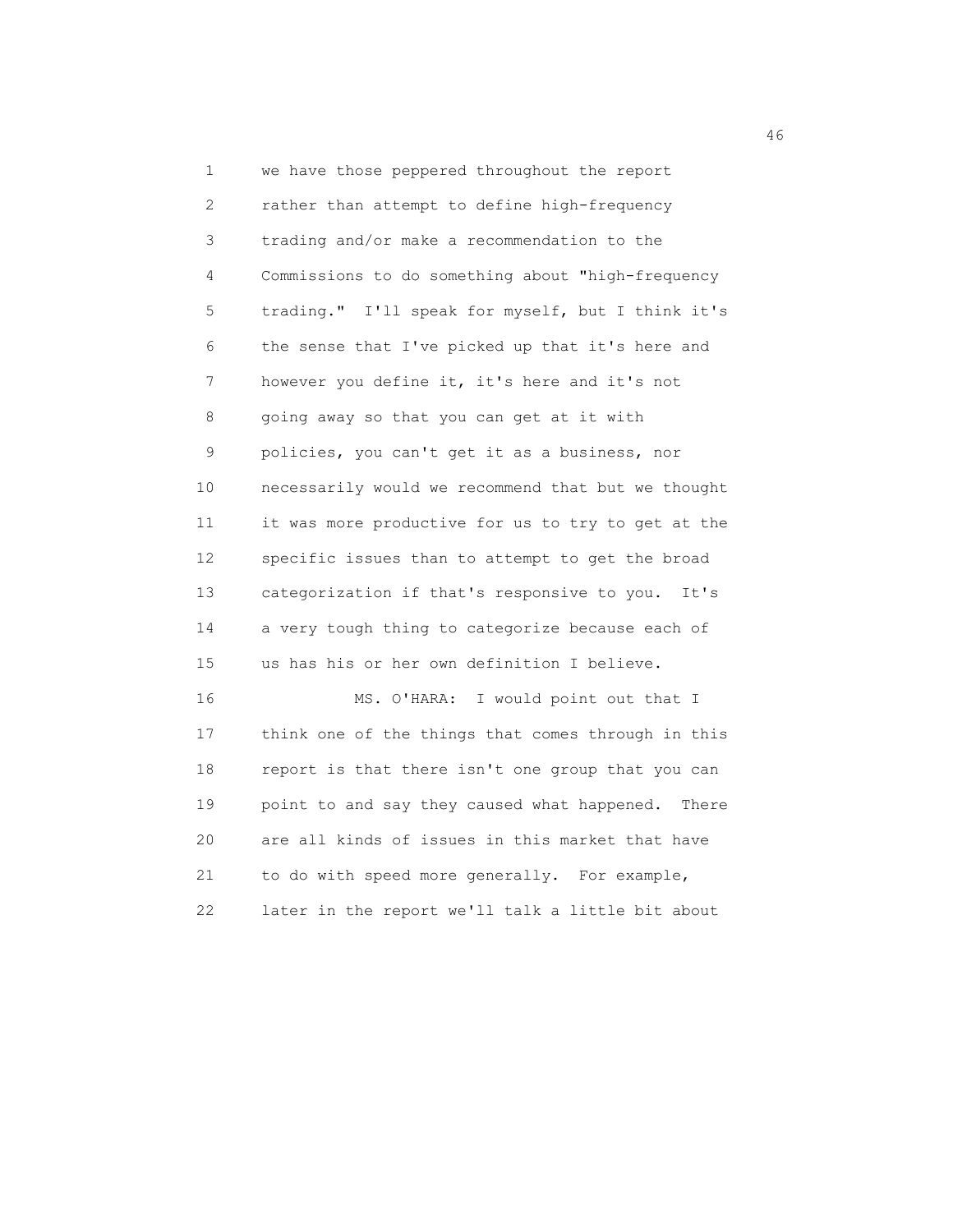we have those peppered throughout the report rather than attempt to define high-frequency trading and/or make a recommendation to the Commissions to do something about "high-frequency trading." I'll speak for myself, but I think it's the sense that I've picked up that it's here and however you define it, it's here and it's not going away so that you can get at it with policies, you can't get it as a business, nor necessarily would we recommend that but we thought it was more productive for us to try to get at the specific issues than to attempt to get the broad categorization if that's responsive to you. It's a very tough thing to categorize because each of us has his or her own definition I believe.

MS. O'HARA: I would point out that I think one of the things that comes through in this report is that there isn't one group that you can point to and say they caused what happened. There are all kinds of issues in this market that have to do with speed more generally. For example, later in the report we'll talk a little bit about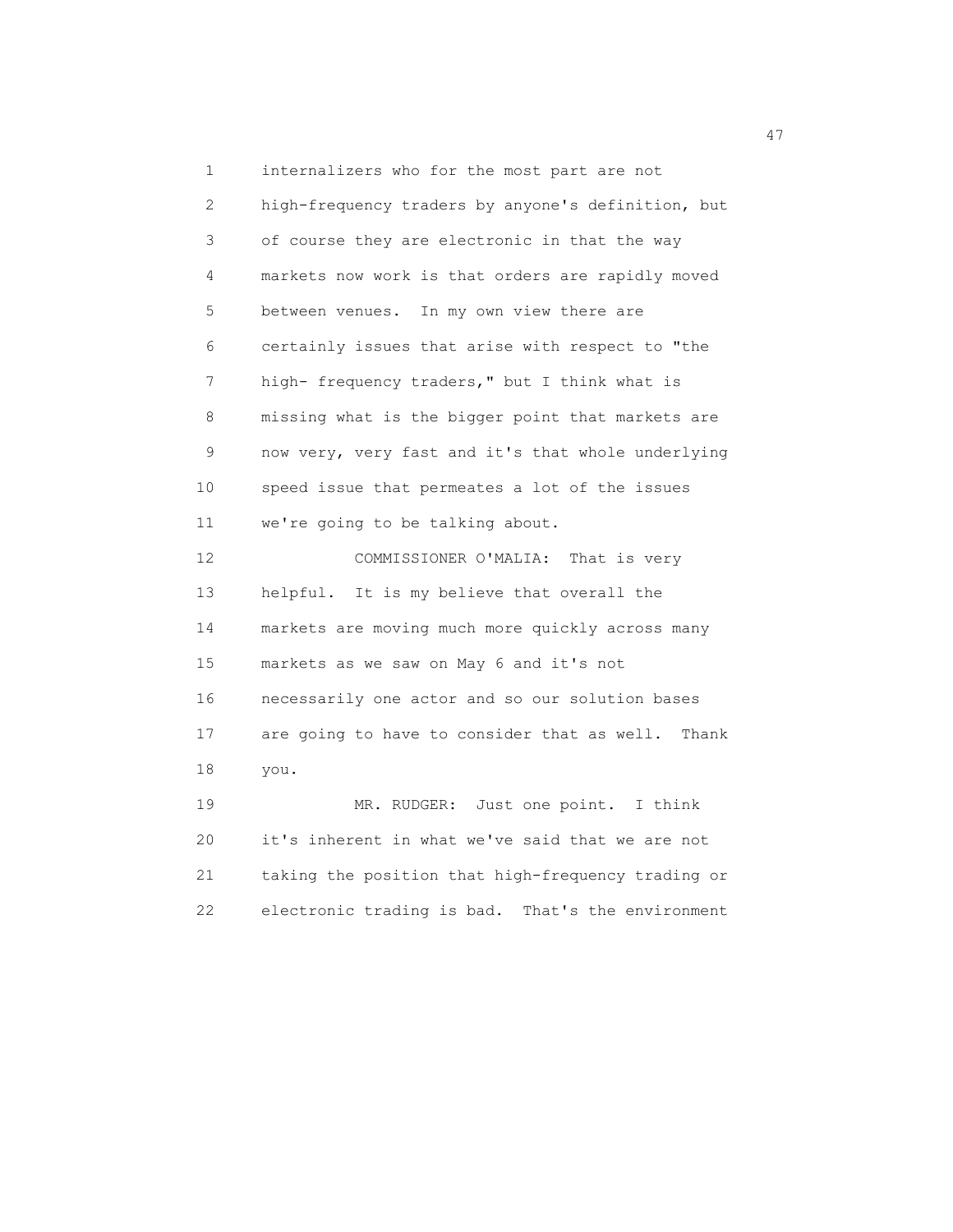internalizers who for the most part are not high-frequency traders by anyone's definition, but of course they are electronic in that the way markets now work is that orders are rapidly moved between venues. In my own view there are certainly issues that arise with respect to "the high- frequency traders," but I think what is missing what is the bigger point that markets are now very, very fast and it's that whole underlying speed issue that permeates a lot of the issues we're going to be talking about.

COMMISSIONER O'MALIA: That is very helpful. It is my believe that overall the markets are moving much more quickly across many markets as we saw on May 6 and it's not necessarily one actor and so our solution bases are going to have to consider that as well. Thank you.

MR. RUDGER: Just one point. I think it's inherent in what we've said that we are not taking the position that high-frequency trading or electronic trading is bad. That's the environment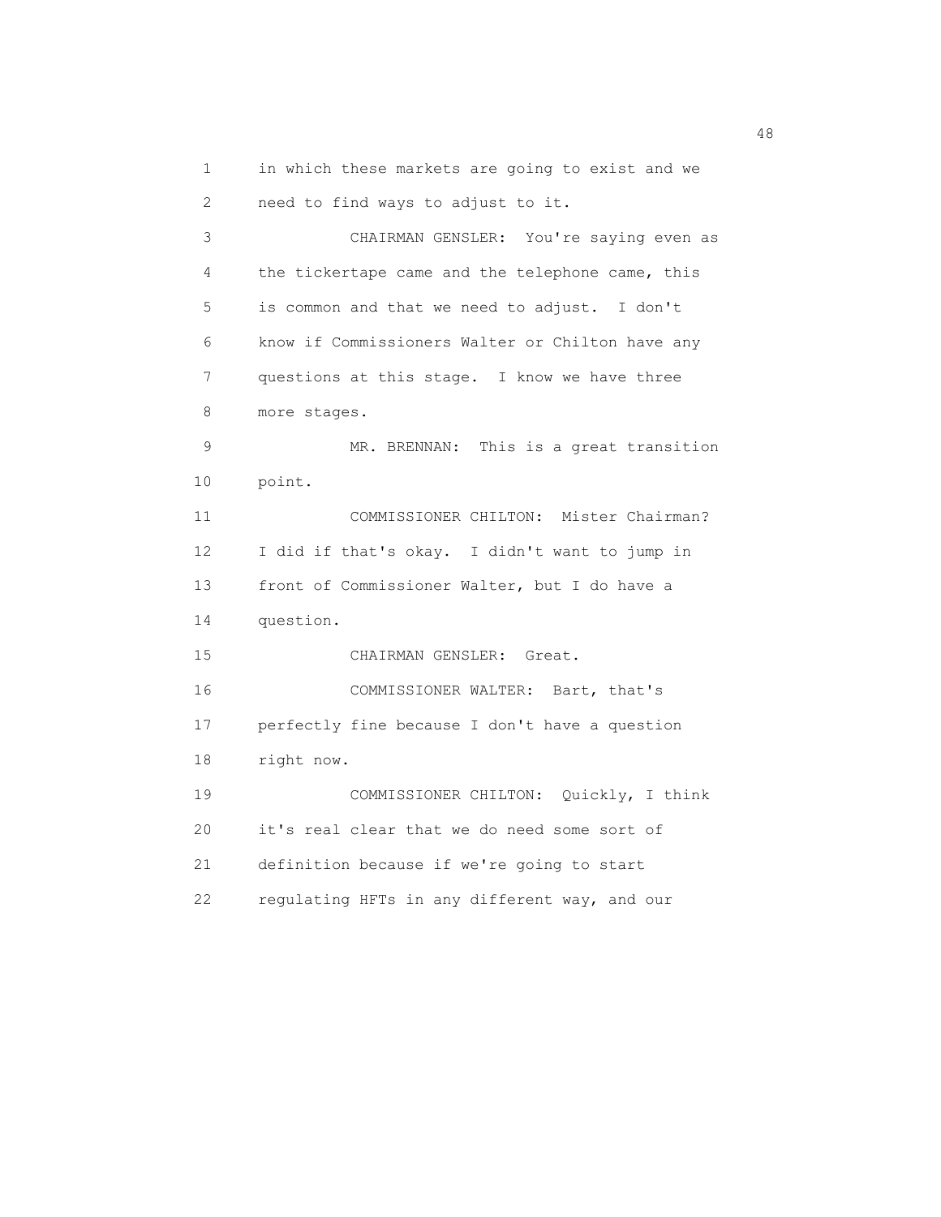in which these markets are going to exist and we need to find ways to adjust to it.

CHAIRMAN GENSLER: You're saying even as the tickertape came and the telephone came, this is common and that we need to adjust. I don't know if Commissioners Walter or Chilton have any questions at this stage. I know we have three more stages.

MR. BRENNAN: This is a great transition point.

COMMISSIONER CHILTON: Mister Chairman? I did if that's okay. I didn't want to jump in front of Commissioner Walter, but I do have a question.

CHAIRMAN GENSLER: Great.

COMMISSIONER WALTER: Bart, that's perfectly fine because I don't have a question right now.

COMMISSIONER CHILTON: Quickly, I think it's real clear that we do need some sort of definition because if we're going to start regulating HFTs in any different way, and our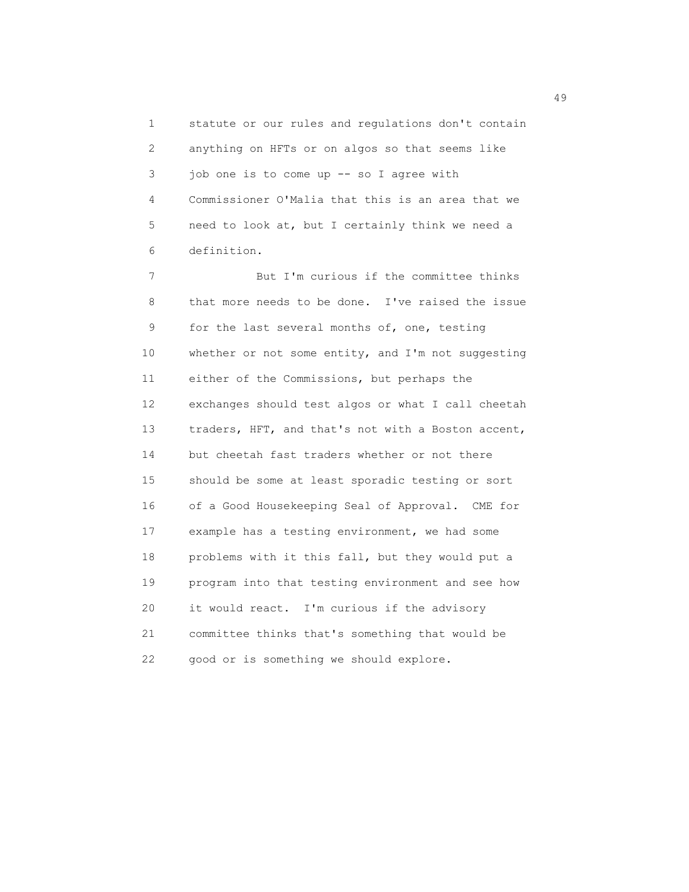statute or our rules and regulations don't contain anything on HFTs or on algos so that seems like job one is to come up -- so I agree with Commissioner O'Malia that this is an area that we need to look at, but I certainly think we need a definition.

But I'm curious if the committee thinks that more needs to be done. I've raised the issue for the last several months of, one, testing whether or not some entity, and I'm not suggesting either of the Commissions, but perhaps the exchanges should test algos or what I call cheetah traders, HFT, and that's not with a Boston accent, but cheetah fast traders whether or not there should be some at least sporadic testing or sort of a Good Housekeeping Seal of Approval. CME for example has a testing environment, we had some problems with it this fall, but they would put a program into that testing environment and see how it would react. I'm curious if the advisory committee thinks that's something that would be good or is something we should explore.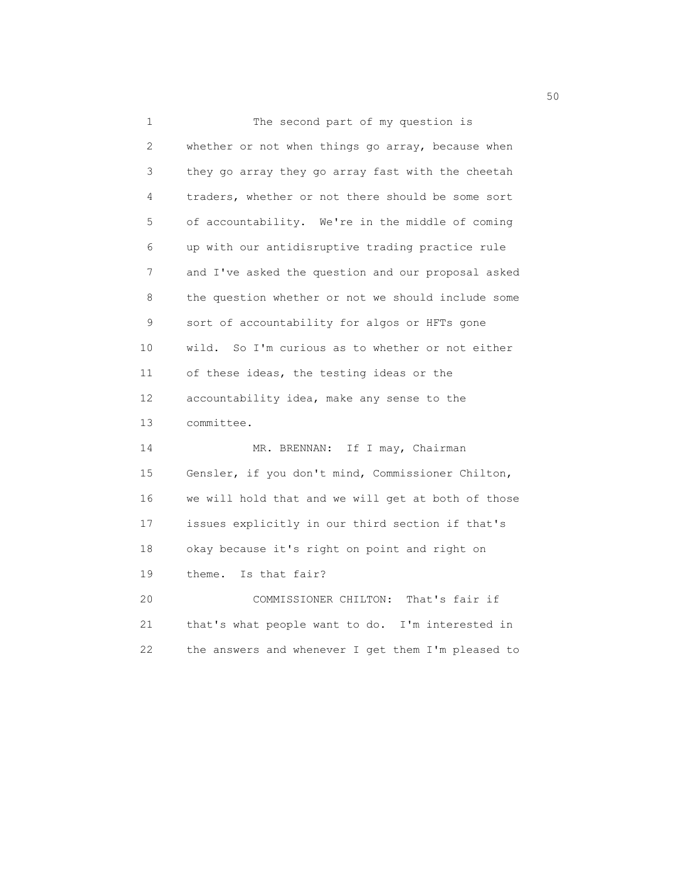The second part of my question is whether or not when things go array, because when they go array they go array fast with the cheetah traders, whether or not there should be some sort of accountability. We're in the middle of coming up with our antidisruptive trading practice rule and I've asked the question and our proposal asked the question whether or not we should include some sort of accountability for algos or HFTs gone wild. So I'm curious as to whether or not either of these ideas, the testing ideas or the accountability idea, make any sense to the committee.

MR. BRENNAN: If I may, Chairman Gensler, if you don't mind, Commissioner Chilton, we will hold that and we will get at both of those issues explicitly in our third section if that's okay because it's right on point and right on theme. Is that fair?

COMMISSIONER CHILTON: That's fair if that's what people want to do. I'm interested in the answers and whenever I get them I'm pleased to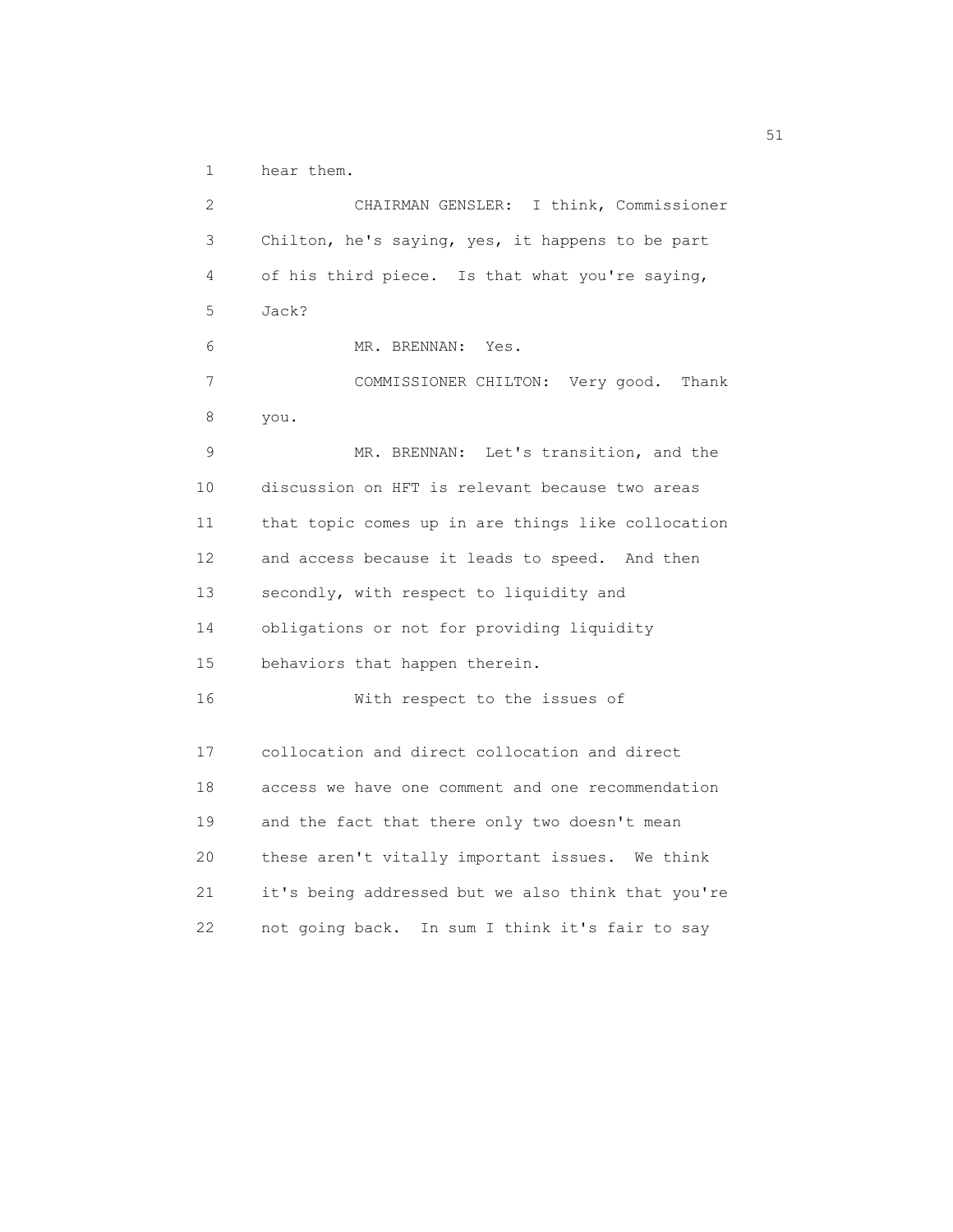hear them.

CHAIRMAN GENSLER: I think, Commissioner Chilton, he's saying, yes, it happens to be part of his third piece. Is that what you're saying, Jack?

MR. BRENNAN: Yes.

COMMISSIONER CHILTON: Very good. Thank you.

MR. BRENNAN: Let's transition, and the discussion on HFT is relevant because two areas that topic comes up in are things like collocation and access because it leads to speed. And then secondly, with respect to liquidity and obligations or not for providing liquidity behaviors that happen therein.

With respect to the issues of collocation and direct collocation and direct access we have one comment and one recommendation and the fact that there only two doesn't mean these aren't vitally important issues. We think it's being addressed but we also think that you're not going back. In sum I think it's fair to say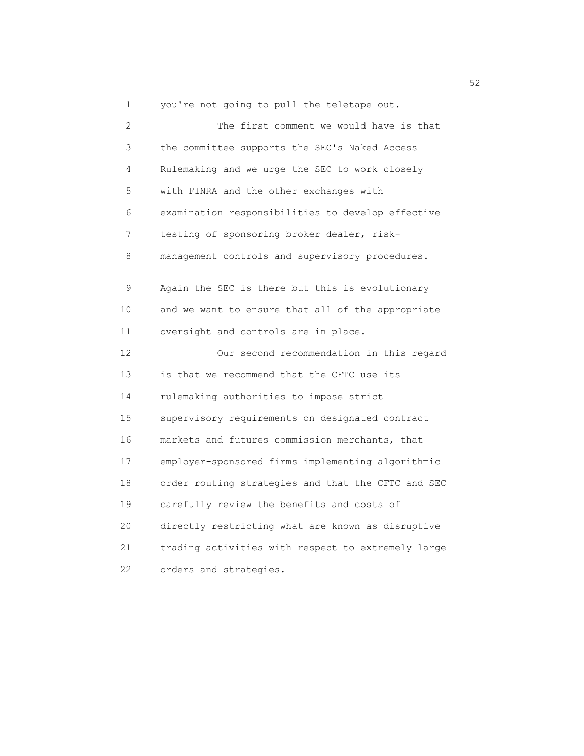you're not going to pull the teletape out.

The first comment we would have is that the committee supports the SEC's Naked Access Rulemaking and we urge the SEC to work closely with FINRA and the other exchanges with examination responsibilities to develop effective testing of sponsoring broker dealer, risk-management controls and supervisory procedures.

Again the SEC is there but this is evolutionary and we want to ensure that all of the appropriate oversight and controls are in place.

Our second recommendation in this regard is that we recommend that the CFTC use its rulemaking authorities to impose strict supervisory requirements on designated contract markets and futures commission merchants, that employer-sponsored firms implementing algorithmic order routing strategies and that the CFTC and SEC carefully review the benefits and costs of directly restricting what are known as disruptive trading activities with respect to extremely large orders and strategies.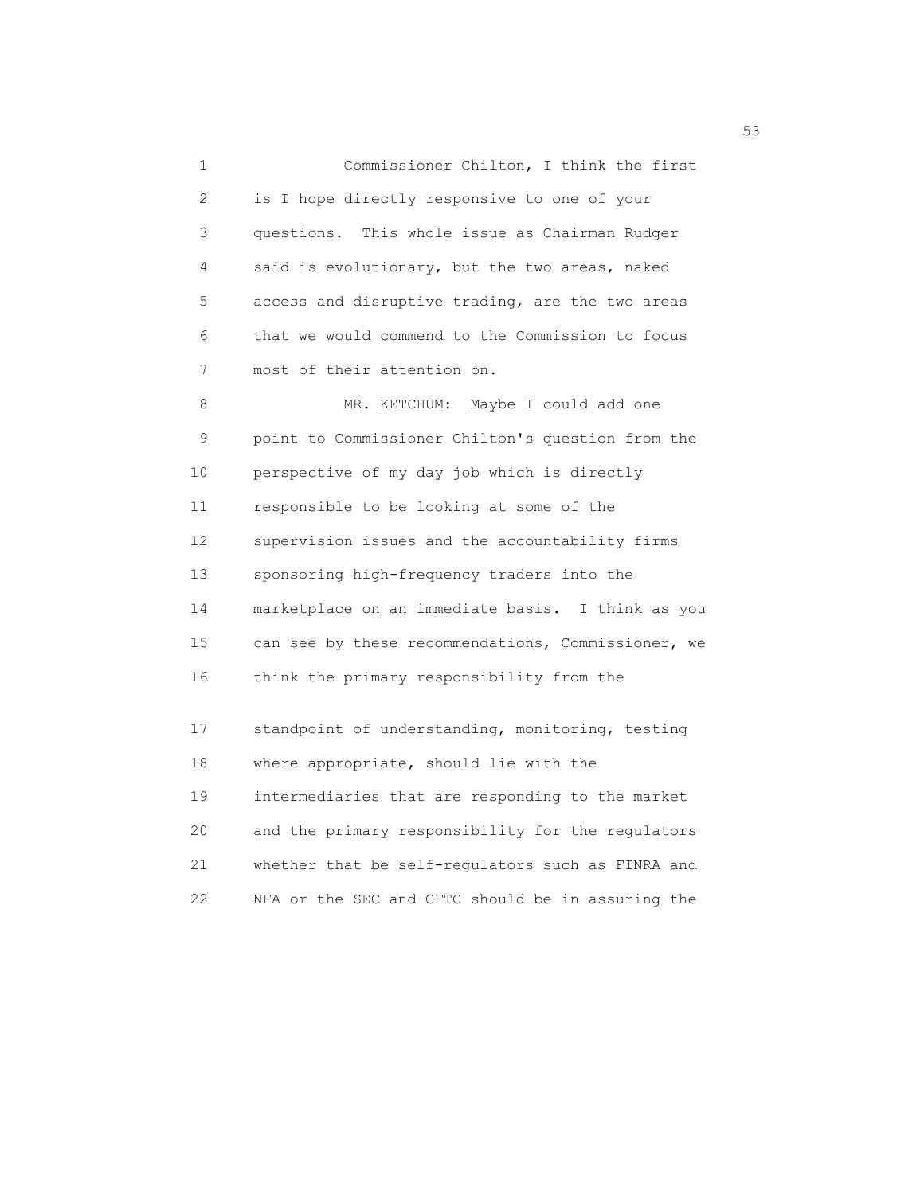Commissioner Chilton, I think the first is I hope directly responsive to one of your questions. This whole issue as Chairman Rudger said is evolutionary, but the two areas, naked access and disruptive trading, are the two areas that we would commend to the Commission to focus most of their attention on.

MR. KETCHUM: Maybe I could add one point to Commissioner Chilton's question from the perspective of my day job which is directly responsible to be looking at some of the supervision issues and the accountability firms sponsoring high-frequency traders into the marketplace on an immediate basis. I think as you can see by these recommendations, Commissioner, we think the primary responsibility from the standpoint of understanding, monitoring, testing where appropriate, should lie with the intermediaries that are responding to the market and the primary responsibility for the regulators whether that be self-regulators such as FINRA and NFA or the SEC and CFTC should be in assuring the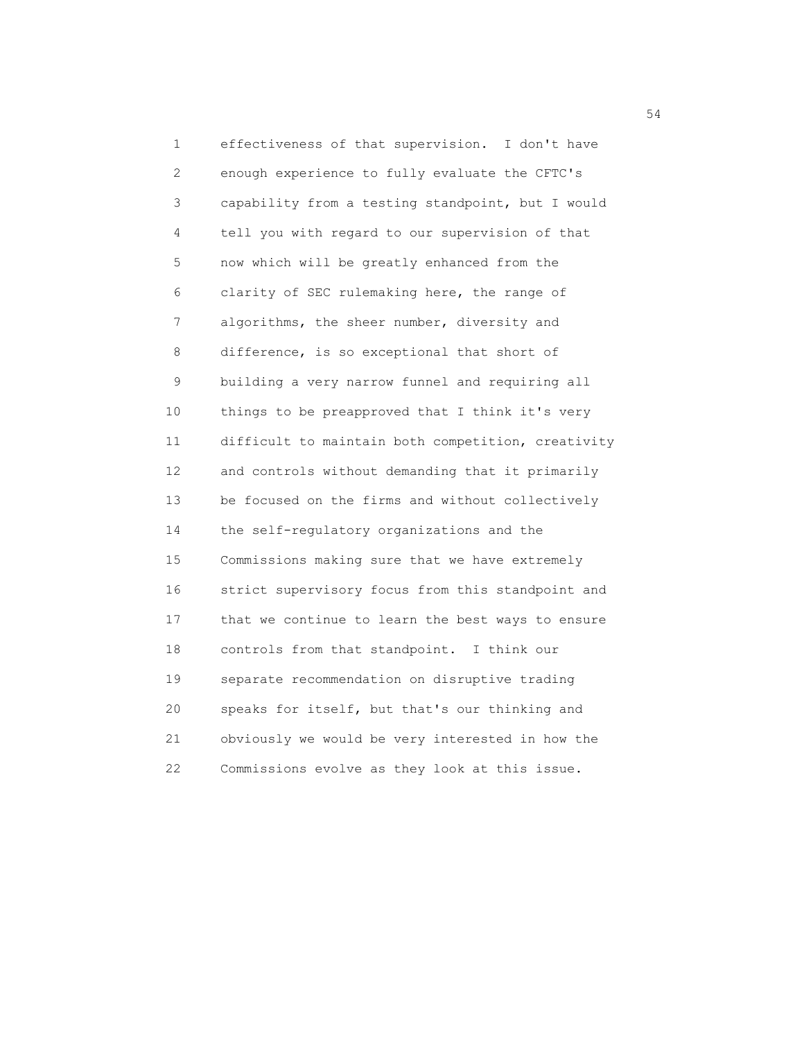effectiveness of that supervision. I don't have enough experience to fully evaluate the CFTC's capability from a testing standpoint, but I would tell you with regard to our supervision of that now which will be greatly enhanced from the clarity of SEC rulemaking here, the range of algorithms, the sheer number, diversity and difference, is so exceptional that short of building a very narrow funnel and requiring all things to be preapproved that I think it's very difficult to maintain both competition, creativity and controls without demanding that it primarily be focused on the firms and without collectively the self-regulatory organizations and the Commissions making sure that we have extremely strict supervisory focus from this standpoint and that we continue to learn the best ways to ensure controls from that standpoint. I think our separate recommendation on disruptive trading speaks for itself, but that's our thinking and obviously we would be very interested in how the Commissions evolve as they look at this issue.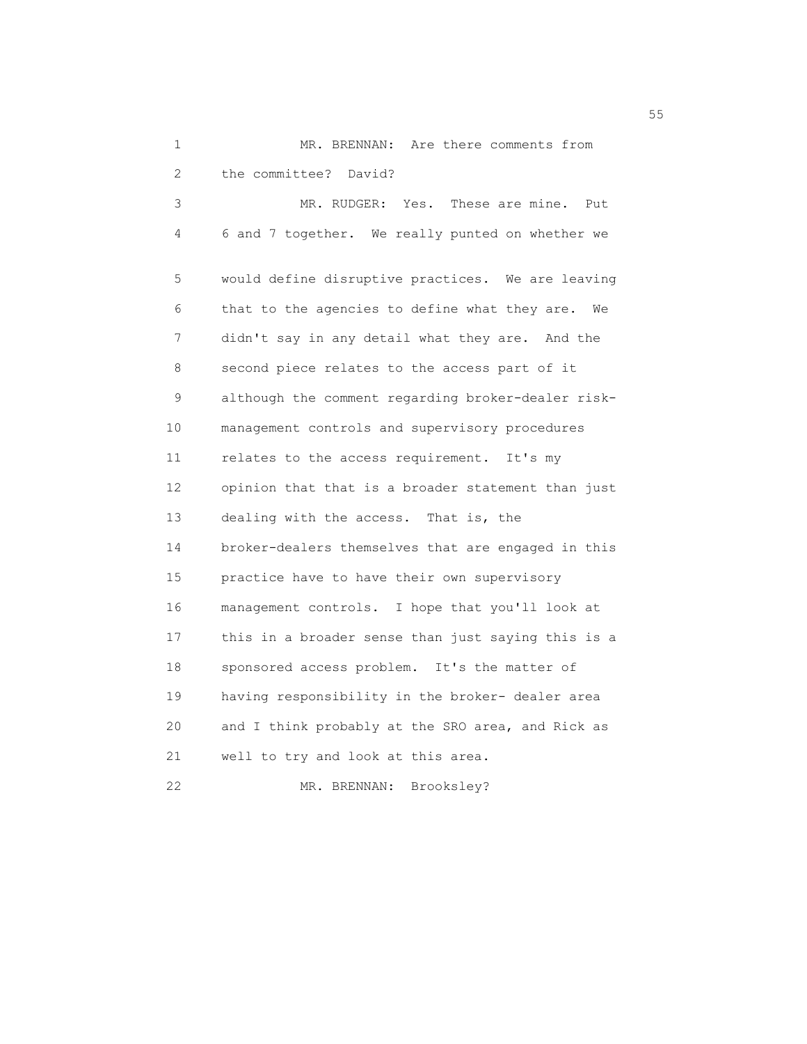MR. BRENNAN: Are there comments from the committee? David?

MR. RUDGER: Yes. These are mine. Put 6 and 7 together. We really punted on whether we would define disruptive practices. We are leaving that to the agencies to define what they are. We didn't say in any detail what they are. And the second piece relates to the access part of it although the comment regarding broker-dealer risk-management controls and supervisory procedures relates to the access requirement. It's my opinion that that is a broader statement than just dealing with the access. That is, the broker-dealers themselves that are engaged in this practice have to have their own supervisory management controls. I hope that you'll look at this in a broader sense than just saying this is a sponsored access problem. It's the matter of having responsibility in the broker- dealer area and I think probably at the SRO area, and Rick as well to try and look at this area.

MR. BRENNAN: Brooksley?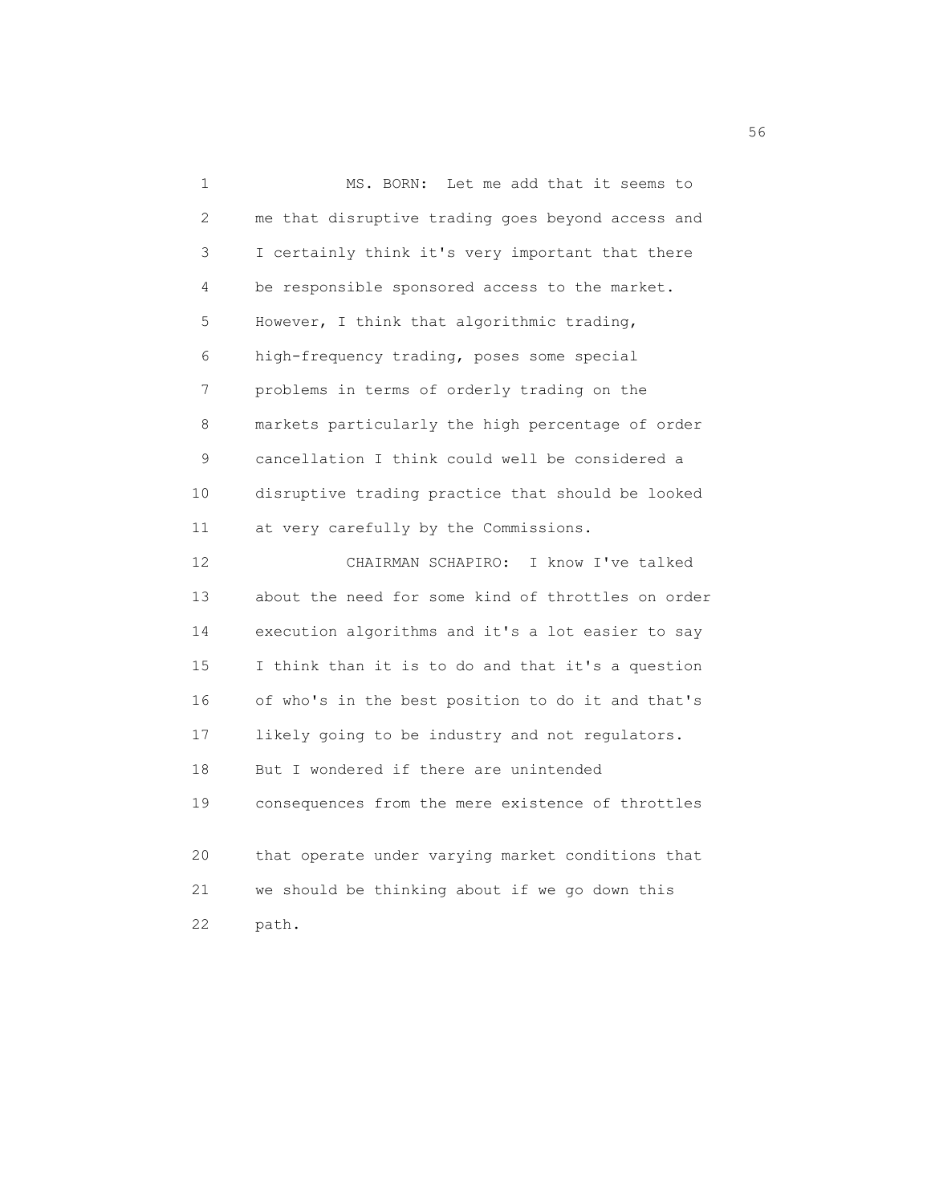MS. BORN: Let me add that it seems to me that disruptive trading goes beyond access and I certainly think it's very important that there be responsible sponsored access to the market. However, I think that algorithmic trading, high-frequency trading, poses some special problems in terms of orderly trading on the markets particularly the high percentage of order cancellation I think could well be considered a disruptive trading practice that should be looked at very carefully by the Commissions.

CHAIRMAN SCHAPIRO: I know I've talked about the need for some kind of throttles on order execution algorithms and it's a lot easier to say I think than it is to do and that it's a question of who's in the best position to do it and that's likely going to be industry and not regulators. But I wondered if there are unintended consequences from the mere existence of throttles that operate under varying market conditions that we should be thinking about if we go down this path.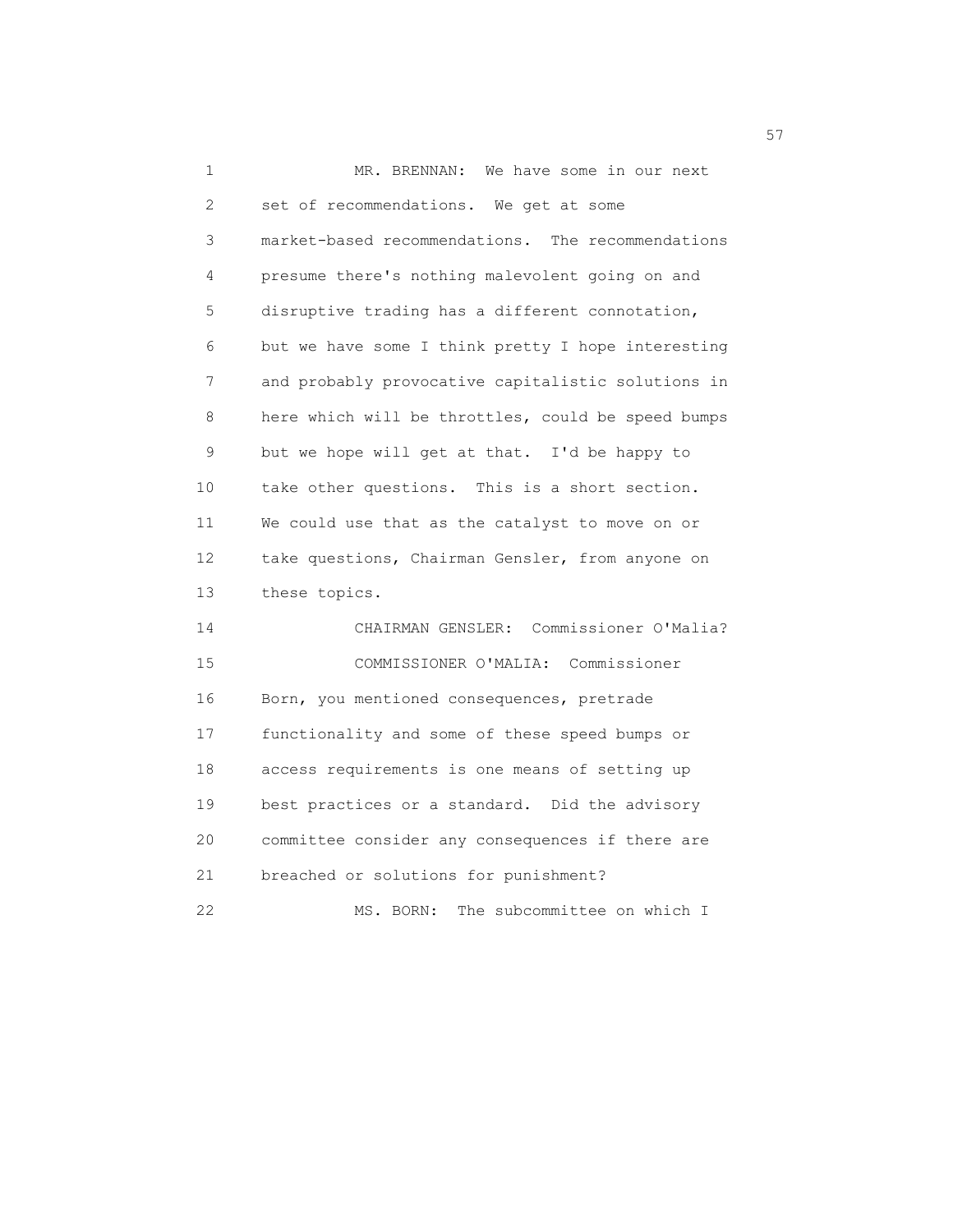MR. BRENNAN: We have some in our next set of recommendations. We get at some market-based recommendations. The recommendations presume there's nothing malevolent going on and disruptive trading has a different connotation, but we have some I think pretty I hope interesting and probably provocative capitalistic solutions in here which will be throttles, could be speed bumps but we hope will get at that. I'd be happy to take other questions. This is a short section. We could use that as the catalyst to move on or take questions, Chairman Gensler, from anyone on these topics.

CHAIRMAN GENSLER: Commissioner O'Malia?

COMMISSIONER O'MALIA: Commissioner Born, you mentioned consequences, pretrade functionality and some of these speed bumps or access requirements is one means of setting up best practices or a standard. Did the advisory committee consider any consequences if there are breached or solutions for punishment?

MS. BORN: The subcommittee on which I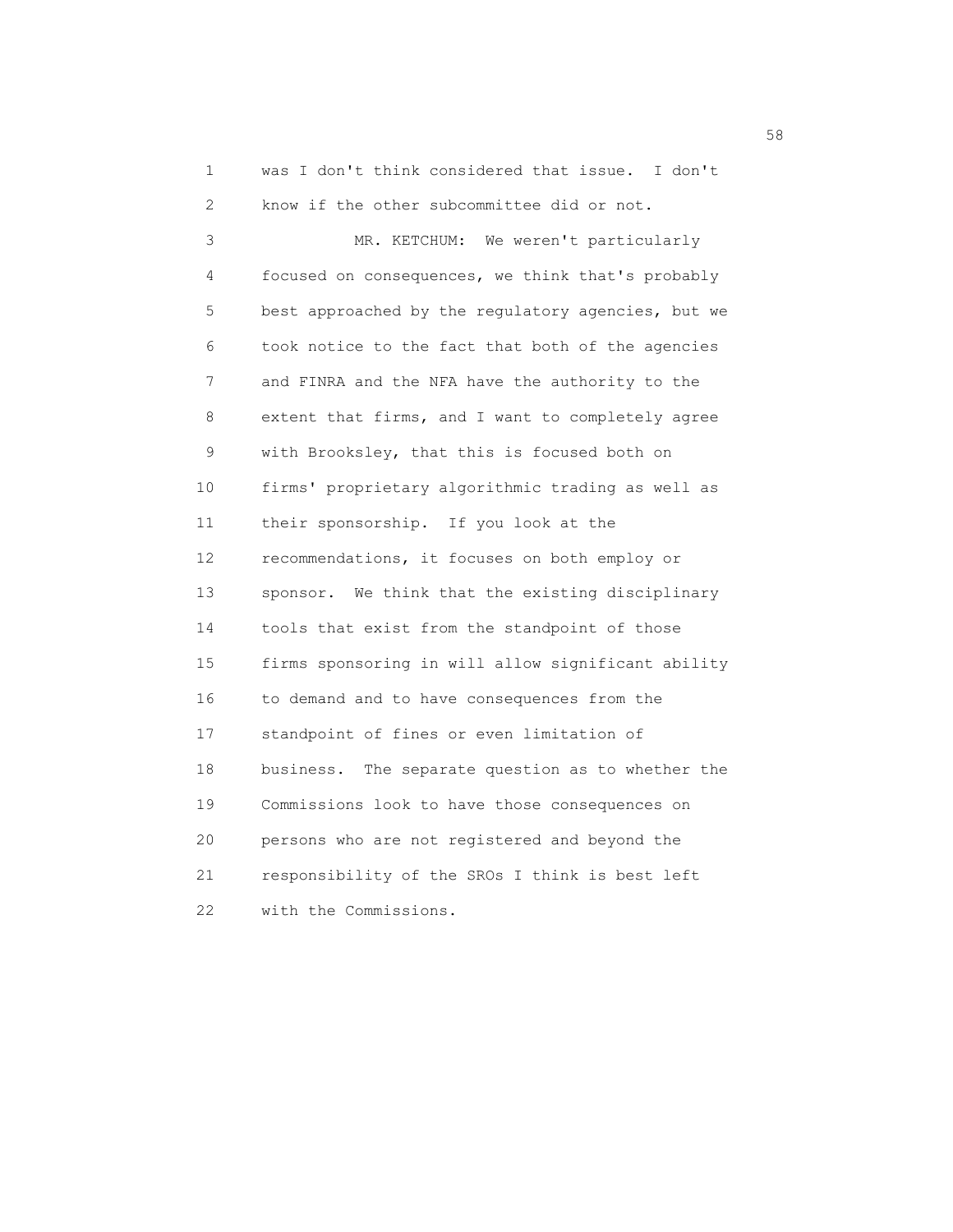was I don't think considered that issue. I don't know if the other subcommittee did or not.

MR. KETCHUM: We weren't particularly focused on consequences, we think that's probably best approached by the regulatory agencies, but we took notice to the fact that both of the agencies and FINRA and the NFA have the authority to the extent that firms, and I want to completely agree with Brooksley, that this is focused both on firms' proprietary algorithmic trading as well as their sponsorship. If you look at the recommendations, it focuses on both employ or sponsor. We think that the existing disciplinary tools that exist from the standpoint of those firms sponsoring in will allow significant ability to demand and to have consequences from the standpoint of fines or even limitation of business. The separate question as to whether the Commissions look to have those consequences on persons who are not registered and beyond the responsibility of the SROs I think is best left with the Commissions.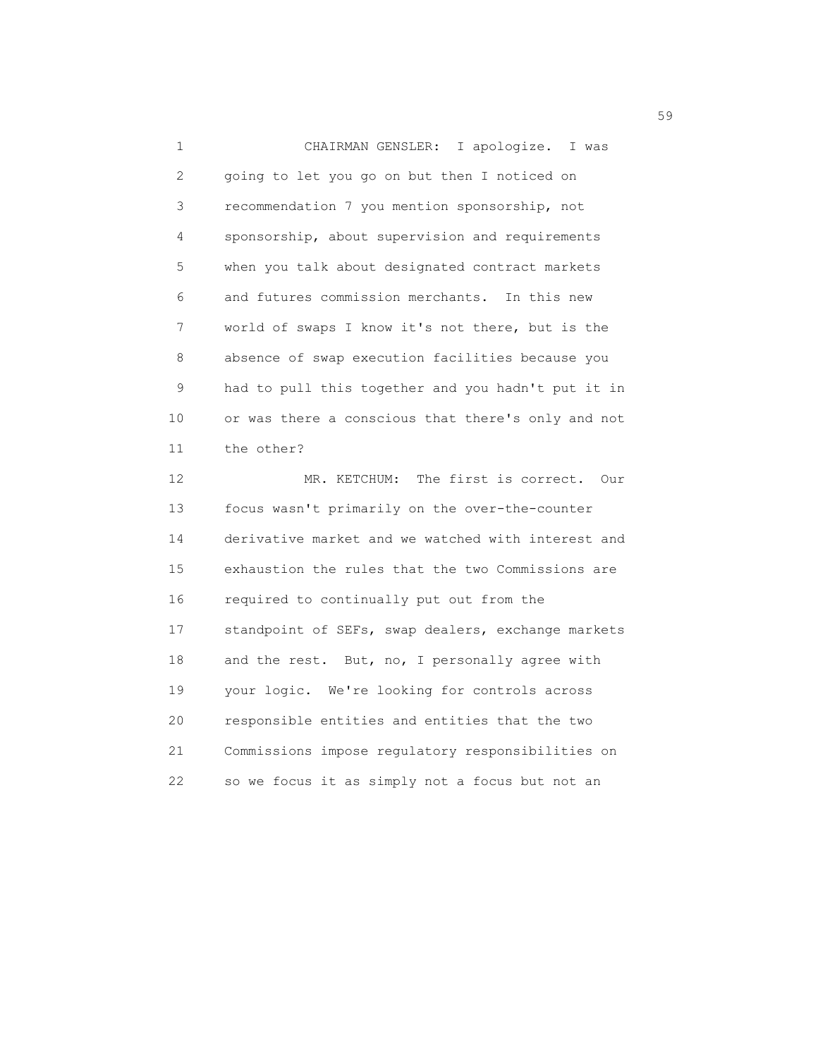CHAIRMAN GENSLER: I apologize. I was going to let you go on but then I noticed on recommendation 7 you mention sponsorship, not sponsorship, about supervision and requirements when you talk about designated contract markets and futures commission merchants. In this new world of swaps I know it's not there, but is the absence of swap execution facilities because you had to pull this together and you hadn't put it in or was there a conscious that there's only and not the other?

MR. KETCHUM: The first is correct. Our focus wasn't primarily on the over-the-counter derivative market and we watched with interest and exhaustion the rules that the two Commissions are required to continually put out from the standpoint of SEFs, swap dealers, exchange markets and the rest. But, no, I personally agree with your logic. We're looking for controls across responsible entities and entities that the two Commissions impose regulatory responsibilities on so we focus it as simply not a focus but not an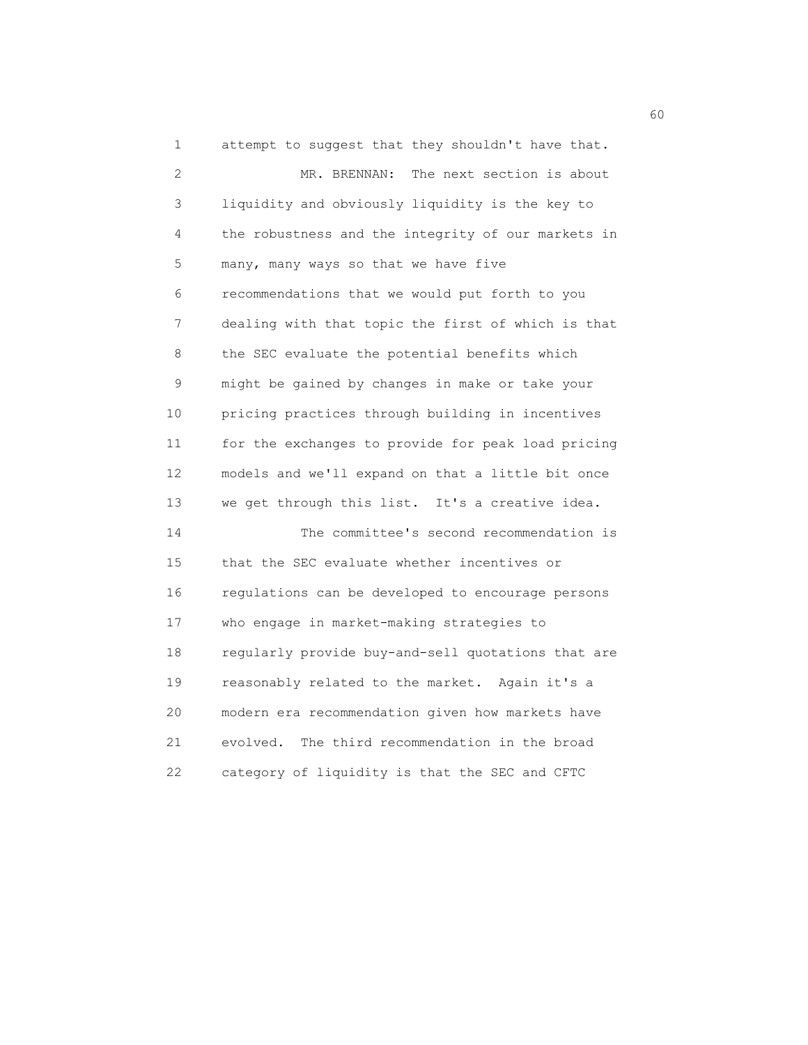attempt to suggest that they shouldn't have that.

MR. BRENNAN: The next section is about liquidity and obviously liquidity is the key to the robustness and the integrity of our markets in many, many ways so that we have five recommendations that we would put forth to you dealing with that topic the first of which is that the SEC evaluate the potential benefits which might be gained by changes in make or take your pricing practices through building in incentives for the exchanges to provide for peak load pricing models and we'll expand on that a little bit once we get through this list. It's a creative idea.

The committee's second recommendation is that the SEC evaluate whether incentives or regulations can be developed to encourage persons who engage in market-making strategies to regularly provide buy-and-sell quotations that are reasonably related to the market. Again it's a modern era recommendation given how markets have evolved. The third recommendation in the broad category of liquidity is that the SEC and CFTC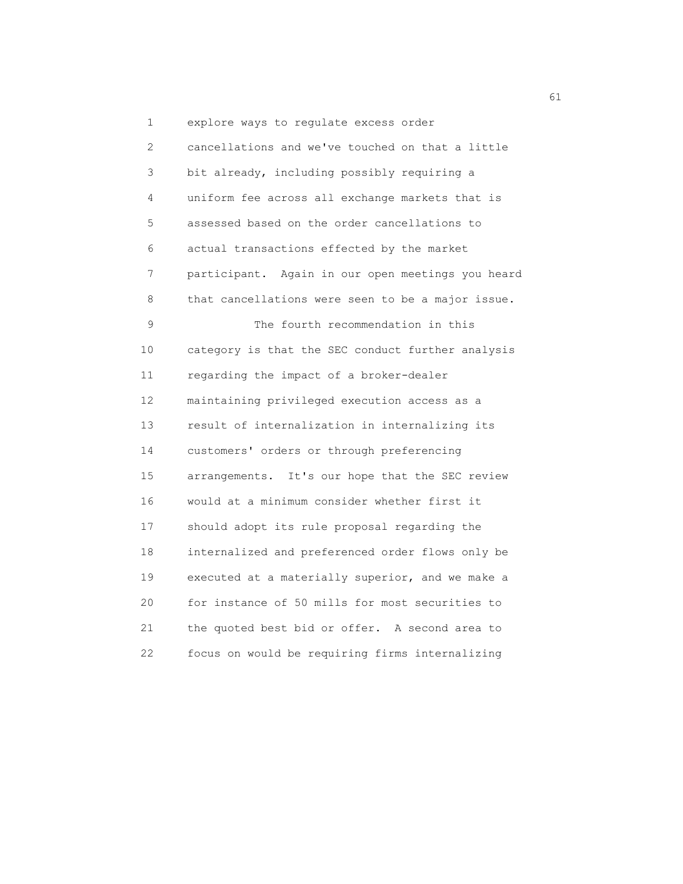explore ways to regulate excess order cancellations and we've touched on that a little bit already, including possibly requiring a uniform fee across all exchange markets that is assessed based on the order cancellations to actual transactions effected by the market participant. Again in our open meetings you heard that cancellations were seen to be a major issue.

The fourth recommendation in this category is that the SEC conduct further analysis regarding the impact of a broker-dealer maintaining privileged execution access as a result of internalization in internalizing its customers' orders or through preferencing arrangements. It's our hope that the SEC review would at a minimum consider whether first it should adopt its rule proposal regarding the internalized and preferenced order flows only be executed at a materially superior, and we make a for instance of 50 mills for most securities to the quoted best bid or offer. A second area to focus on would be requiring firms internalizing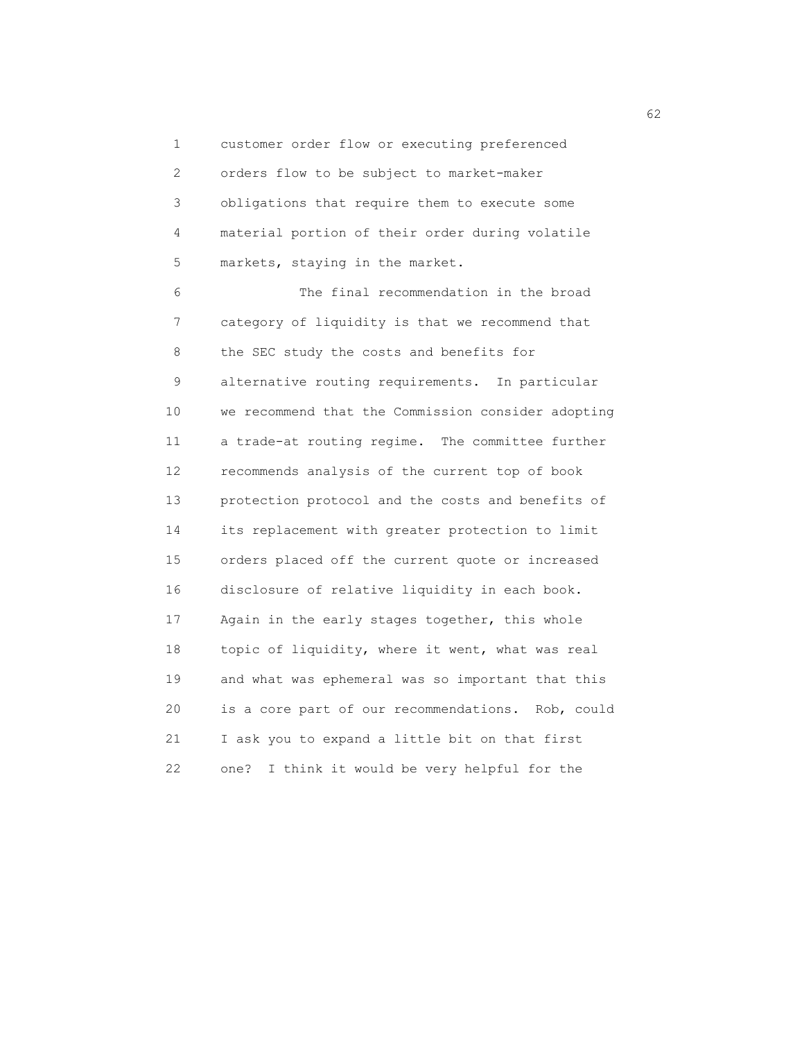customer order flow or executing preferenced orders flow to be subject to market-maker obligations that require them to execute some material portion of their order during volatile markets, staying in the market.

The final recommendation in the broad category of liquidity is that we recommend that the SEC study the costs and benefits for alternative routing requirements. In particular we recommend that the Commission consider adopting a trade-at routing regime. The committee further recommends analysis of the current top of book protection protocol and the costs and benefits of its replacement with greater protection to limit orders placed off the current quote or increased disclosure of relative liquidity in each book. Again in the early stages together, this whole topic of liquidity, where it went, what was real and what was ephemeral was so important that this is a core part of our recommendations. Rob, could I ask you to expand a little bit on that first one? I think it would be very helpful for the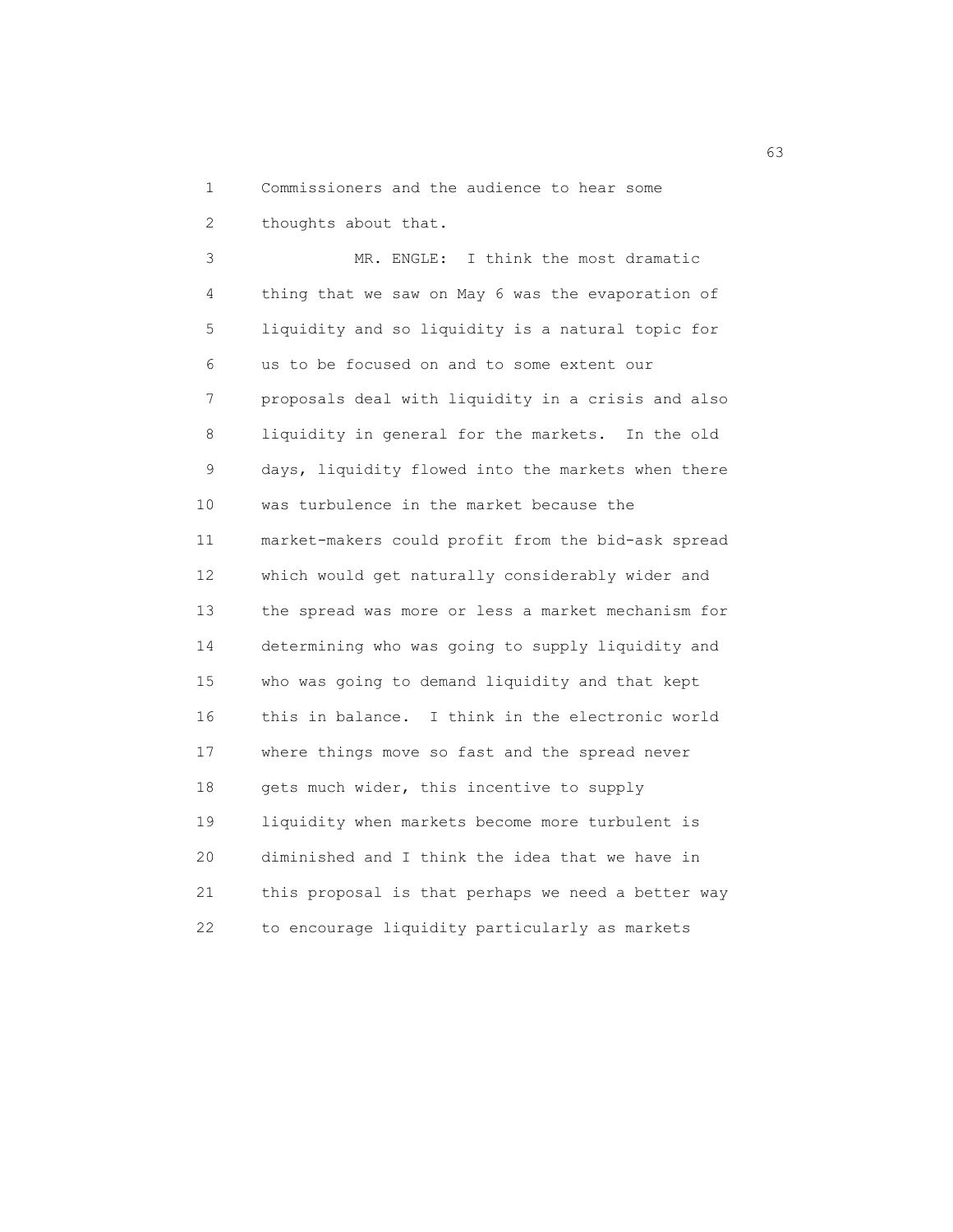Commissioners and the audience to hear some thoughts about that.

MR. ENGLE: I think the most dramatic thing that we saw on May 6 was the evaporation of liquidity and so liquidity is a natural topic for us to be focused on and to some extent our proposals deal with liquidity in a crisis and also liquidity in general for the markets. In the old days, liquidity flowed into the markets when there was turbulence in the market because the market-makers could profit from the bid-ask spread which would get naturally considerably wider and the spread was more or less a market mechanism for determining who was going to supply liquidity and who was going to demand liquidity and that kept this in balance. I think in the electronic world where things move so fast and the spread never gets much wider, this incentive to supply liquidity when markets become more turbulent is diminished and I think the idea that we have in this proposal is that perhaps we need a better way to encourage liquidity particularly as markets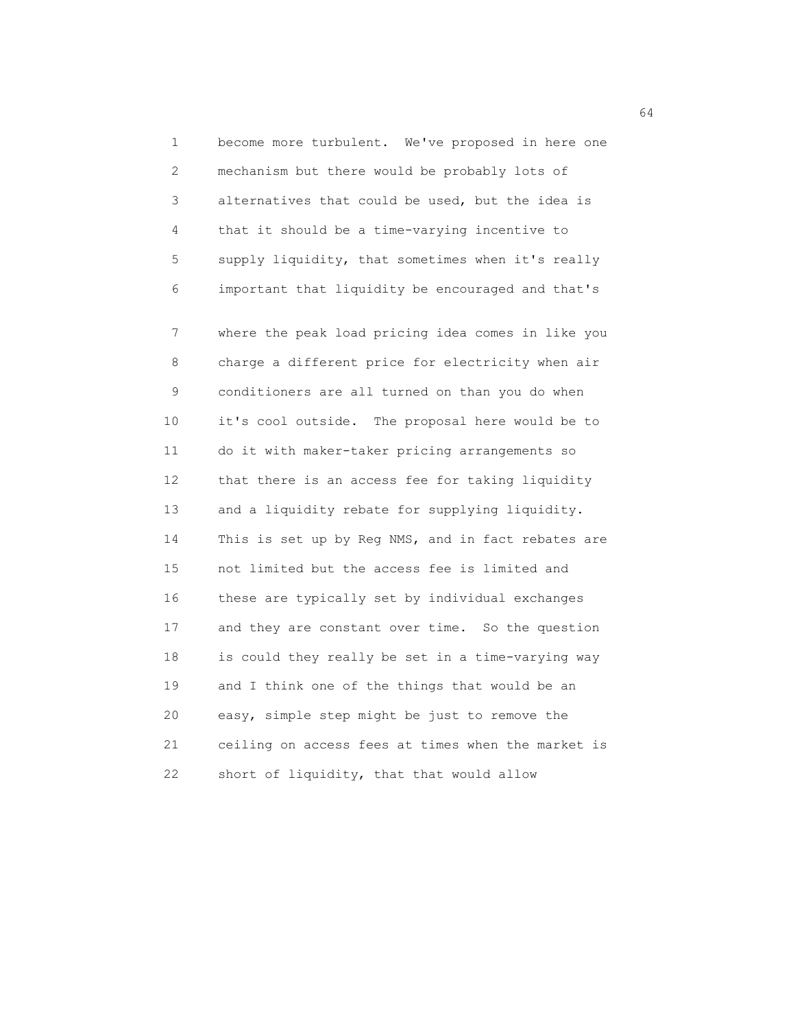become more turbulent. We've proposed in here one mechanism but there would be probably lots of alternatives that could be used, but the idea is that it should be a time-varying incentive to supply liquidity, that sometimes when it's really important that liquidity be encouraged and that's

where the peak load pricing idea comes in like you charge a different price for electricity when air conditioners are all turned on than you do when it's cool outside. The proposal here would be to do it with maker-taker pricing arrangements so that there is an access fee for taking liquidity and a liquidity rebate for supplying liquidity. This is set up by Reg NMS, and in fact rebates are not limited but the access fee is limited and these are typically set by individual exchanges and they are constant over time. So the question is could they really be set in a time-varying way and I think one of the things that would be an easy, simple step might be just to remove the ceiling on access fees at times when the market is short of liquidity, that that would allow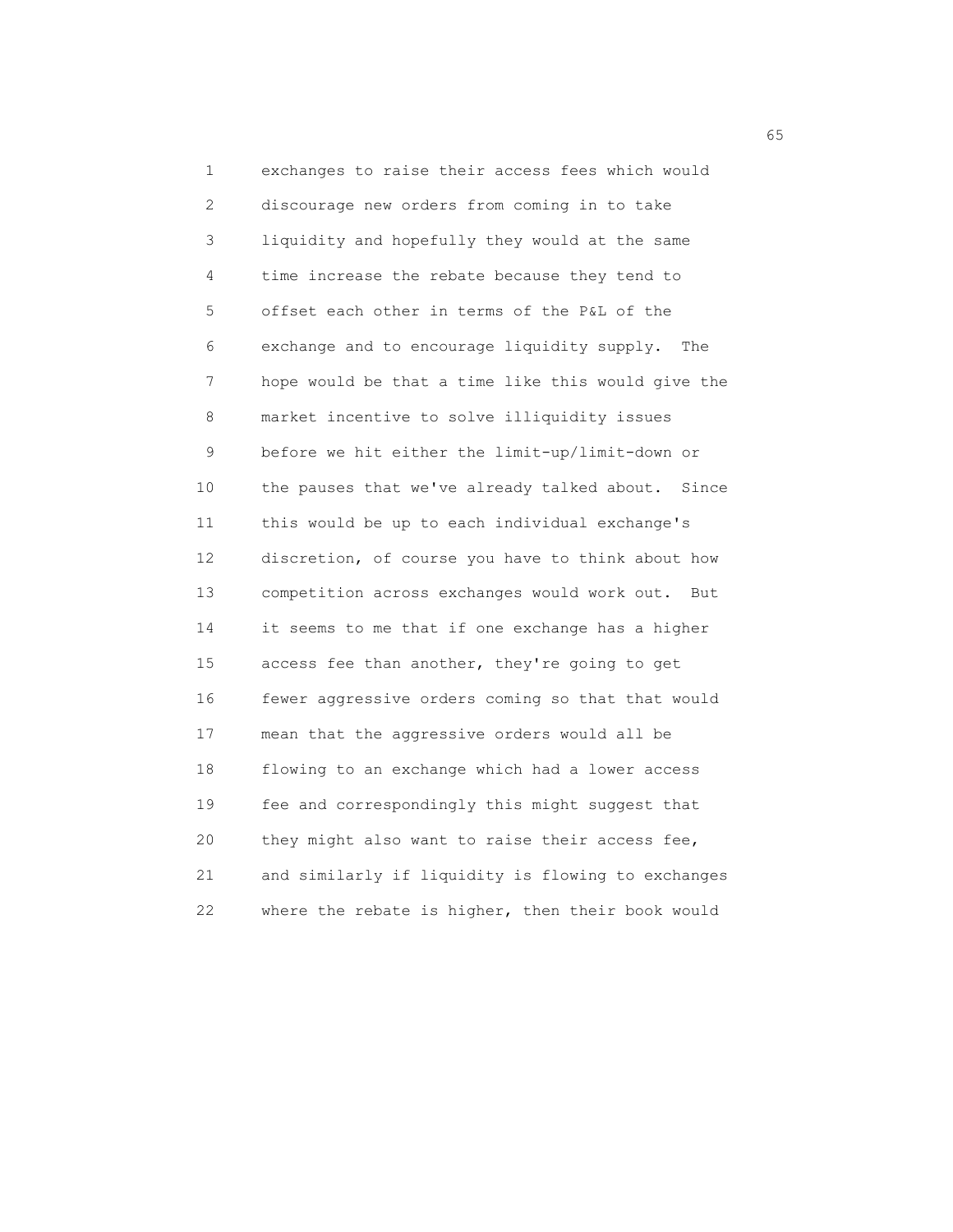exchanges to raise their access fees which would discourage new orders from coming in to take liquidity and hopefully they would at the same time increase the rebate because they tend to offset each other in terms of the P&L of the exchange and to encourage liquidity supply. The hope would be that a time like this would give the market incentive to solve illiquidity issues before we hit either the limit-up/limit-down or the pauses that we've already talked about. Since this would be up to each individual exchange's discretion, of course you have to think about how competition across exchanges would work out. But it seems to me that if one exchange has a higher access fee than another, they're going to get fewer aggressive orders coming so that that would mean that the aggressive orders would all be flowing to an exchange which had a lower access fee and correspondingly this might suggest that they might also want to raise their access fee, and similarly if liquidity is flowing to exchanges where the rebate is higher, then their book would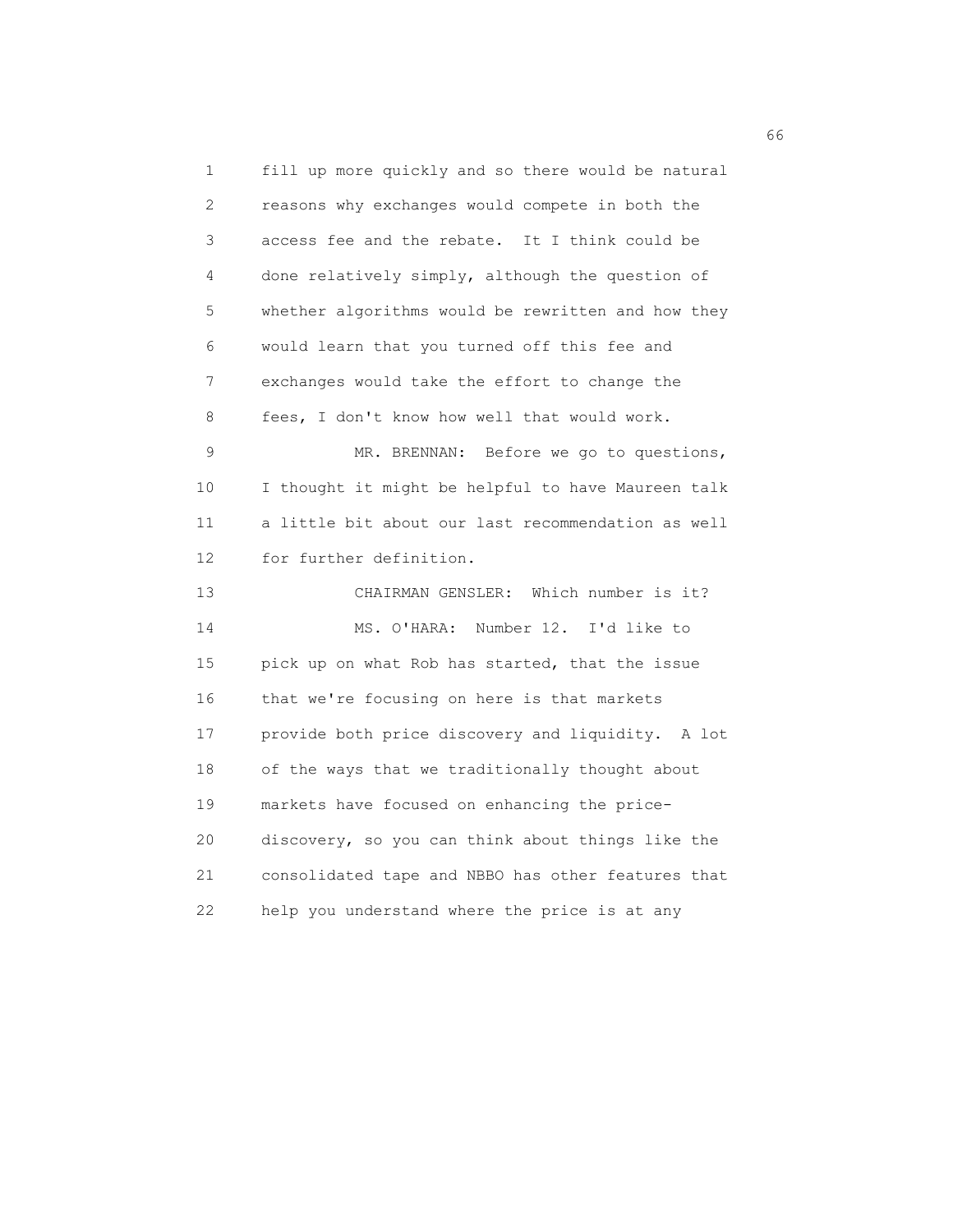fill up more quickly and so there would be natural reasons why exchanges would compete in both the access fee and the rebate. It I think could be done relatively simply, although the question of whether algorithms would be rewritten and how they would learn that you turned off this fee and exchanges would take the effort to change the fees, I don't know how well that would work.

MR. BRENNAN: Before we go to questions, I thought it might be helpful to have Maureen talk a little bit about our last recommendation as well for further definition.

CHAIRMAN GENSLER: Which number is it?

MS. O'HARA: Number 12. I'd like to pick up on what Rob has started, that the issue that we're focusing on here is that markets provide both price discovery and liquidity. A lot of the ways that we traditionally thought about markets have focused on enhancing the price-discovery, so you can think about things like the consolidated tape and NBBO has other features that help you understand where the price is at any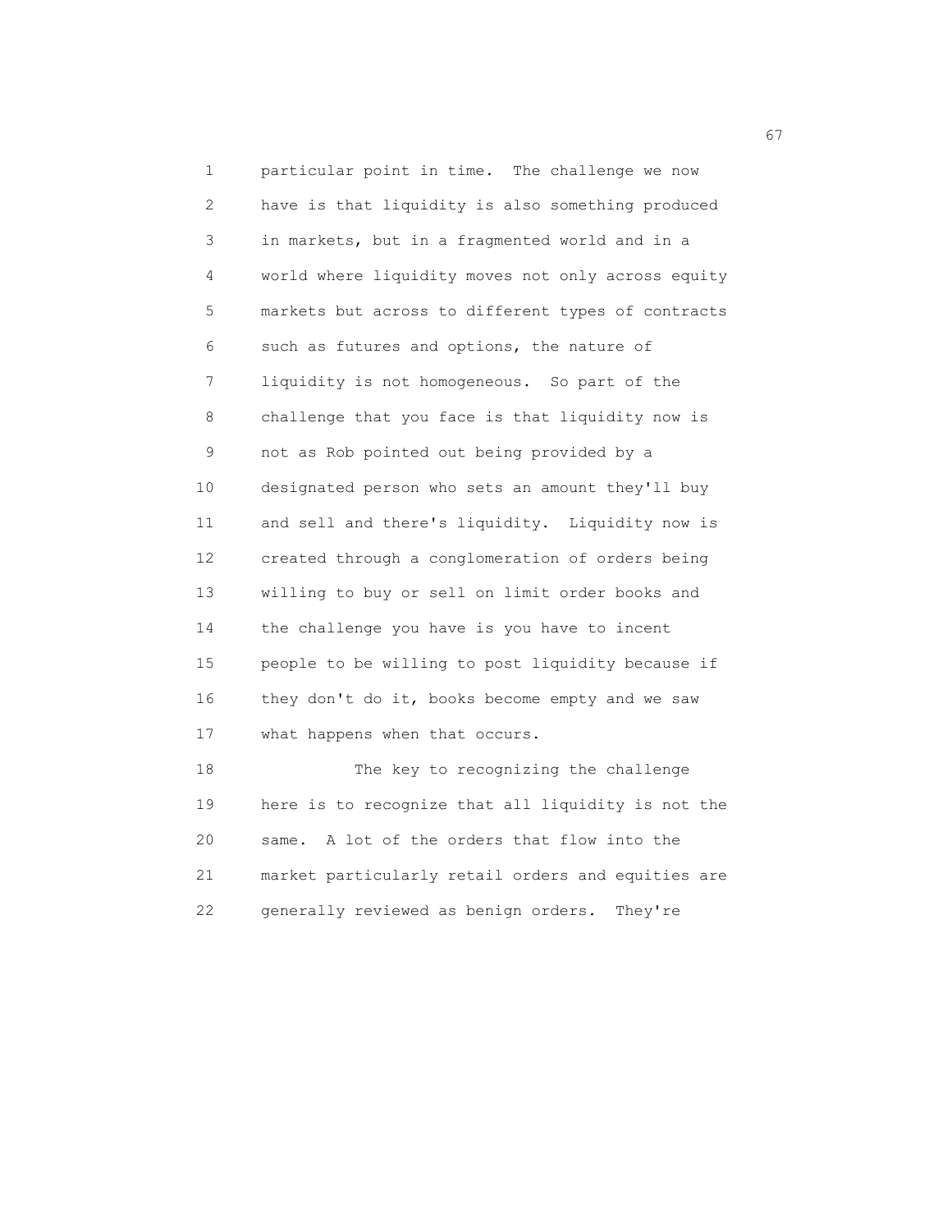particular point in time. The challenge we now have is that liquidity is also something produced in markets, but in a fragmented world and in a world where liquidity moves not only across equity markets but across to different types of contracts such as futures and options, the nature of liquidity is not homogeneous. So part of the challenge that you face is that liquidity now is not as Rob pointed out being provided by a designated person who sets an amount they'll buy and sell and there's liquidity. Liquidity now is created through a conglomeration of orders being willing to buy or sell on limit order books and the challenge you have is you have to incent people to be willing to post liquidity because if they don't do it, books become empty and we saw what happens when that occurs.

The key to recognizing the challenge here is to recognize that all liquidity is not the same. A lot of the orders that flow into the market particularly retail orders and equities are generally reviewed as benign orders. They're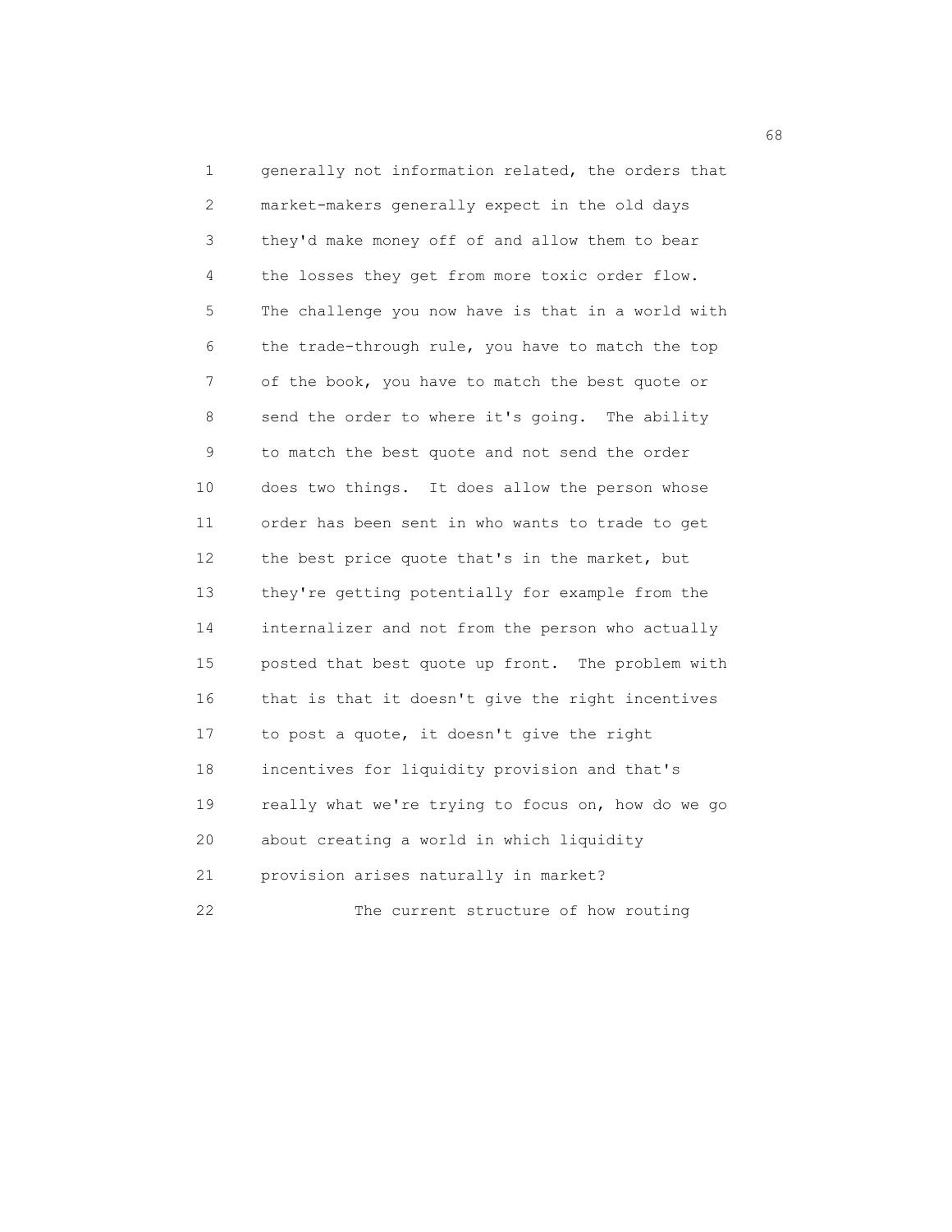generally not information related, the orders that market-makers generally expect in the old days they'd make money off of and allow them to bear the losses they get from more toxic order flow. The challenge you now have is that in a world with the trade-through rule, you have to match the top of the book, you have to match the best quote or send the order to where it's going. The ability to match the best quote and not send the order does two things. It does allow the person whose order has been sent in who wants to trade to get the best price quote that's in the market, but they're getting potentially for example from the internalizer and not from the person who actually posted that best quote up front. The problem with that is that it doesn't give the right incentives to post a quote, it doesn't give the right incentives for liquidity provision and that's really what we're trying to focus on, how do we go about creating a world in which liquidity provision arises naturally in market?

The current structure of how routing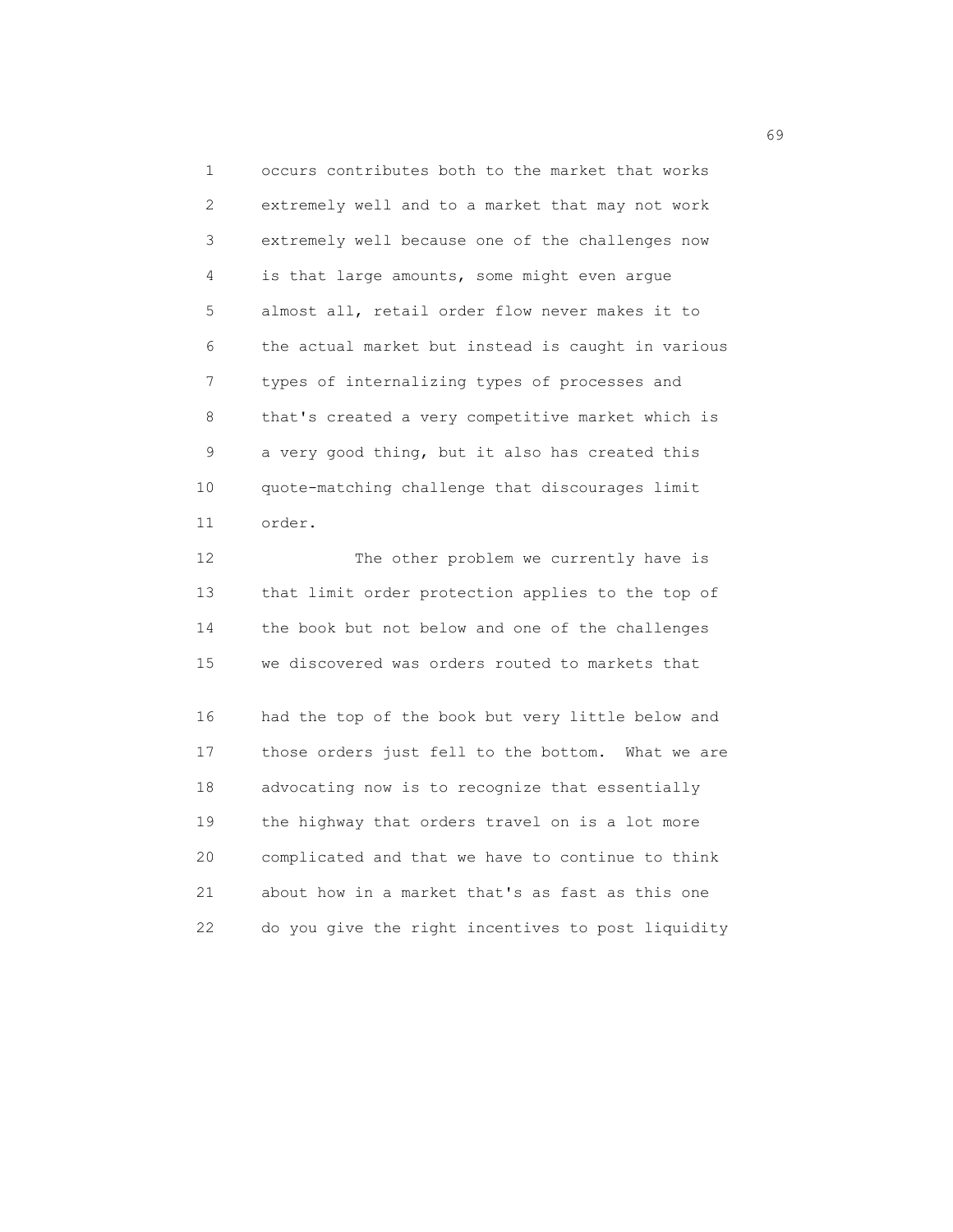occurs contributes both to the market that works extremely well and to a market that may not work extremely well because one of the challenges now is that large amounts, some might even argue almost all, retail order flow never makes it to the actual market but instead is caught in various types of internalizing types of processes and that's created a very competitive market which is a very good thing, but it also has created this quote-matching challenge that discourages limit order.

The other problem we currently have is that limit order protection applies to the top of the book but not below and one of the challenges we discovered was orders routed to markets that had the top of the book but very little below and those orders just fell to the bottom. What we are advocating now is to recognize that essentially the highway that orders travel on is a lot more complicated and that we have to continue to think about how in a market that's as fast as this one do you give the right incentives to post liquidity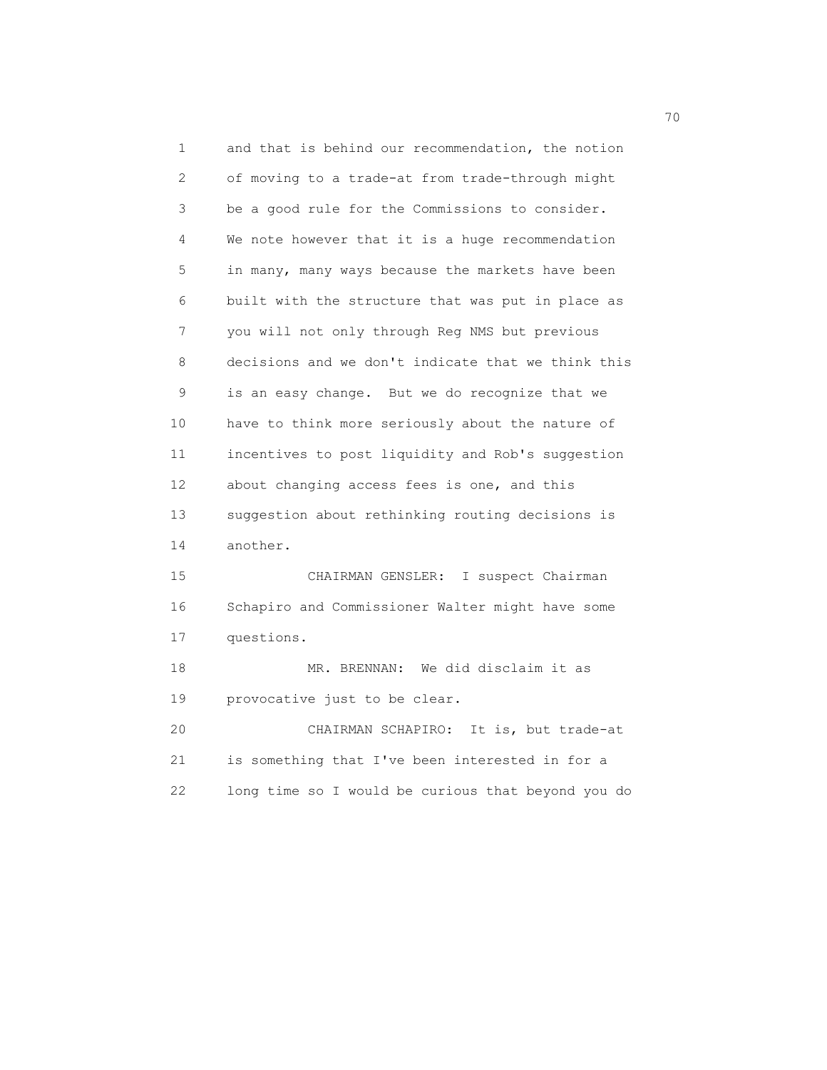and that is behind our recommendation, the notion of moving to a trade-at from trade-through might be a good rule for the Commissions to consider. We note however that it is a huge recommendation in many, many ways because the markets have been built with the structure that was put in place as you will not only through Reg NMS but previous decisions and we don't indicate that we think this is an easy change. But we do recognize that we have to think more seriously about the nature of incentives to post liquidity and Rob's suggestion about changing access fees is one, and this suggestion about rethinking routing decisions is another.

CHAIRMAN GENSLER: I suspect Chairman Schapiro and Commissioner Walter might have some questions.

MR. BRENNAN: We did disclaim it as provocative just to be clear.

CHAIRMAN SCHAPIRO: It is, but trade-at is something that I've been interested in for a long time so I would be curious that beyond you do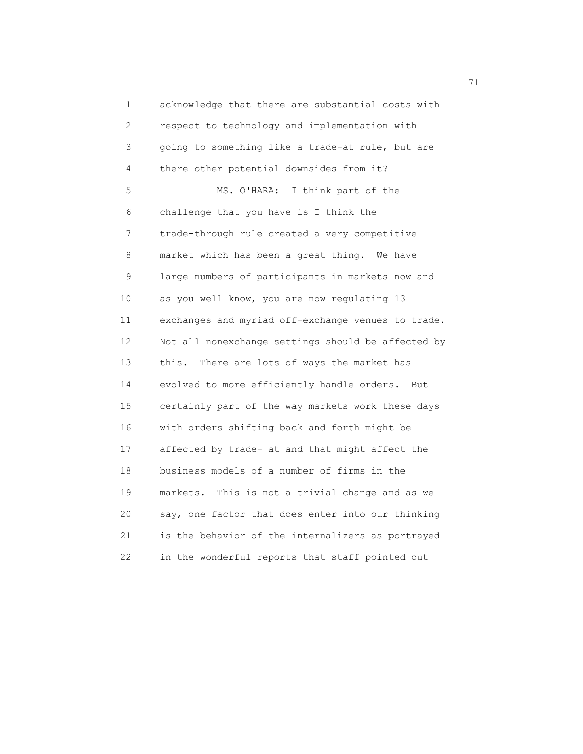acknowledge that there are substantial costs with respect to technology and implementation with going to something like a trade-at rule, but are there other potential downsides from it?

MS. O'HARA: I think part of the challenge that you have is I think the trade-through rule created a very competitive market which has been a great thing. We have large numbers of participants in markets now and as you well know, you are now regulating 13 exchanges and myriad off-exchange venues to trade. Not all nonexchange settings should be affected by this. There are lots of ways the market has evolved to more efficiently handle orders. But certainly part of the way markets work these days with orders shifting back and forth might be affected by trade- at and that might affect the business models of a number of firms in the markets. This is not a trivial change and as we say, one factor that does enter into our thinking is the behavior of the internalizers as portrayed in the wonderful reports that staff pointed out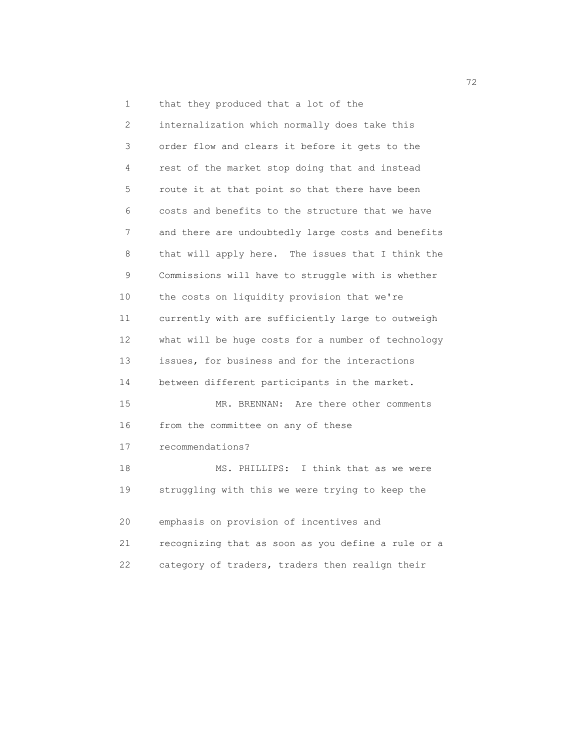that they produced that a lot of the internalization which normally does take this order flow and clears it before it gets to the rest of the market stop doing that and instead route it at that point so that there have been costs and benefits to the structure that we have and there are undoubtedly large costs and benefits that will apply here. The issues that I think the Commissions will have to struggle with is whether the costs on liquidity provision that we're currently with are sufficiently large to outweigh what will be huge costs for a number of technology issues, for business and for the interactions between different participants in the market.

MR. BRENNAN: Are there other comments from the committee on any of these recommendations?

MS. PHILLIPS: I think that as we were struggling with this we were trying to keep the emphasis on provision of incentives and recognizing that as soon as you define a rule or a category of traders, traders then realign their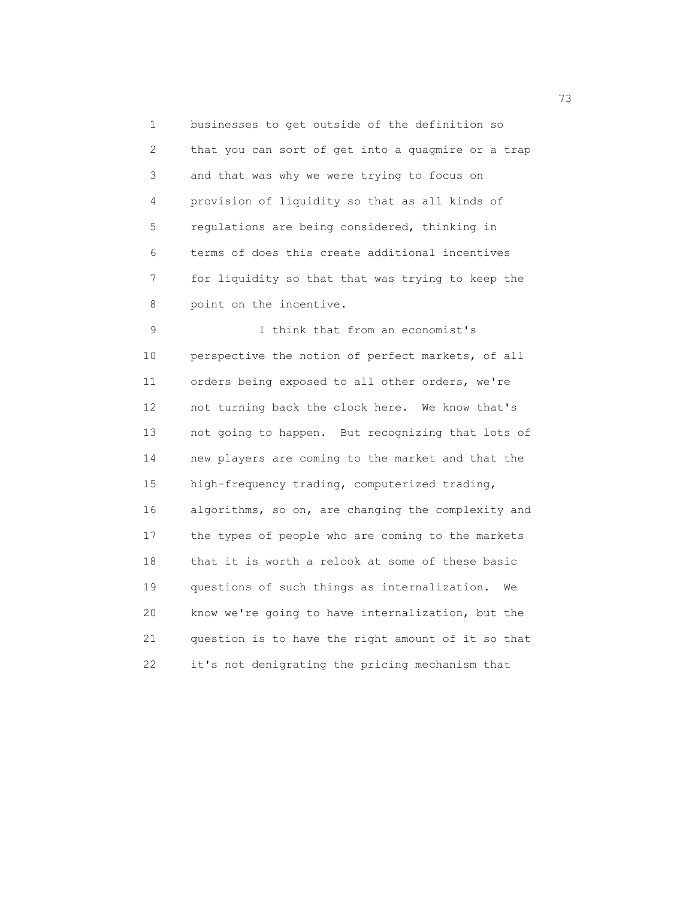businesses to get outside of the definition so that you can sort of get into a quagmire or a trap and that was why we were trying to focus on provision of liquidity so that as all kinds of regulations are being considered, thinking in terms of does this create additional incentives for liquidity so that that was trying to keep the point on the incentive.

I think that from an economist's perspective the notion of perfect markets, of all orders being exposed to all other orders, we're not turning back the clock here. We know that's not going to happen. But recognizing that lots of new players are coming to the market and that the high-frequency trading, computerized trading, algorithms, so on, are changing the complexity and the types of people who are coming to the markets that it is worth a relook at some of these basic questions of such things as internalization. We know we're going to have internalization, but the question is to have the right amount of it so that it's not denigrating the pricing mechanism that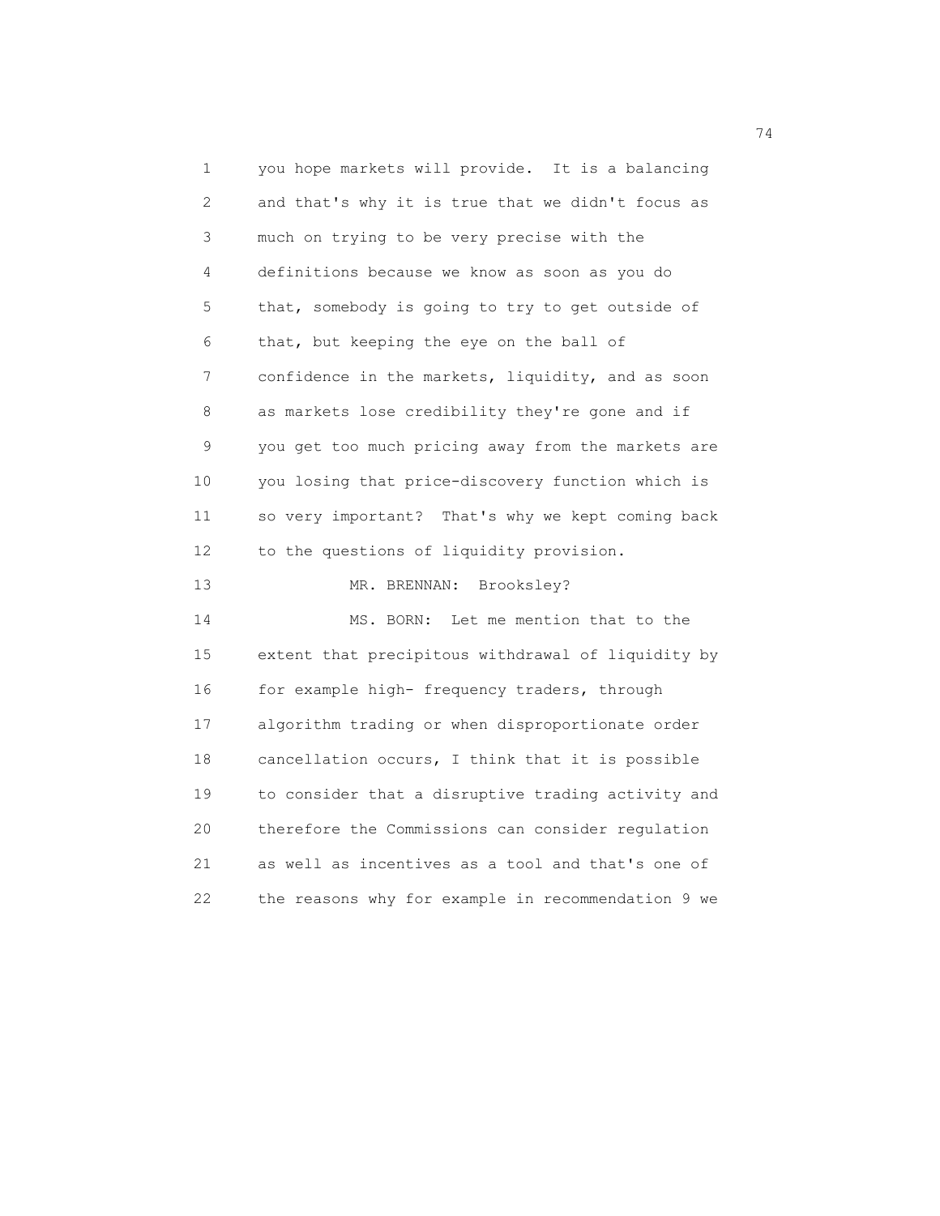you hope markets will provide. It is a balancing and that's why it is true that we didn't focus as much on trying to be very precise with the definitions because we know as soon as you do that, somebody is going to try to get outside of that, but keeping the eye on the ball of confidence in the markets, liquidity, and as soon as markets lose credibility they're gone and if you get too much pricing away from the markets are you losing that price-discovery function which is so very important? That's why we kept coming back to the questions of liquidity provision.

MR. BRENNAN: Brooksley?

MS. BORN: Let me mention that to the extent that precipitous withdrawal of liquidity by for example high- frequency traders, through algorithm trading or when disproportionate order cancellation occurs, I think that it is possible to consider that a disruptive trading activity and therefore the Commissions can consider regulation as well as incentives as a tool and that's one of the reasons why for example in recommendation 9 we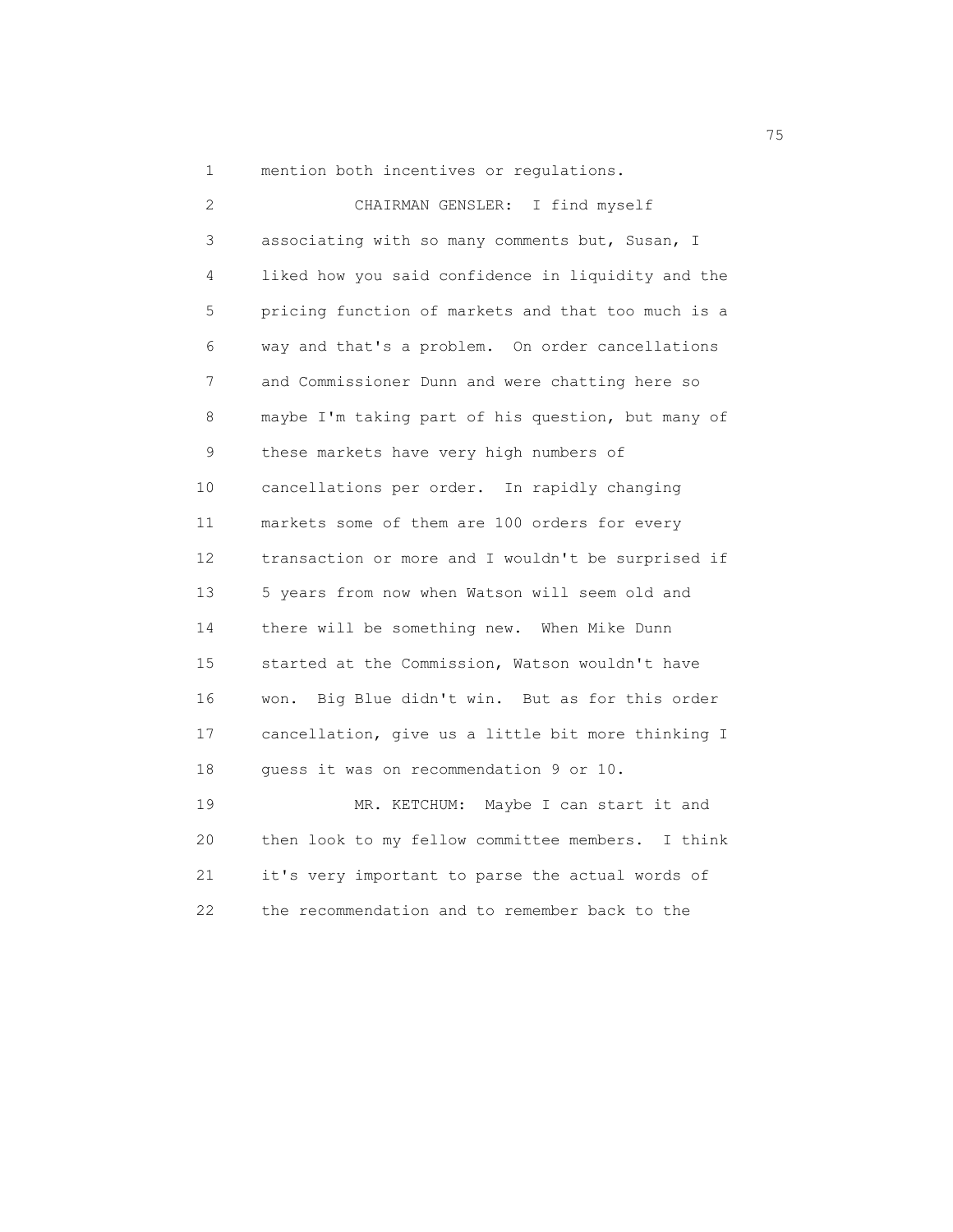mention both incentives or regulations.

CHAIRMAN GENSLER: I find myself associating with so many comments but, Susan, I liked how you said confidence in liquidity and the pricing function of markets and that too much is a way and that's a problem. On order cancellations and Commissioner Dunn and were chatting here so maybe I'm taking part of his question, but many of these markets have very high numbers of cancellations per order. In rapidly changing markets some of them are 100 orders for every transaction or more and I wouldn't be surprised if 5 years from now when Watson will seem old and there will be something new. When Mike Dunn started at the Commission, Watson wouldn't have won. Big Blue didn't win. But as for this order cancellation, give us a little bit more thinking I guess it was on recommendation 9 or 10.

MR. KETCHUM: Maybe I can start it and then look to my fellow committee members. I think it's very important to parse the actual words of the recommendation and to remember back to the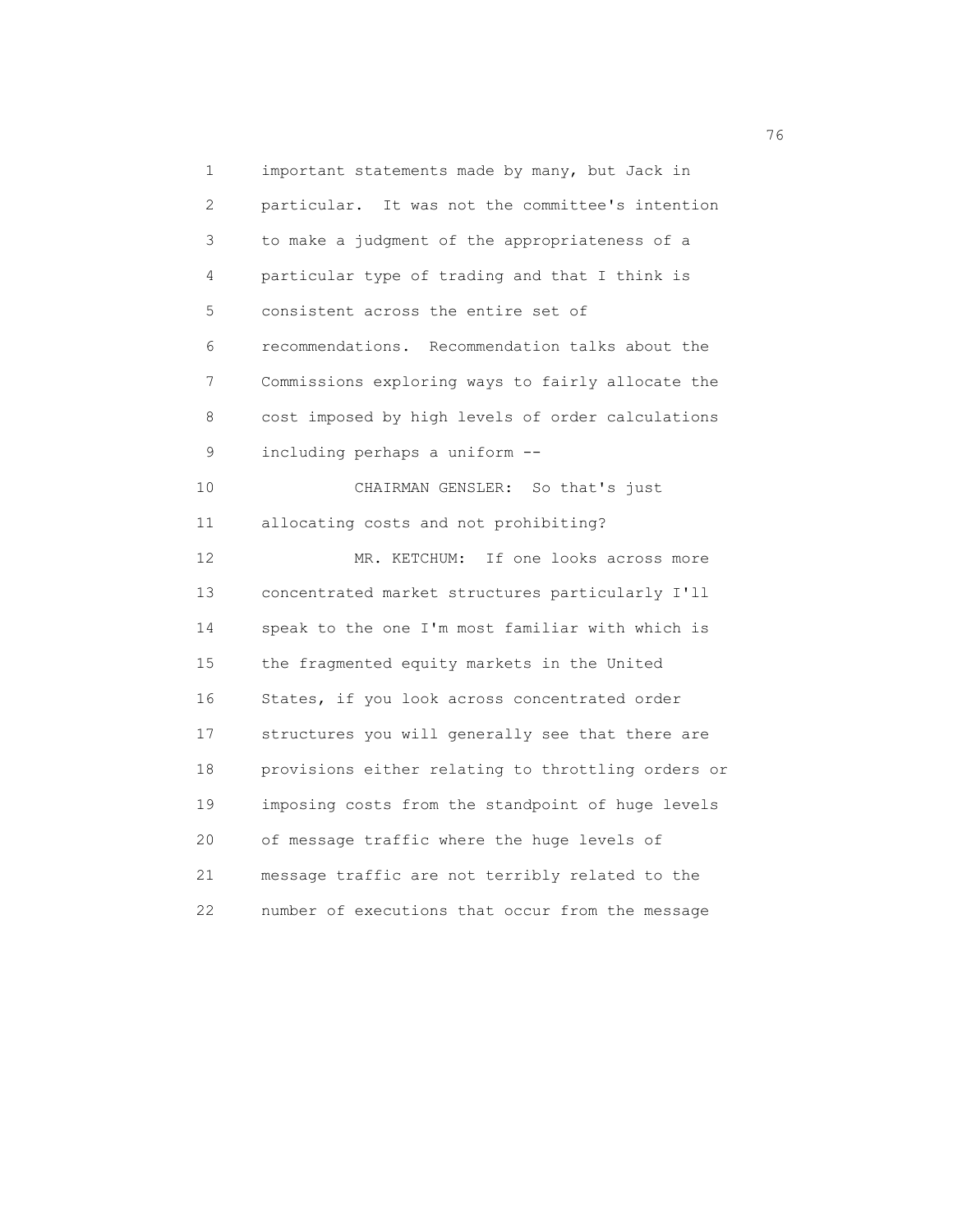important statements made by many, but Jack in particular. It was not the committee's intention to make a judgment of the appropriateness of a particular type of trading and that I think is consistent across the entire set of recommendations. Recommendation talks about the Commissions exploring ways to fairly allocate the cost imposed by high levels of order calculations including perhaps a uniform --

CHAIRMAN GENSLER: So that's just allocating costs and not prohibiting?

MR. KETCHUM: If one looks across more concentrated market structures particularly I'll speak to the one I'm most familiar with which is the fragmented equity markets in the United States, if you look across concentrated order structures you will generally see that there are provisions either relating to throttling orders or imposing costs from the standpoint of huge levels of message traffic where the huge levels of message traffic are not terribly related to the number of executions that occur from the message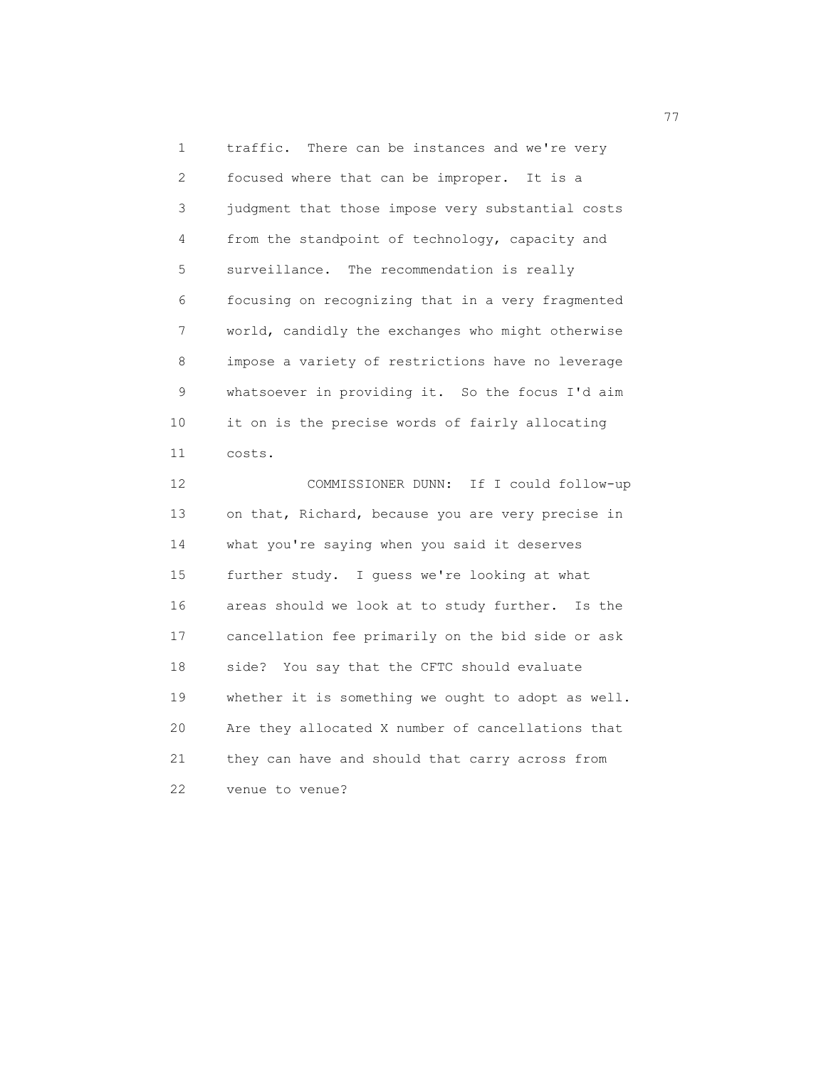traffic. There can be instances and we're very focused where that can be improper. It is a judgment that those impose very substantial costs from the standpoint of technology, capacity and surveillance. The recommendation is really focusing on recognizing that in a very fragmented world, candidly the exchanges who might otherwise impose a variety of restrictions have no leverage whatsoever in providing it. So the focus I'd aim it on is the precise words of fairly allocating costs.

COMMISSIONER DUNN: If I could follow-up on that, Richard, because you are very precise in what you're saying when you said it deserves further study. I guess we're looking at what areas should we look at to study further. Is the cancellation fee primarily on the bid side or ask side? You say that the CFTC should evaluate whether it is something we ought to adopt as well. Are they allocated X number of cancellations that they can have and should that carry across from venue to venue?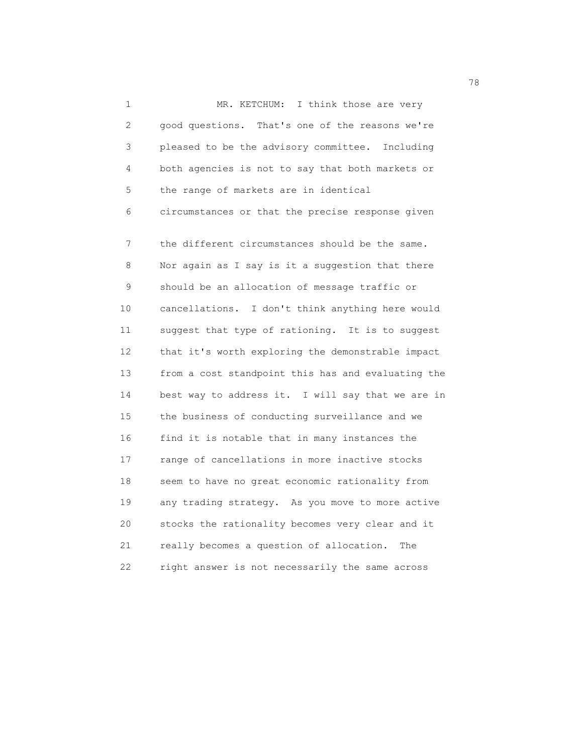MR. KETCHUM: I think those are very good questions. That's one of the reasons we're pleased to be the advisory committee. Including both agencies is not to say that both markets or the range of markets are in identical circumstances or that the precise response given the different circumstances should be the same. Nor again as I say is it a suggestion that there should be an allocation of message traffic or cancellations. I don't think anything here would suggest that type of rationing. It is to suggest that it's worth exploring the demonstrable impact from a cost standpoint this has and evaluating the best way to address it. I will say that we are in the business of conducting surveillance and we find it is notable that in many instances the range of cancellations in more inactive stocks seem to have no great economic rationality from any trading strategy. As you move to more active stocks the rationality becomes very clear and it really becomes a question of allocation. The right answer is not necessarily the same across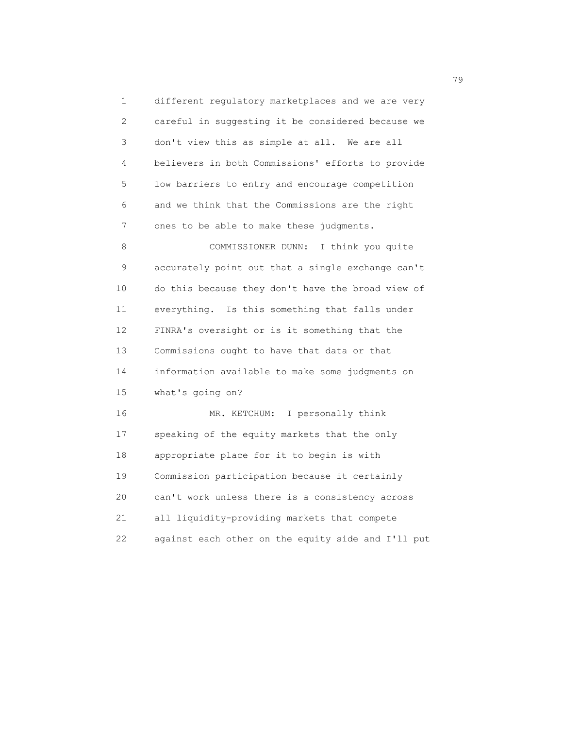different regulatory marketplaces and we are very careful in suggesting it be considered because we don't view this as simple at all. We are all believers in both Commissions' efforts to provide low barriers to entry and encourage competition and we think that the Commissions are the right ones to be able to make these judgments.

COMMISSIONER DUNN: I think you quite accurately point out that a single exchange can't do this because they don't have the broad view of everything. Is this something that falls under FINRA's oversight or is it something that the Commissions ought to have that data or that information available to make some judgments on what's going on?

MR. KETCHUM: I personally think speaking of the equity markets that the only appropriate place for it to begin is with Commission participation because it certainly can't work unless there is a consistency across all liquidity-providing markets that compete against each other on the equity side and I'll put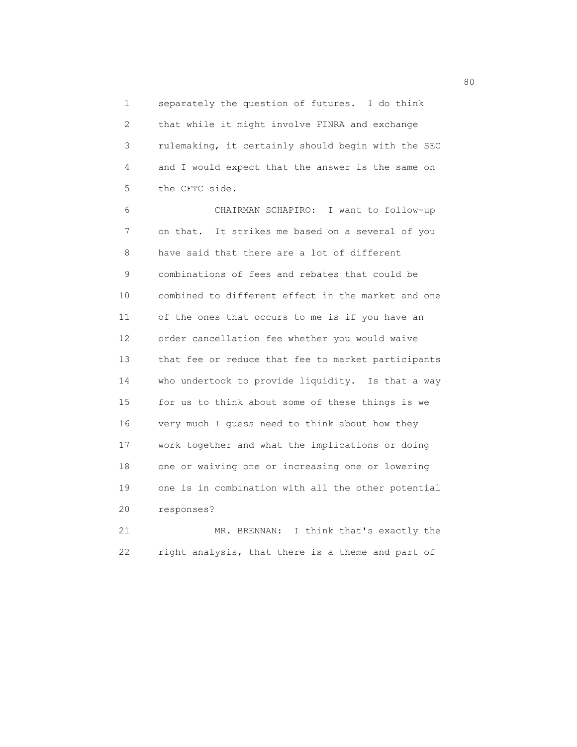separately the question of futures. I do think that while it might involve FINRA and exchange rulemaking, it certainly should begin with the SEC and I would expect that the answer is the same on the CFTC side.

CHAIRMAN SCHAPIRO: I want to follow-up on that. It strikes me based on a several of you have said that there are a lot of different combinations of fees and rebates that could be combined to different effect in the market and one of the ones that occurs to me is if you have an order cancellation fee whether you would waive that fee or reduce that fee to market participants who undertook to provide liquidity. Is that a way for us to think about some of these things is we very much I guess need to think about how they work together and what the implications or doing one or waiving one or increasing one or lowering one is in combination with all the other potential responses?

MR. BRENNAN: I think that's exactly the right analysis, that there is a theme and part of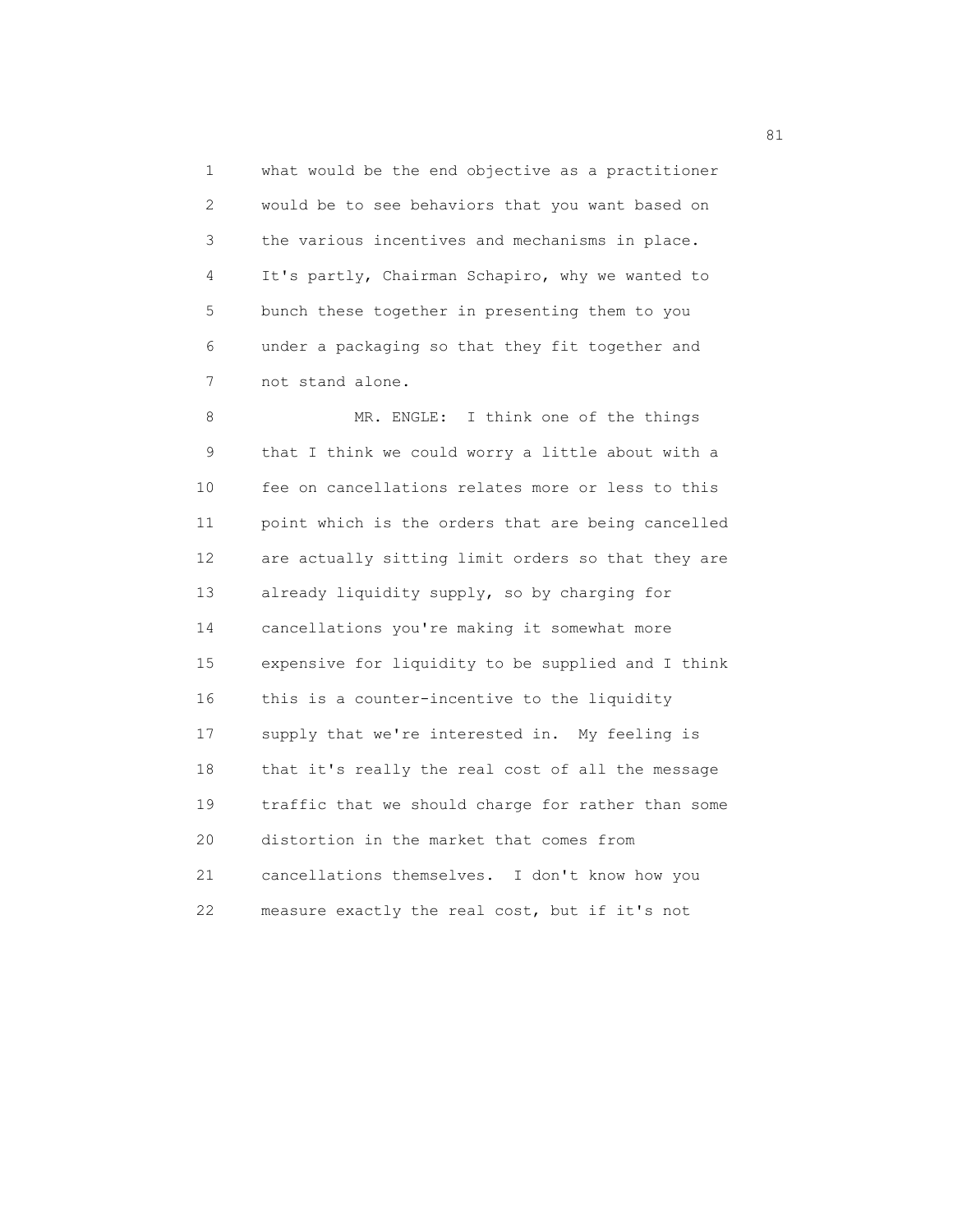what would be the end objective as a practitioner would be to see behaviors that you want based on the various incentives and mechanisms in place. It's partly, Chairman Schapiro, why we wanted to bunch these together in presenting them to you under a packaging so that they fit together and not stand alone.

MR. ENGLE: I think one of the things that I think we could worry a little about with a fee on cancellations relates more or less to this point which is the orders that are being cancelled are actually sitting limit orders so that they are already liquidity supply, so by charging for cancellations you're making it somewhat more expensive for liquidity to be supplied and I think this is a counter-incentive to the liquidity supply that we're interested in. My feeling is that it's really the real cost of all the message traffic that we should charge for rather than some distortion in the market that comes from cancellations themselves. I don't know how you measure exactly the real cost, but if it's not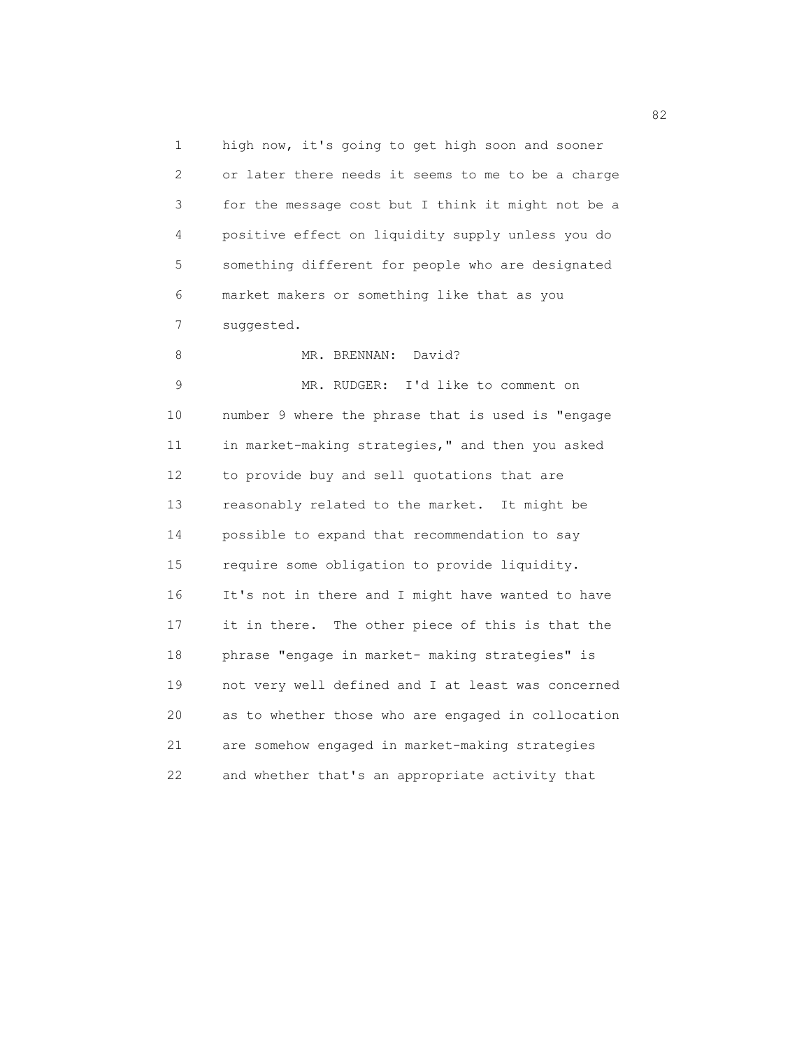high now, it's going to get high soon and sooner or later there needs it seems to me to be a charge for the message cost but I think it might not be a positive effect on liquidity supply unless you do something different for people who are designated market makers or something like that as you suggested.

MR. BRENNAN: David?

MR. RUDGER: I'd like to comment on number 9 where the phrase that is used is "engage in market-making strategies," and then you asked to provide buy and sell quotations that are reasonably related to the market. It might be possible to expand that recommendation to say require some obligation to provide liquidity. It's not in there and I might have wanted to have it in there. The other piece of this is that the phrase "engage in market- making strategies" is not very well defined and I at least was concerned as to whether those who are engaged in collocation are somehow engaged in market-making strategies and whether that's an appropriate activity that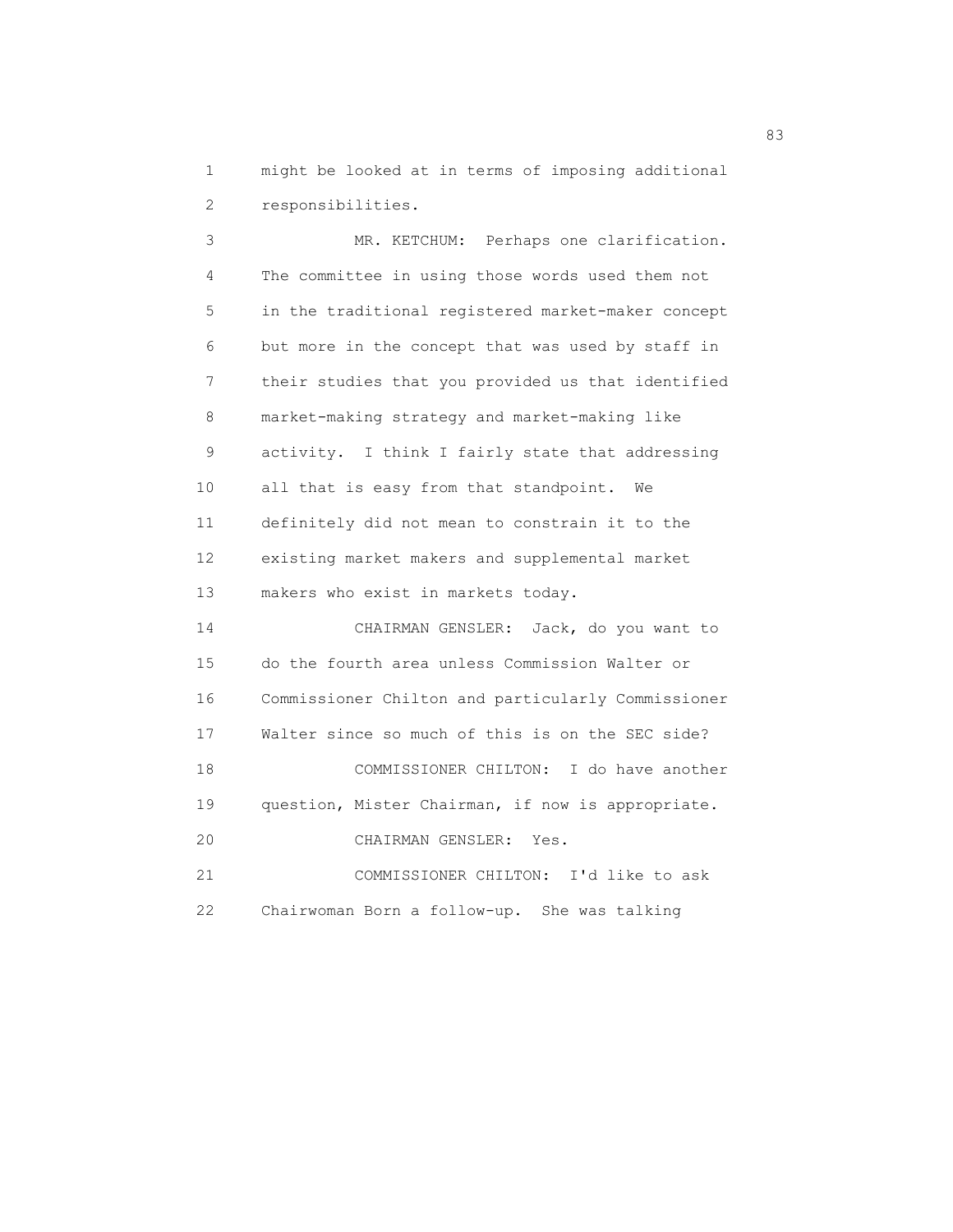might be looked at in terms of imposing additional responsibilities.

MR. KETCHUM: Perhaps one clarification. The committee in using those words used them not in the traditional registered market-maker concept but more in the concept that was used by staff in their studies that you provided us that identified market-making strategy and market-making like activity. I think I fairly state that addressing all that is easy from that standpoint. We definitely did not mean to constrain it to the existing market makers and supplemental market makers who exist in markets today.

CHAIRMAN GENSLER: Jack, do you want to do the fourth area unless Commission Walter or Commissioner Chilton and particularly Commissioner Walter since so much of this is on the SEC side?

COMMISSIONER CHILTON: I do have another question, Mister Chairman, if now is appropriate.

CHAIRMAN GENSLER: Yes.

COMMISSIONER CHILTON: I'd like to ask Chairwoman Born a follow-up. She was talking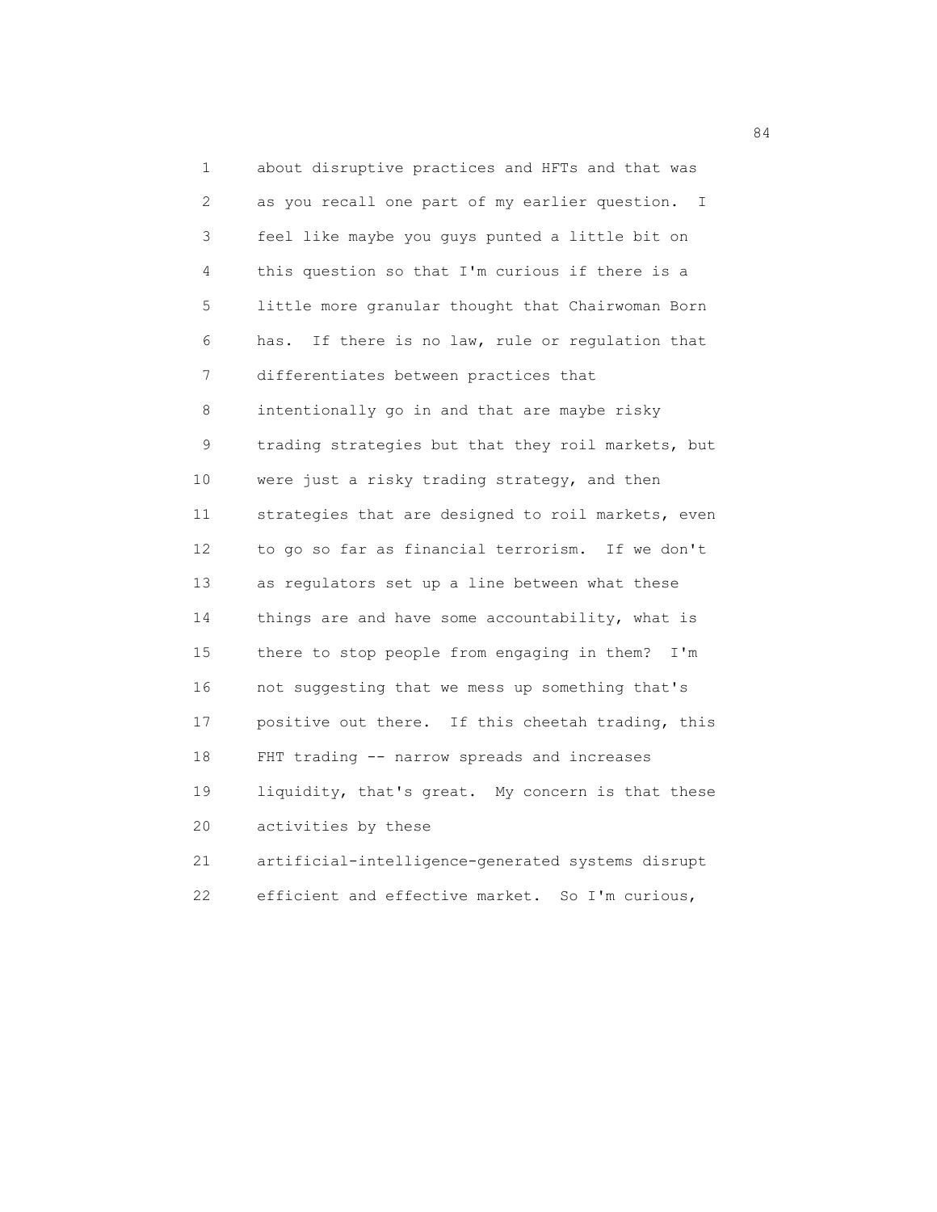about disruptive practices and HFTs and that was as you recall one part of my earlier question. I feel like maybe you guys punted a little bit on this question so that I'm curious if there is a little more granular thought that Chairwoman Born has. If there is no law, rule or regulation that differentiates between practices that intentionally go in and that are maybe risky trading strategies but that they roil markets, but were just a risky trading strategy, and then strategies that are designed to roil markets, even to go so far as financial terrorism. If we don't as regulators set up a line between what these things are and have some accountability, what is there to stop people from engaging in them? I'm not suggesting that we mess up something that's positive out there. If this cheetah trading, this FHT trading -- narrow spreads and increases liquidity, that's great. My concern is that these activities by these artificial-intelligence-generated systems disrupt efficient and effective market. So I'm curious,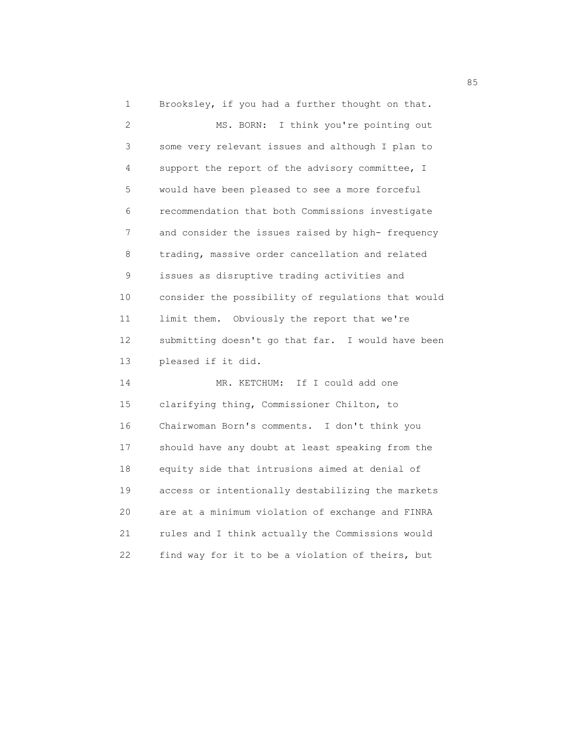Brooksley, if you had a further thought on that.

MS. BORN: I think you're pointing out some very relevant issues and although I plan to support the report of the advisory committee, I would have been pleased to see a more forceful recommendation that both Commissions investigate and consider the issues raised by high- frequency trading, massive order cancellation and related issues as disruptive trading activities and consider the possibility of regulations that would limit them. Obviously the report that we're submitting doesn't go that far. I would have been pleased if it did.

MR. KETCHUM: If I could add one clarifying thing, Commissioner Chilton, to Chairwoman Born's comments. I don't think you should have any doubt at least speaking from the equity side that intrusions aimed at denial of access or intentionally destabilizing the markets are at a minimum violation of exchange and FINRA rules and I think actually the Commissions would find way for it to be a violation of theirs, but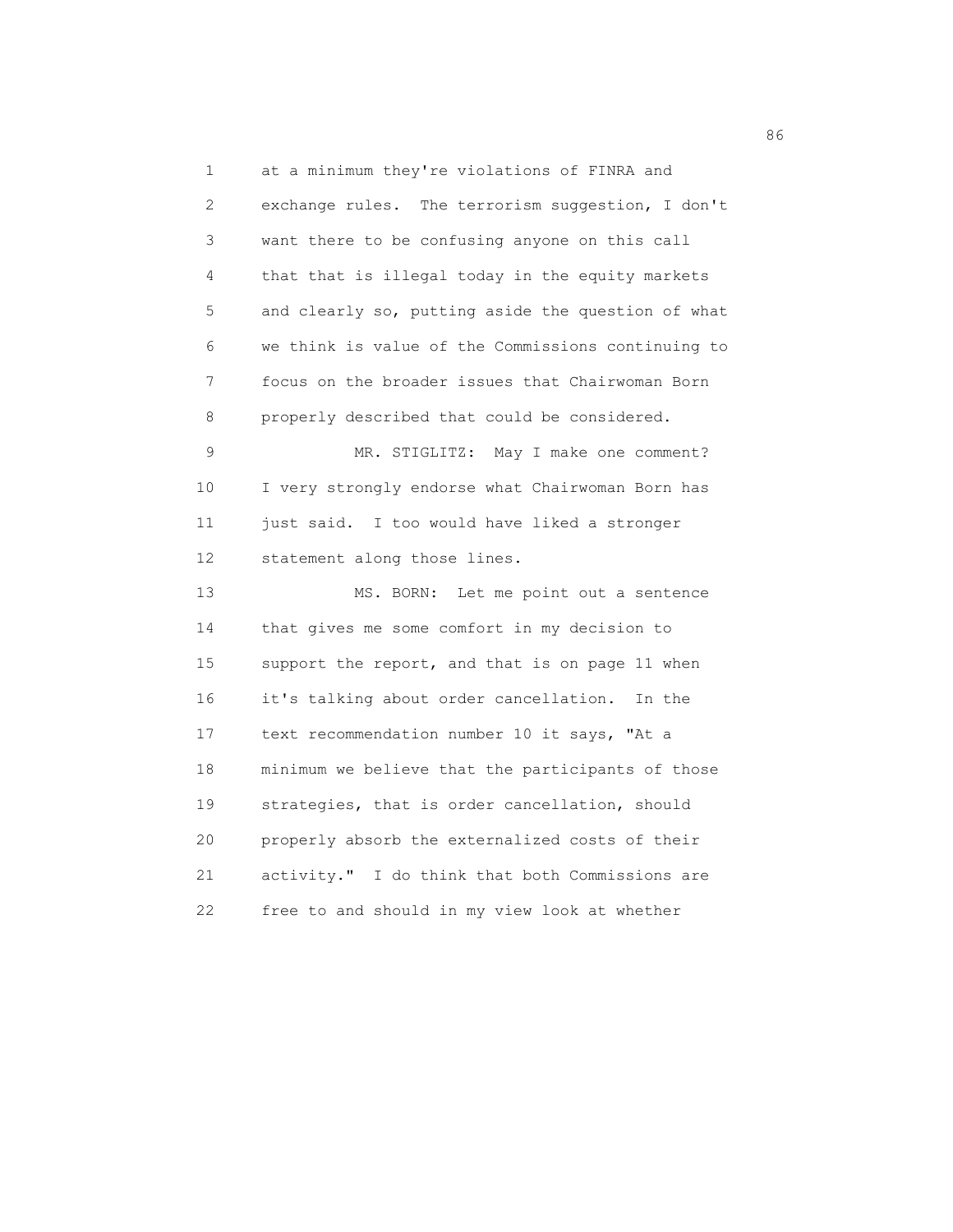at a minimum they're violations of FINRA and exchange rules. The terrorism suggestion, I don't want there to be confusing anyone on this call that that is illegal today in the equity markets and clearly so, putting aside the question of what we think is value of the Commissions continuing to focus on the broader issues that Chairwoman Born properly described that could be considered.

MR. STIGLITZ: May I make one comment? I very strongly endorse what Chairwoman Born has just said. I too would have liked a stronger statement along those lines.

MS. BORN: Let me point out a sentence that gives me some comfort in my decision to support the report, and that is on page 11 when it's talking about order cancellation. In the text recommendation number 10 it says, "At a minimum we believe that the participants of those strategies, that is order cancellation, should properly absorb the externalized costs of their activity." I do think that both Commissions are free to and should in my view look at whether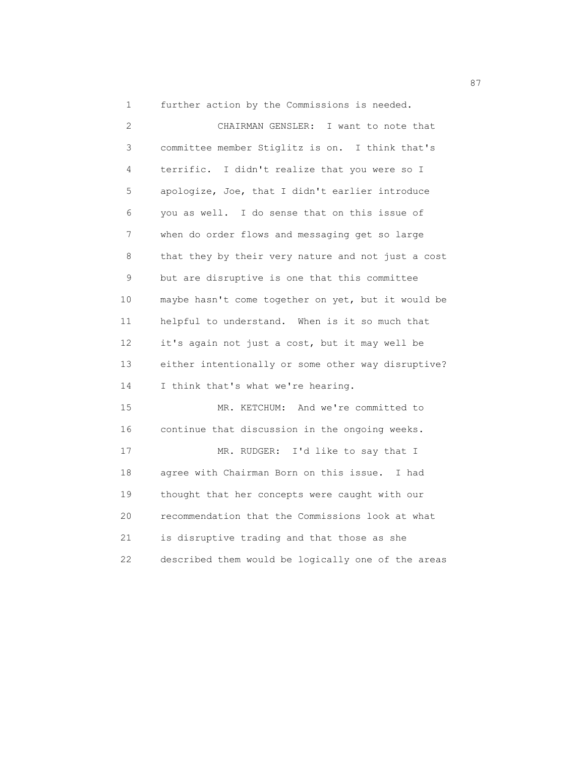further action by the Commissions is needed.

CHAIRMAN GENSLER: I want to note that committee member Stiglitz is on. I think that's terrific. I didn't realize that you were so I apologize, Joe, that I didn't earlier introduce you as well. I do sense that on this issue of when do order flows and messaging get so large that they by their very nature and not just a cost but are disruptive is one that this committee maybe hasn't come together on yet, but it would be helpful to understand. When is it so much that it's again not just a cost, but it may well be either intentionally or some other way disruptive? I think that's what we're hearing.

MR. KETCHUM: And we're committed to continue that discussion in the ongoing weeks.

MR. RUDGER: I'd like to say that I agree with Chairman Born on this issue. I had thought that her concepts were caught with our recommendation that the Commissions look at what is disruptive trading and that those as she described them would be logically one of the areas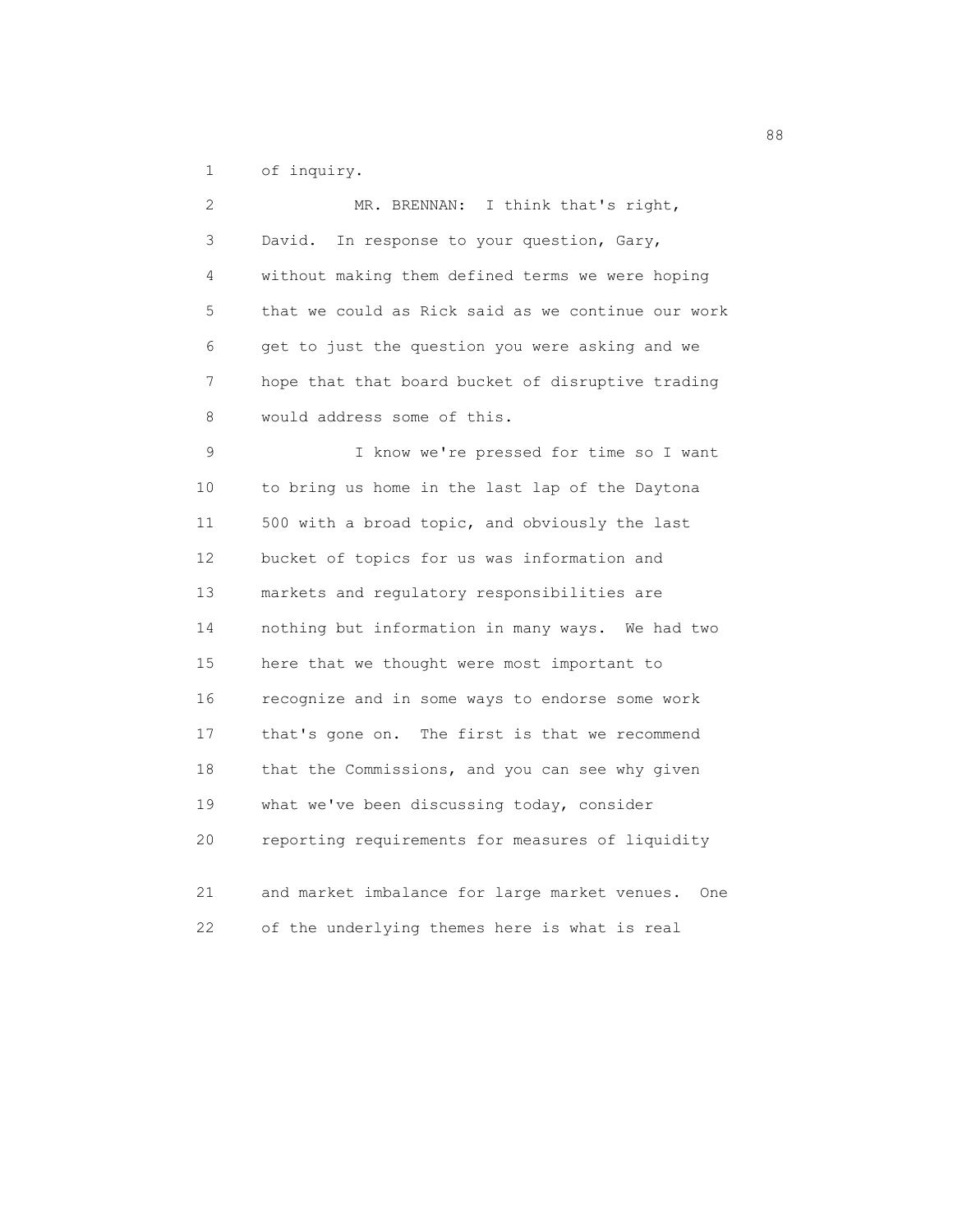of inquiry.

MR. BRENNAN: I think that's right, David. In response to your question, Gary, without making them defined terms we were hoping that we could as Rick said as we continue our work get to just the question you were asking and we hope that that board bucket of disruptive trading would address some of this.

I know we're pressed for time so I want to bring us home in the last lap of the Daytona 500 with a broad topic, and obviously the last bucket of topics for us was information and markets and regulatory responsibilities are nothing but information in many ways. We had two here that we thought were most important to recognize and in some ways to endorse some work that's gone on. The first is that we recommend that the Commissions, and you can see why given what we've been discussing today, consider reporting requirements for measures of liquidity and market imbalance for large market venues. One of the underlying themes here is what is real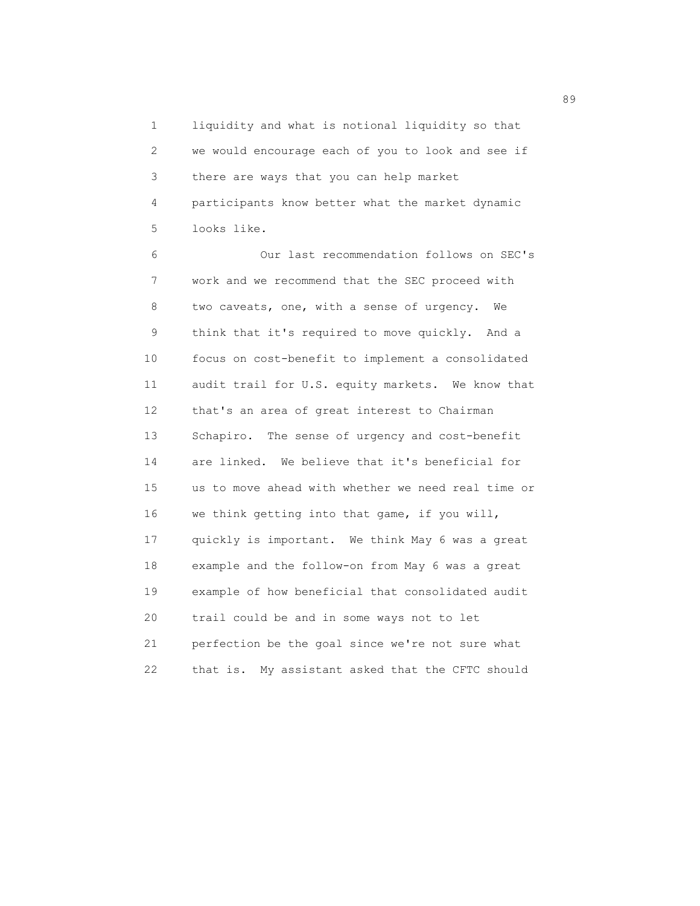liquidity and what is notional liquidity so that we would encourage each of you to look and see if there are ways that you can help market participants know better what the market dynamic looks like.

Our last recommendation follows on SEC's work and we recommend that the SEC proceed with two caveats, one, with a sense of urgency. We think that it's required to move quickly. And a focus on cost-benefit to implement a consolidated audit trail for U.S. equity markets. We know that that's an area of great interest to Chairman Schapiro. The sense of urgency and cost-benefit are linked. We believe that it's beneficial for us to move ahead with whether we need real time or we think getting into that game, if you will, quickly is important. We think May 6 was a great example and the follow-on from May 6 was a great example of how beneficial that consolidated audit trail could be and in some ways not to let perfection be the goal since we're not sure what that is. My assistant asked that the CFTC should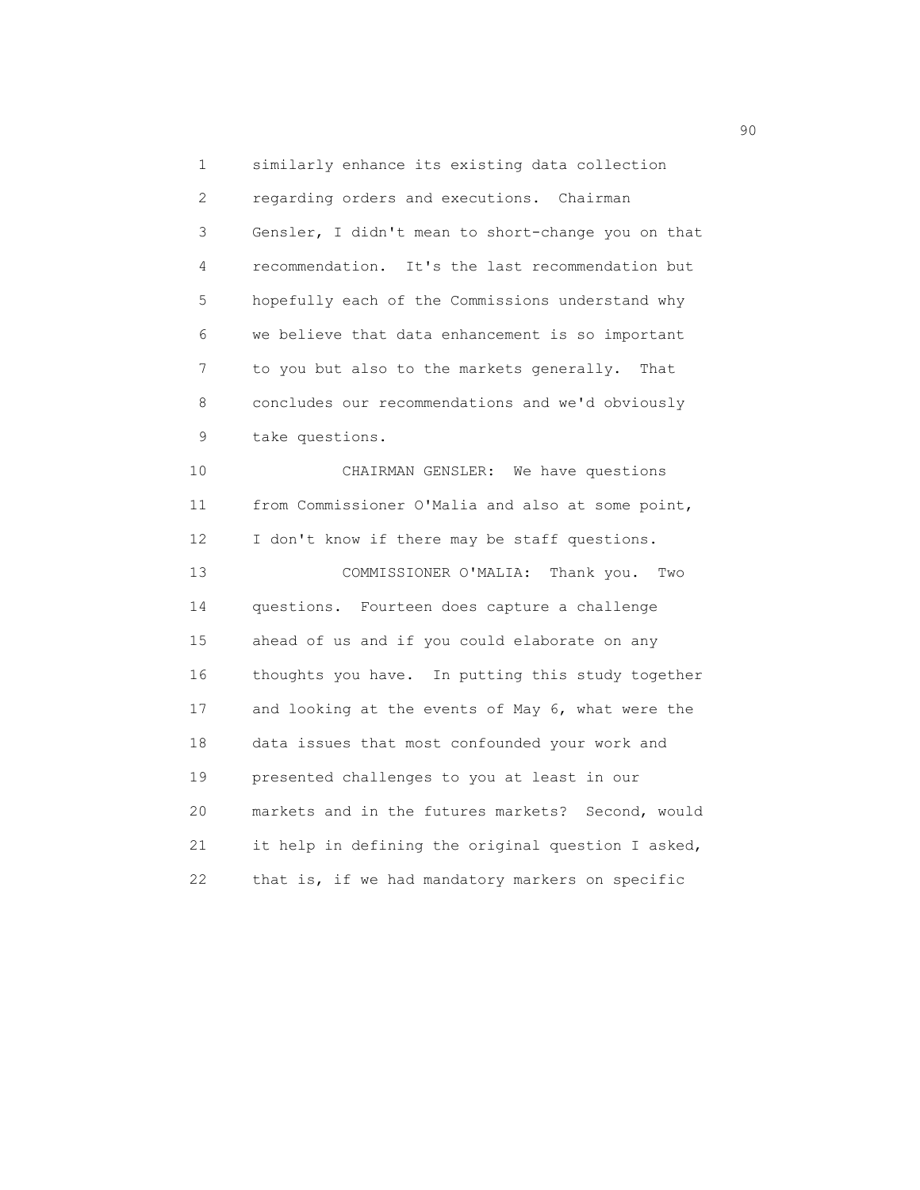similarly enhance its existing data collection regarding orders and executions. Chairman Gensler, I didn't mean to short-change you on that recommendation. It's the last recommendation but hopefully each of the Commissions understand why we believe that data enhancement is so important to you but also to the markets generally. That concludes our recommendations and we'd obviously take questions.

CHAIRMAN GENSLER: We have questions from Commissioner O'Malia and also at some point, I don't know if there may be staff questions.

COMMISSIONER O'MALIA: Thank you. Two questions. Fourteen does capture a challenge ahead of us and if you could elaborate on any thoughts you have. In putting this study together and looking at the events of May 6, what were the data issues that most confounded your work and presented challenges to you at least in our markets and in the futures markets? Second, would it help in defining the original question I asked, that is, if we had mandatory markers on specific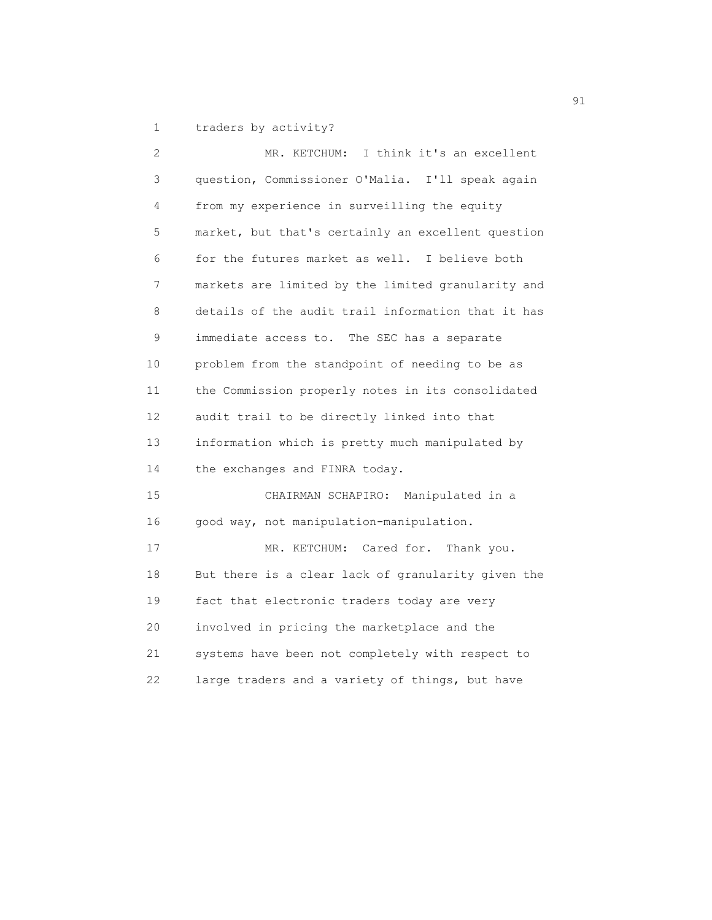traders by activity?

MR. KETCHUM: I think it's an excellent question, Commissioner O'Malia. I'll speak again from my experience in surveilling the equity market, but that's certainly an excellent question for the futures market as well. I believe both markets are limited by the limited granularity and details of the audit trail information that it has immediate access to. The SEC has a separate problem from the standpoint of needing to be as the Commission properly notes in its consolidated audit trail to be directly linked into that information which is pretty much manipulated by the exchanges and FINRA today.

CHAIRMAN SCHAPIRO: Manipulated in a good way, not manipulation-manipulation.

MR. KETCHUM: Cared for. Thank you. But there is a clear lack of granularity given the fact that electronic traders today are very involved in pricing the marketplace and the systems have been not completely with respect to large traders and a variety of things, but have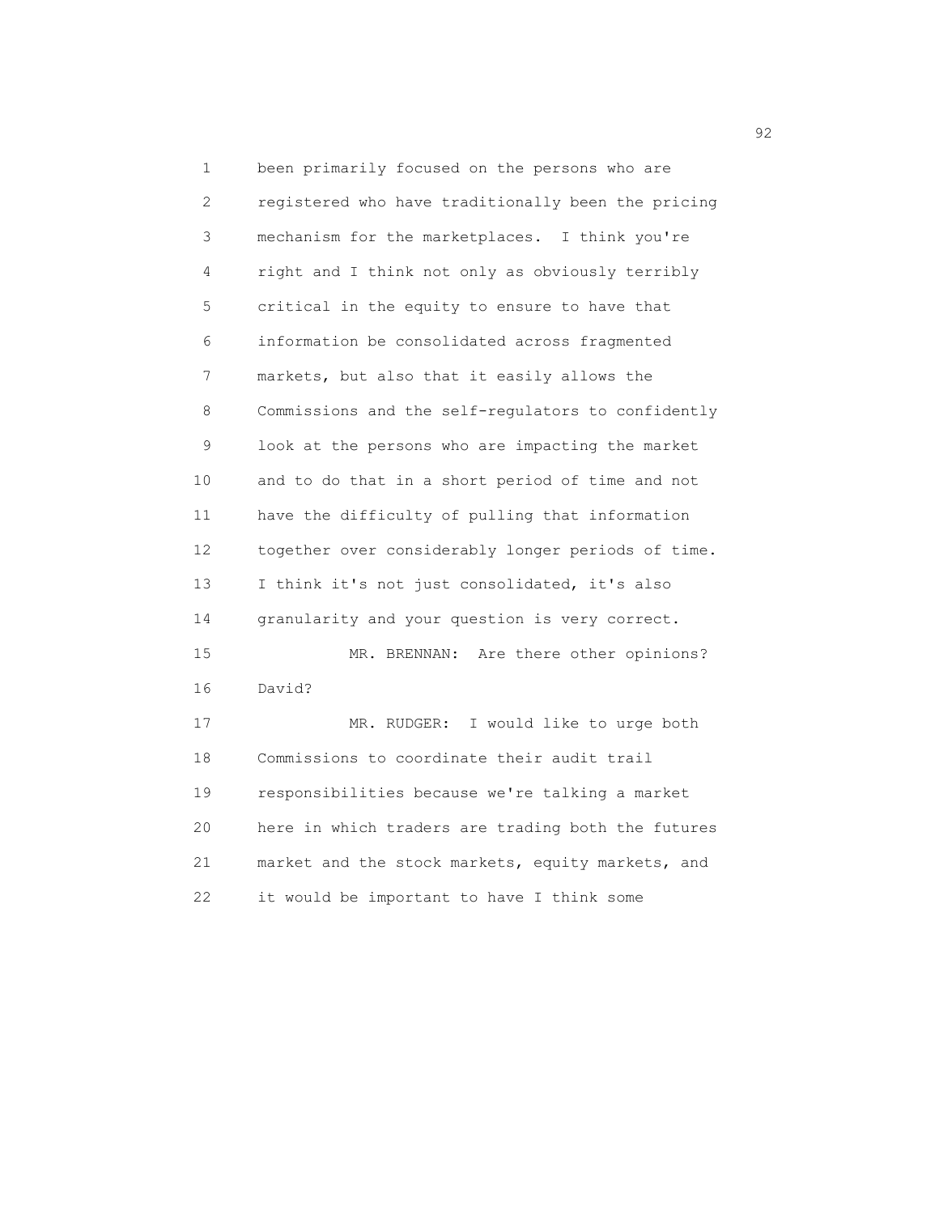been primarily focused on the persons who are registered who have traditionally been the pricing mechanism for the marketplaces. I think you're right and I think not only as obviously terribly critical in the equity to ensure to have that information be consolidated across fragmented markets, but also that it easily allows the Commissions and the self-regulators to confidently look at the persons who are impacting the market and to do that in a short period of time and not have the difficulty of pulling that information together over considerably longer periods of time. I think it's not just consolidated, it's also granularity and your question is very correct.

MR. BRENNAN: Are there other opinions? David?

MR. RUDGER: I would like to urge both Commissions to coordinate their audit trail responsibilities because we're talking a market here in which traders are trading both the futures market and the stock markets, equity markets, and it would be important to have I think some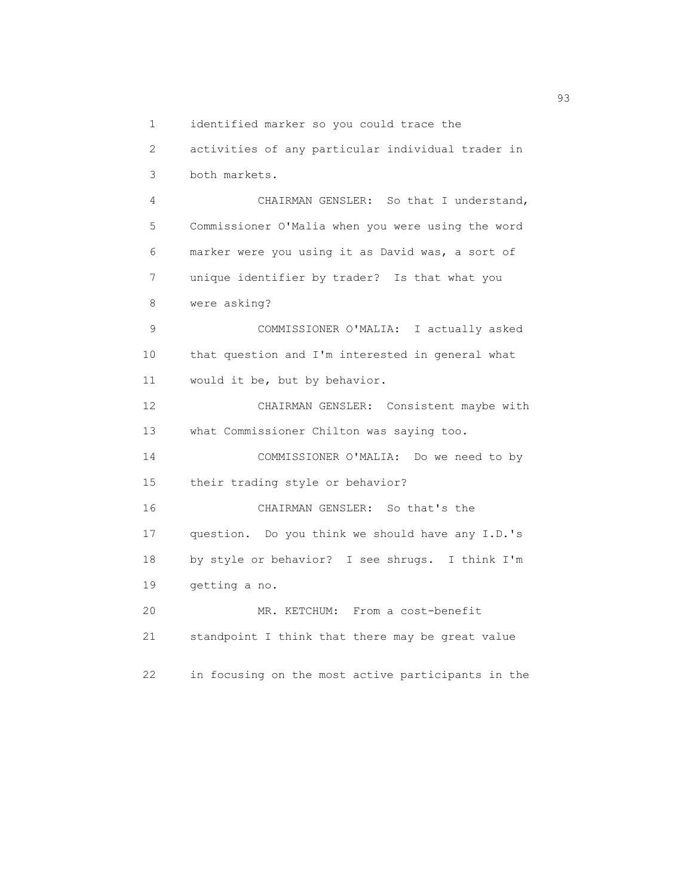identified marker so you could trace the activities of any particular individual trader in both markets.

CHAIRMAN GENSLER: So that I understand, Commissioner O'Malia when you were using the word marker were you using it as David was, a sort of unique identifier by trader? Is that what you were asking?

COMMISSIONER O'MALIA: I actually asked that question and I'm interested in general what would it be, but by behavior.

CHAIRMAN GENSLER: Consistent maybe with what Commissioner Chilton was saying too.

COMMISSIONER O'MALIA: Do we need to by their trading style or behavior?

CHAIRMAN GENSLER: So that's the question. Do you think we should have any I.D.'s by style or behavior? I see shrugs. I think I'm getting a no.

MR. KETCHUM: From a cost-benefit standpoint I think that there may be great value in focusing on the most active participants in the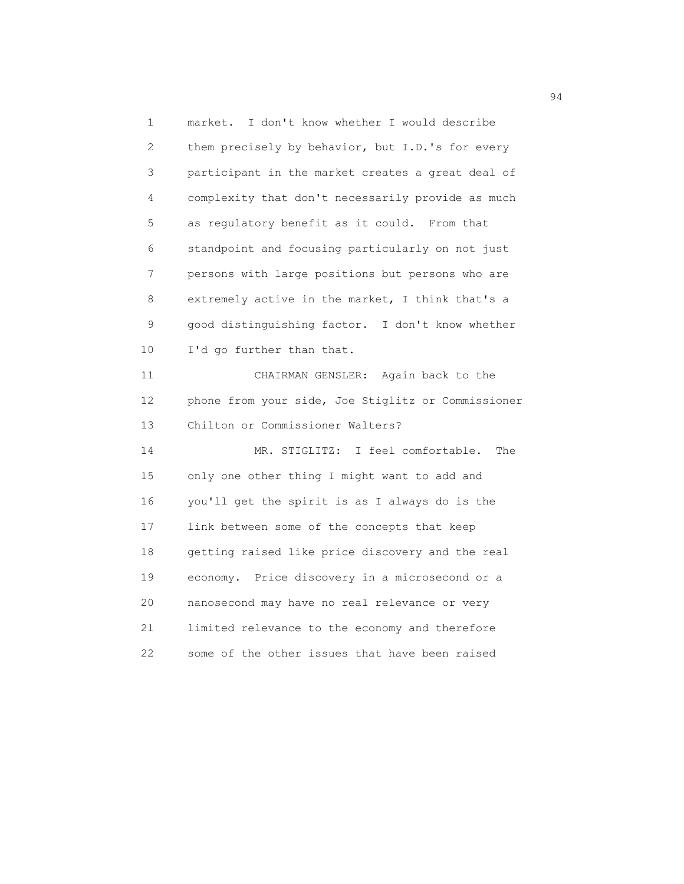market. I don't know whether I would describe them precisely by behavior, but I.D.'s for every participant in the market creates a great deal of complexity that don't necessarily provide as much as regulatory benefit as it could. From that standpoint and focusing particularly on not just persons with large positions but persons who are extremely active in the market, I think that's a good distinguishing factor. I don't know whether I'd go further than that.

CHAIRMAN GENSLER: Again back to the phone from your side, Joe Stiglitz or Commissioner Chilton or Commissioner Walters?

MR. STIGLITZ: I feel comfortable. The only one other thing I might want to add and you'll get the spirit is as I always do is the link between some of the concepts that keep getting raised like price discovery and the real economy. Price discovery in a microsecond or a nanosecond may have no real relevance or very limited relevance to the economy and therefore some of the other issues that have been raised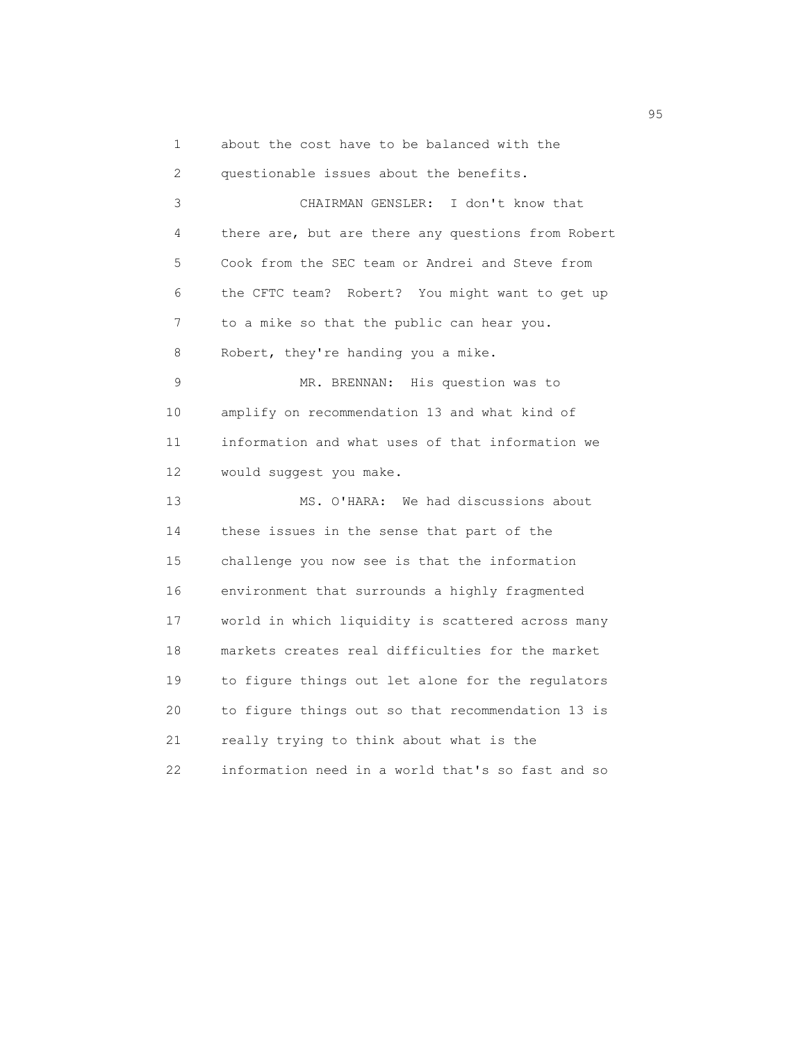about the cost have to be balanced with the questionable issues about the benefits.

CHAIRMAN GENSLER: I don't know that there are, but are there any questions from Robert Cook from the SEC team or Andrei and Steve from the CFTC team? Robert? You might want to get up to a mike so that the public can hear you. Robert, they're handing you a mike.

MR. BRENNAN: His question was to amplify on recommendation 13 and what kind of information and what uses of that information we would suggest you make.

MS. O'HARA: We had discussions about these issues in the sense that part of the challenge you now see is that the information environment that surrounds a highly fragmented world in which liquidity is scattered across many markets creates real difficulties for the market to figure things out let alone for the regulators to figure things out so that recommendation 13 is really trying to think about what is the information need in a world that's so fast and so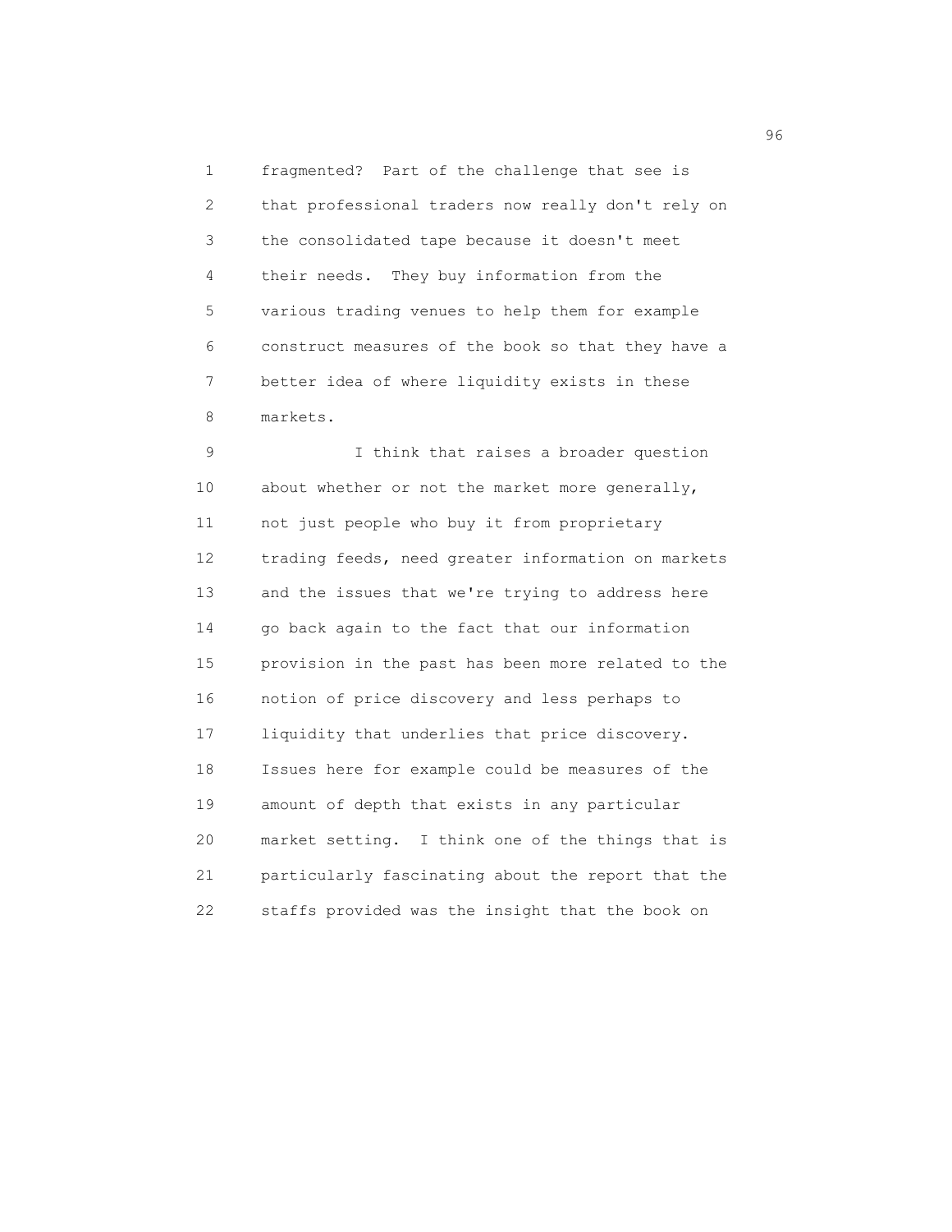fragmented? Part of the challenge that see is that professional traders now really don't rely on the consolidated tape because it doesn't meet their needs. They buy information from the various trading venues to help them for example construct measures of the book so that they have a better idea of where liquidity exists in these markets.

I think that raises a broader question about whether or not the market more generally, not just people who buy it from proprietary trading feeds, need greater information on markets and the issues that we're trying to address here go back again to the fact that our information provision in the past has been more related to the notion of price discovery and less perhaps to liquidity that underlies that price discovery. Issues here for example could be measures of the amount of depth that exists in any particular market setting. I think one of the things that is particularly fascinating about the report that the staffs provided was the insight that the book on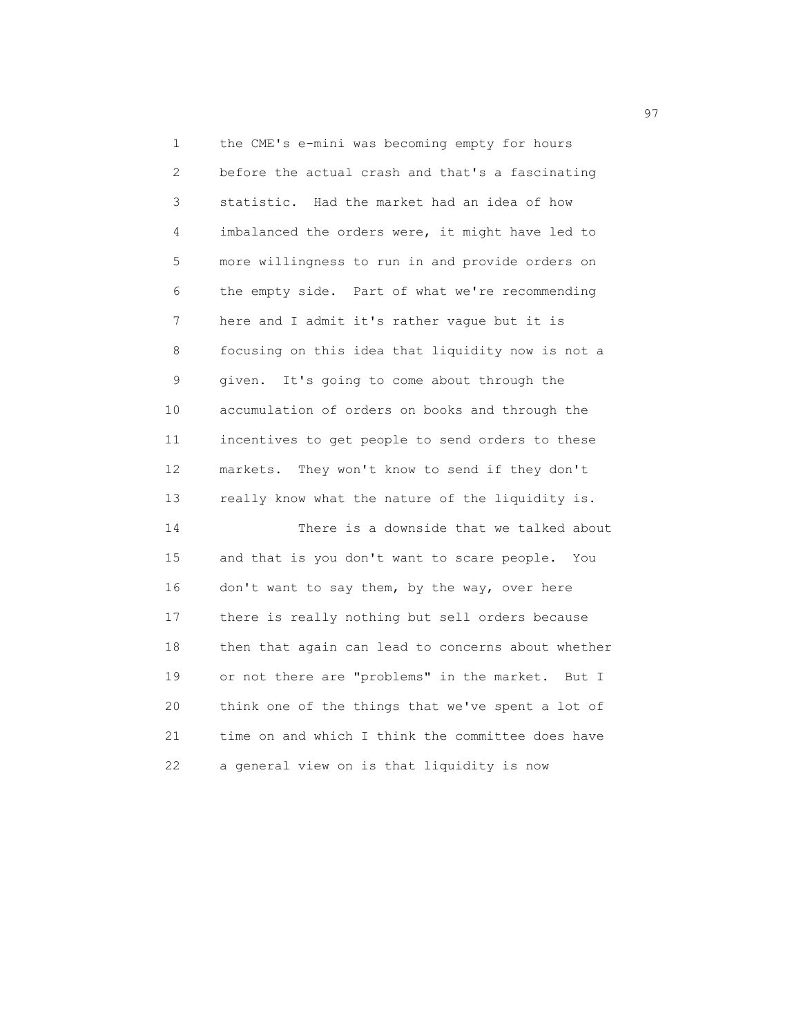the CME's e-mini was becoming empty for hours before the actual crash and that's a fascinating statistic. Had the market had an idea of how imbalanced the orders were, it might have led to more willingness to run in and provide orders on the empty side. Part of what we're recommending here and I admit it's rather vague but it is focusing on this idea that liquidity now is not a given. It's going to come about through the accumulation of orders on books and through the incentives to get people to send orders to these markets. They won't know to send if they don't really know what the nature of the liquidity is.

There is a downside that we talked about and that is you don't want to scare people. You don't want to say them, by the way, over here there is really nothing but sell orders because then that again can lead to concerns about whether or not there are "problems" in the market. But I think one of the things that we've spent a lot of time on and which I think the committee does have a general view on is that liquidity is now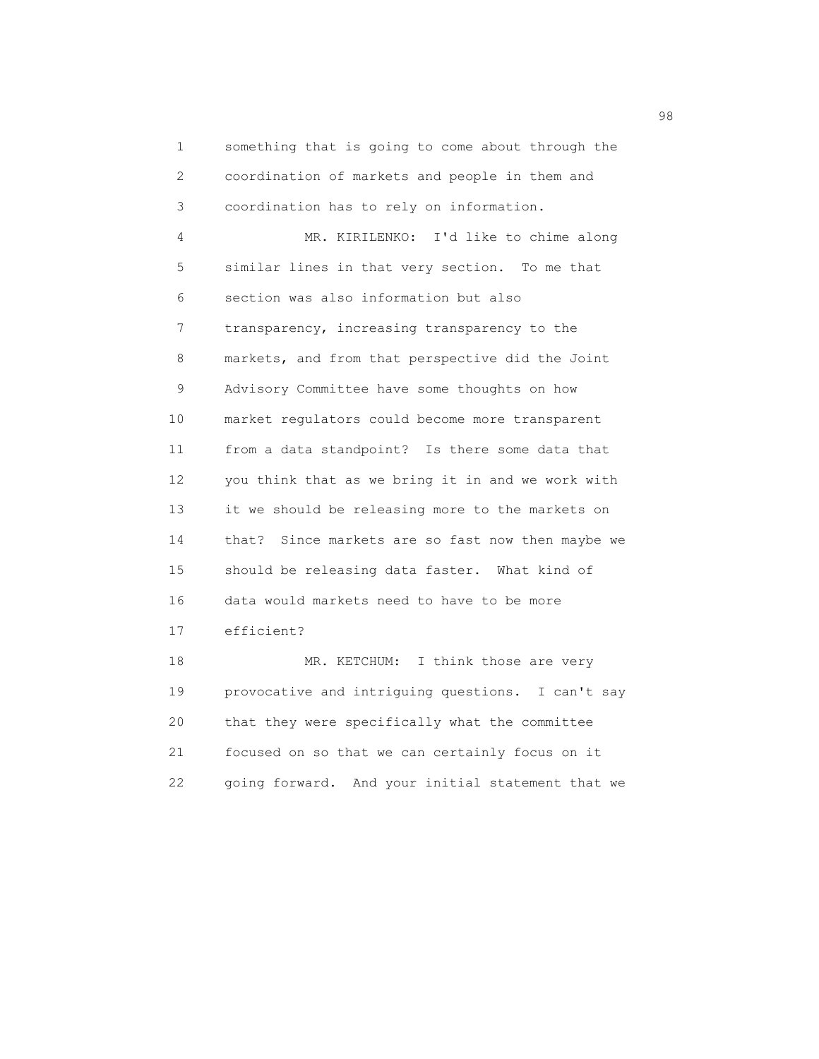something that is going to come about through the coordination of markets and people in them and coordination has to rely on information.

MR. KIRILENKO: I'd like to chime along similar lines in that very section. To me that section was also information but also transparency, increasing transparency to the markets, and from that perspective did the Joint Advisory Committee have some thoughts on how market regulators could become more transparent from a data standpoint? Is there some data that you think that as we bring it in and we work with it we should be releasing more to the markets on that? Since markets are so fast now then maybe we should be releasing data faster. What kind of data would markets need to have to be more efficient?

MR. KETCHUM: I think those are very provocative and intriguing questions. I can't say that they were specifically what the committee focused on so that we can certainly focus on it going forward. And your initial statement that we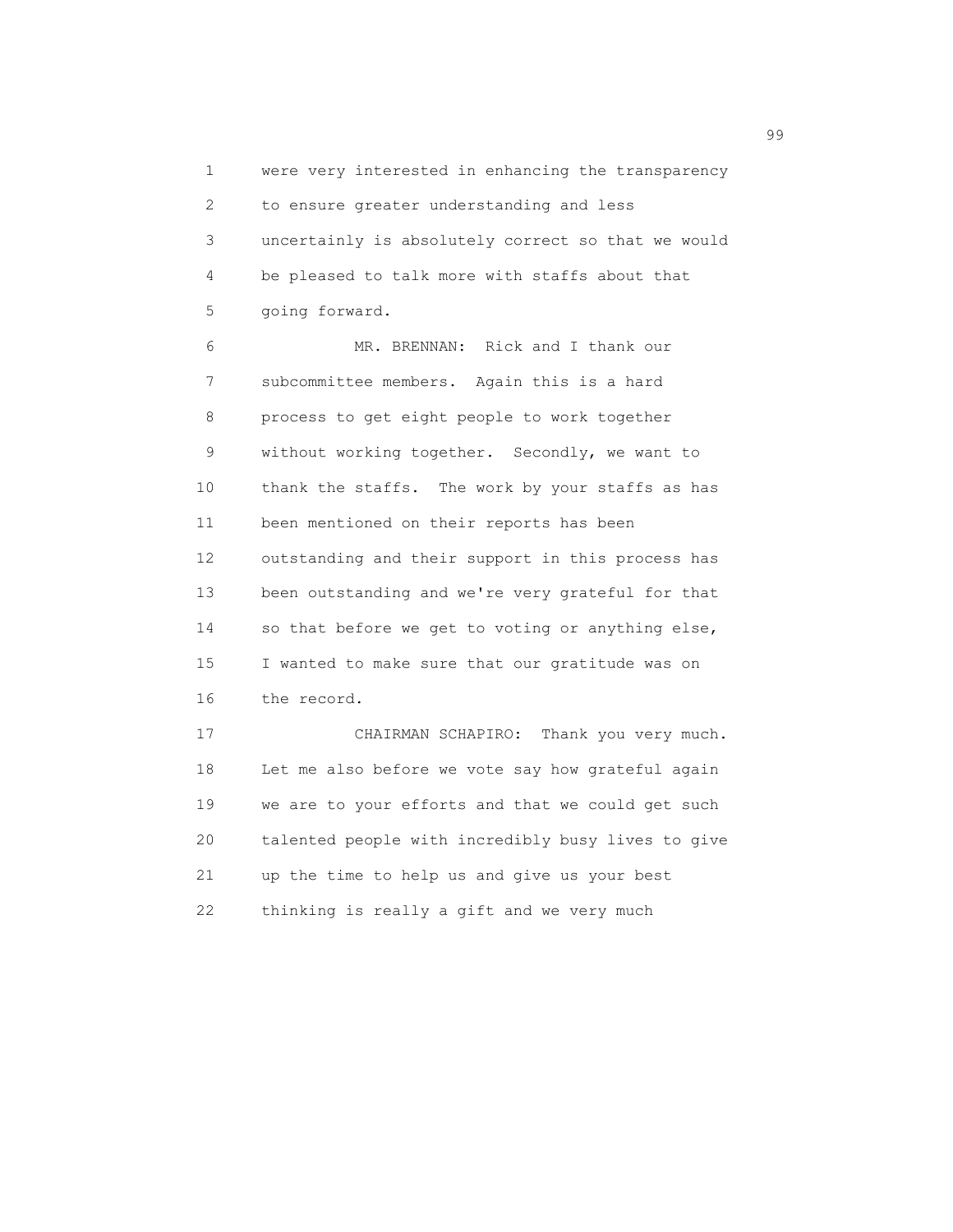were very interested in enhancing the transparency to ensure greater understanding and less uncertainly is absolutely correct so that we would be pleased to talk more with staffs about that going forward.

MR. BRENNAN: Rick and I thank our subcommittee members. Again this is a hard process to get eight people to work together without working together. Secondly, we want to thank the staffs. The work by your staffs as has been mentioned on their reports has been outstanding and their support in this process has been outstanding and we're very grateful for that so that before we get to voting or anything else, I wanted to make sure that our gratitude was on the record.

CHAIRMAN SCHAPIRO: Thank you very much. Let me also before we vote say how grateful again we are to your efforts and that we could get such talented people with incredibly busy lives to give up the time to help us and give us your best thinking is really a gift and we very much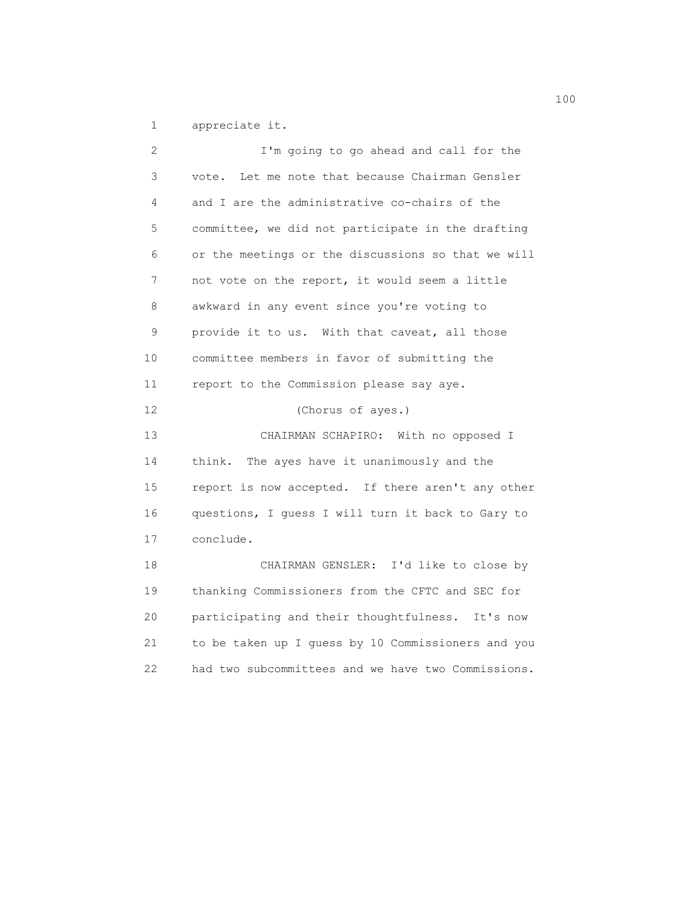appreciate it.

I'm going to go ahead and call for the vote. Let me note that because Chairman Gensler and I are the administrative co-chairs of the committee, we did not participate in the drafting or the meetings or the discussions so that we will not vote on the report, it would seem a little awkward in any event since you're voting to provide it to us. With that caveat, all those committee members in favor of submitting the report to the Commission please say aye.

(Chorus of ayes.)

CHAIRMAN SCHAPIRO: With no opposed I think. The ayes have it unanimously and the report is now accepted. If there aren't any other questions, I guess I will turn it back to Gary to conclude.

CHAIRMAN GENSLER: I'd like to close by thanking Commissioners from the CFTC and SEC for participating and their thoughtfulness. It's now to be taken up I guess by 10 Commissioners and you had two subcommittees and we have two Commissions.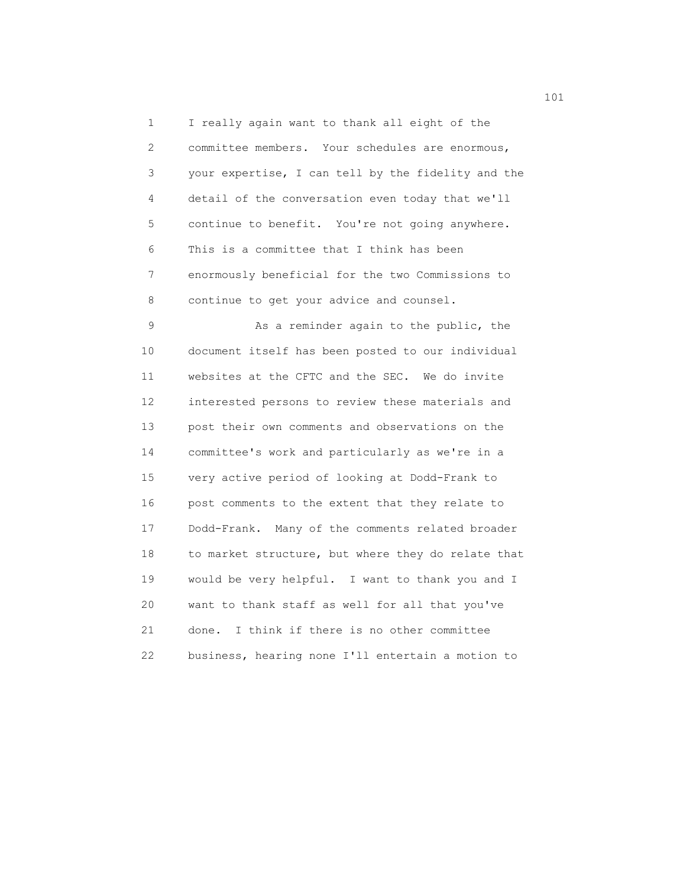I really again want to thank all eight of the committee members. Your schedules are enormous, your expertise, I can tell by the fidelity and the detail of the conversation even today that we'll continue to benefit. You're not going anywhere. This is a committee that I think has been enormously beneficial for the two Commissions to continue to get your advice and counsel.

As a reminder again to the public, the document itself has been posted to our individual websites at the CFTC and the SEC. We do invite interested persons to review these materials and post their own comments and observations on the committee's work and particularly as we're in a very active period of looking at Dodd-Frank to post comments to the extent that they relate to Dodd-Frank. Many of the comments related broader to market structure, but where they do relate that would be very helpful. I want to thank you and I want to thank staff as well for all that you've done. I think if there is no other committee business, hearing none I'll entertain a motion to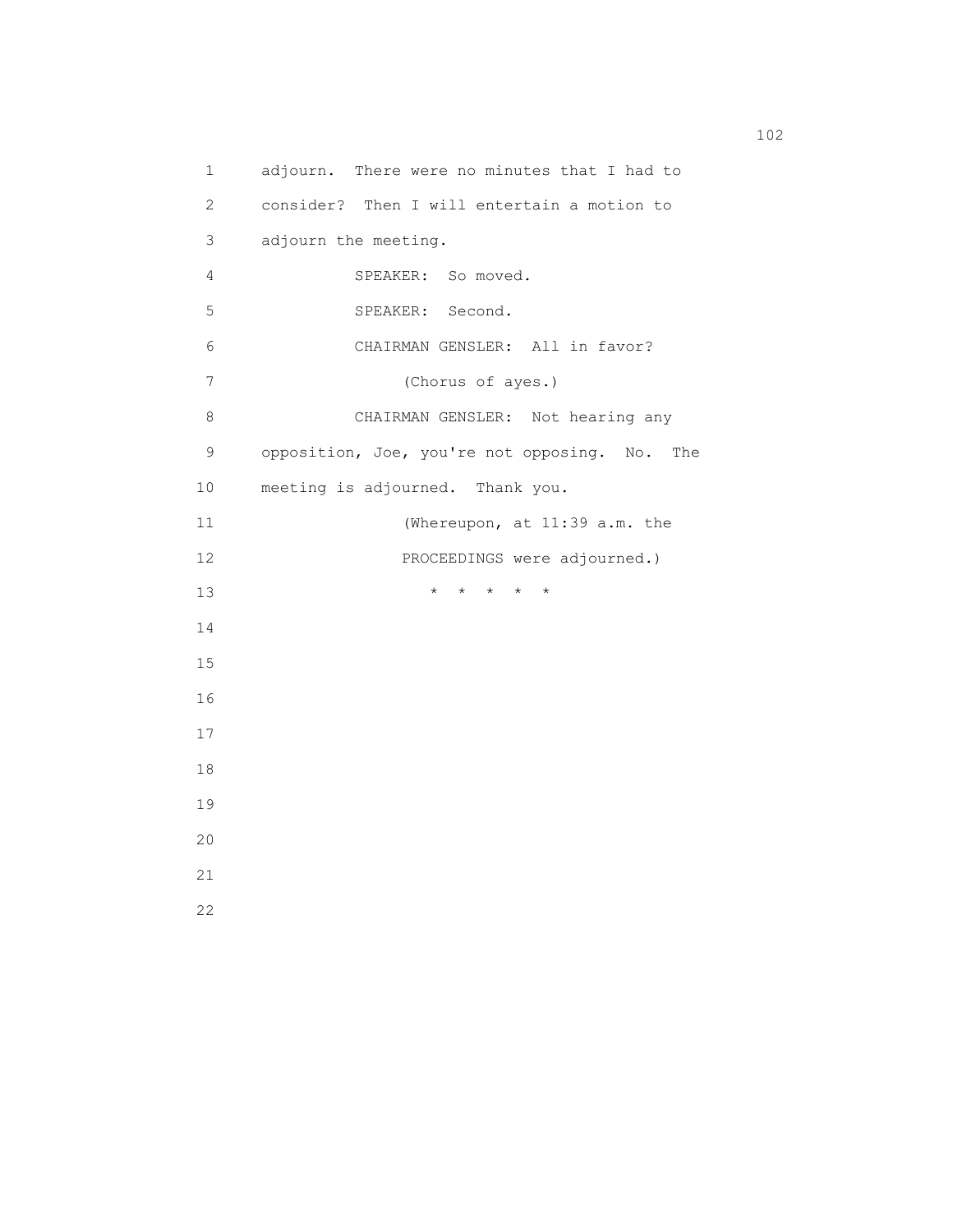adjourn. There were no minutes that I had to consider? Then I will entertain a motion to adjourn the meeting.

SPEAKER: So moved.

SPEAKER: Second.

CHAIRMAN GENSLER: All in favor?

(Chorus of ayes.)

CHAIRMAN GENSLER: Not hearing any opposition, Joe, you're not opposing. No. The meeting is adjourned. Thank you.

(Whereupon, at 11:39 a.m. the PROCEEDINGS were adjourned.)

* * * * *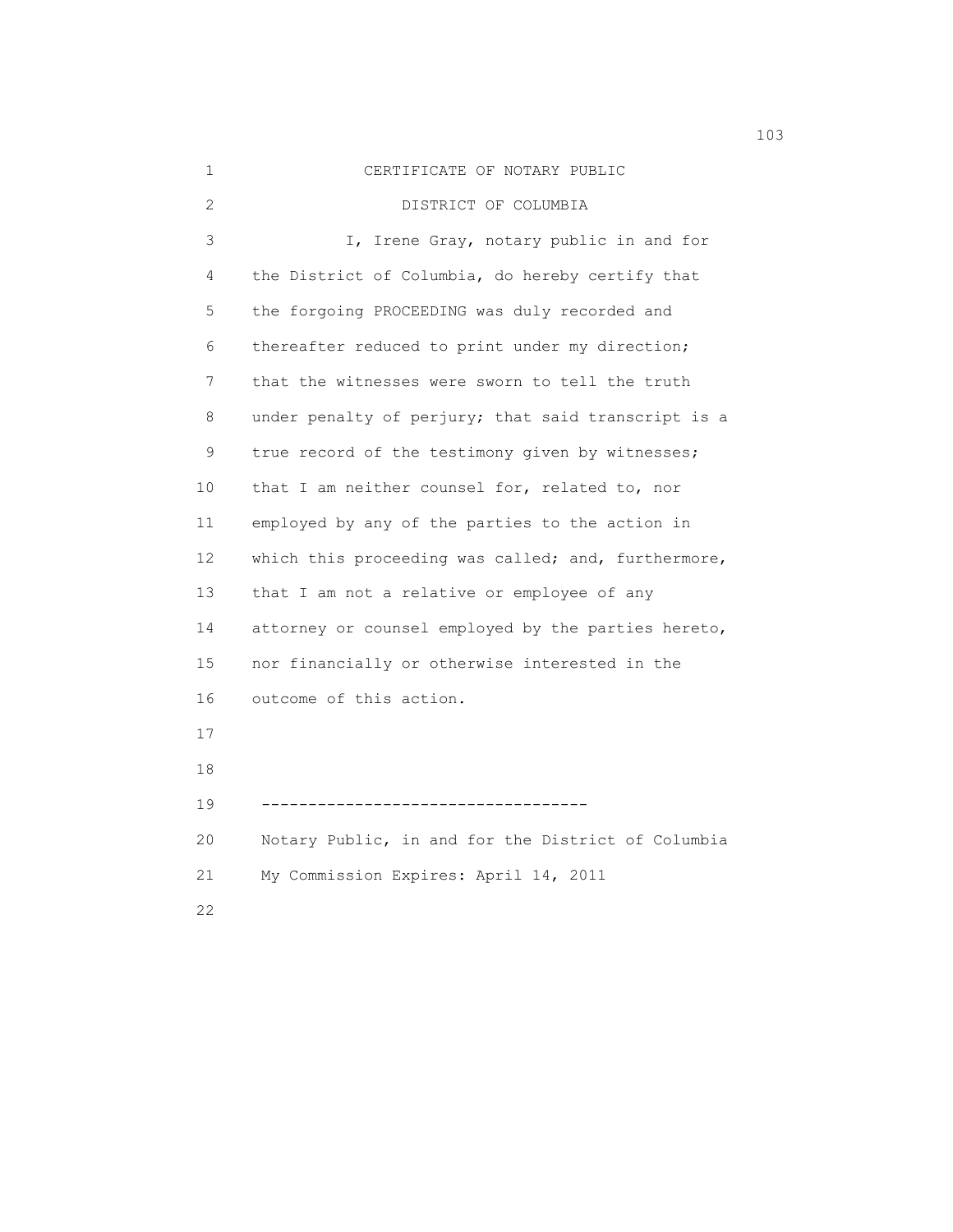# CERTIFICATE OF NOTARY PUBLIC

## DISTRICT OF COLUMBIA

I, Irene Gray, notary public in and for the District of Columbia, do hereby certify that the forgoing PROCEEDING was duly recorded and thereafter reduced to print under my direction; that the witnesses were sworn to tell the truth under penalty of perjury; that said transcript is a true record of the testimony given by witnesses; that I am neither counsel for, related to, nor employed by any of the parties to the action in which this proceeding was called; and, furthermore, that I am not a relative or employee of any attorney or counsel employed by the parties hereto, nor financially or otherwise interested in the outcome of this action.

-----------------------------------

Notary Public, in and for the District of Columbia

My Commission Expires: April 14, 2011